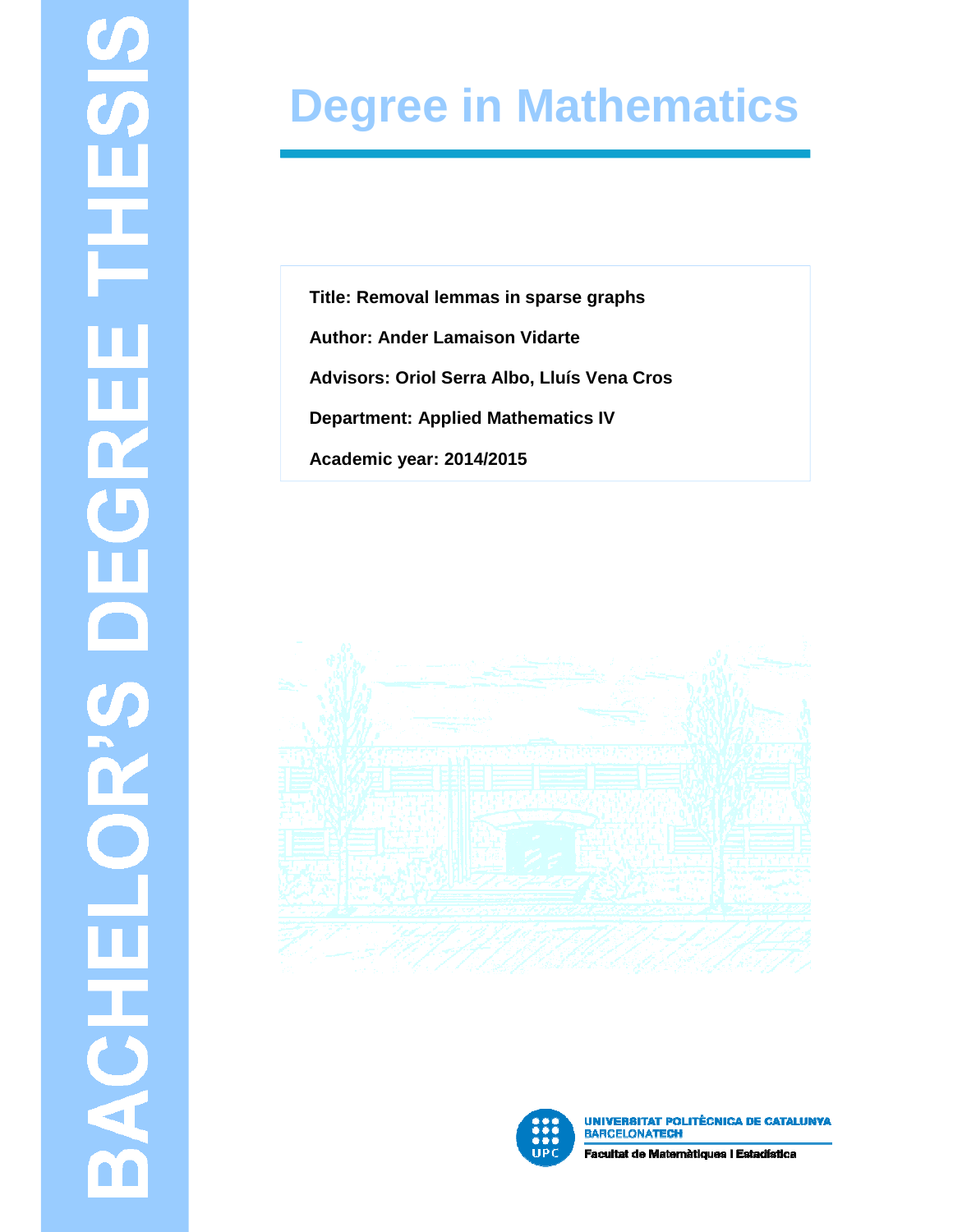BACHELOR'S DEGREE THESIS

# Degree in Mathematics

**Title: Removal lemmas in sparse graphs**

**Author: Ander Lamaison Vidarte**

**Advisors: Oriol Serra Albo, Lluís Vena Cros**

**Department: Applied Mathematics IV**

**Academic year: 2014/2015**

UNIVERSITAT POLITÈCNICA DE CATALUNYA
BARCELONATECH

Facultat de Matemàtiques i Estadística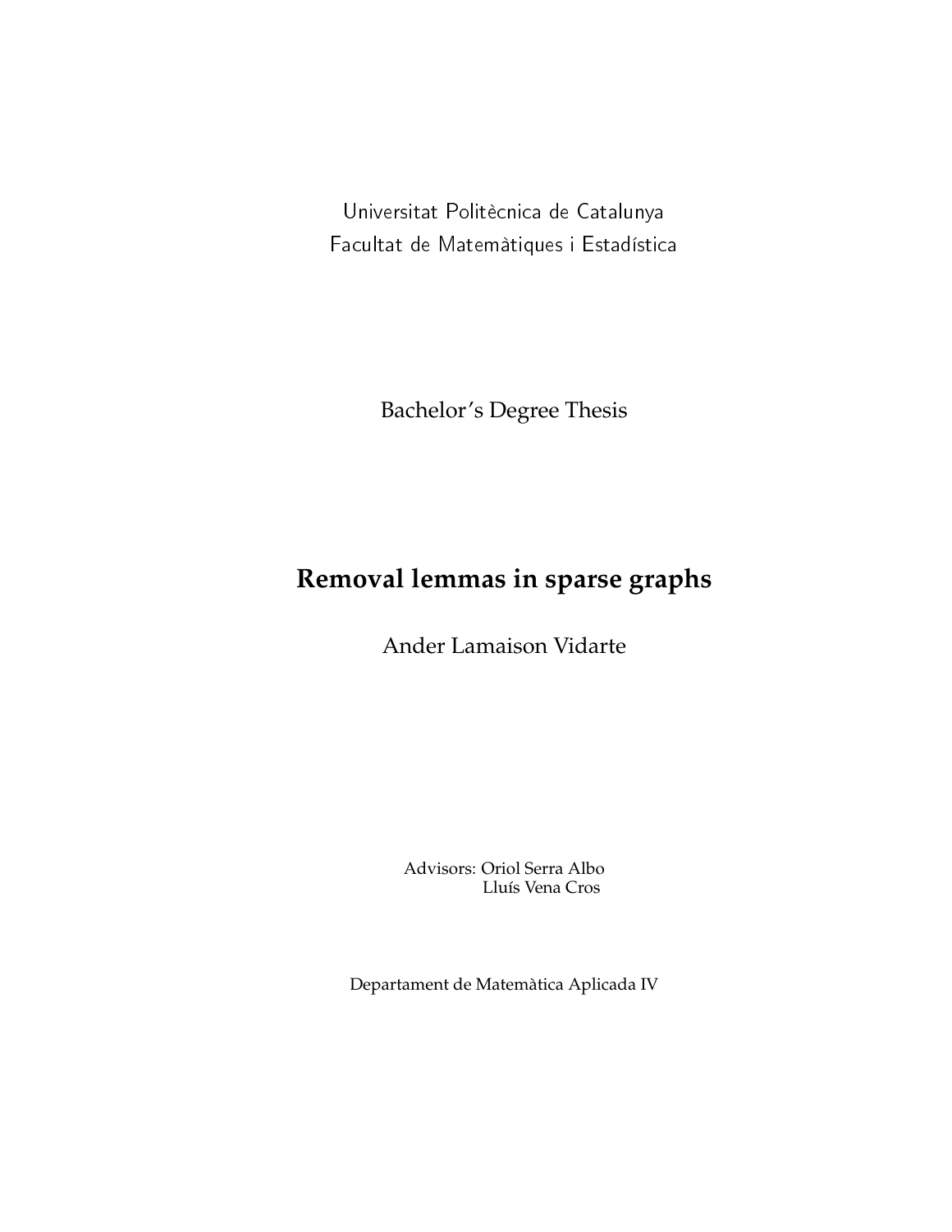Universitat Politècnica de Catalunya
Facultat de Matemàtiques i Estadística

Bachelor's Degree Thesis

# Removal lemmas in sparse graphs

Ander Lamaison Vidarte

Advisors: Oriol Serra Albo
Lluís Vena Cros

Departament de Matemàtica Aplicada IV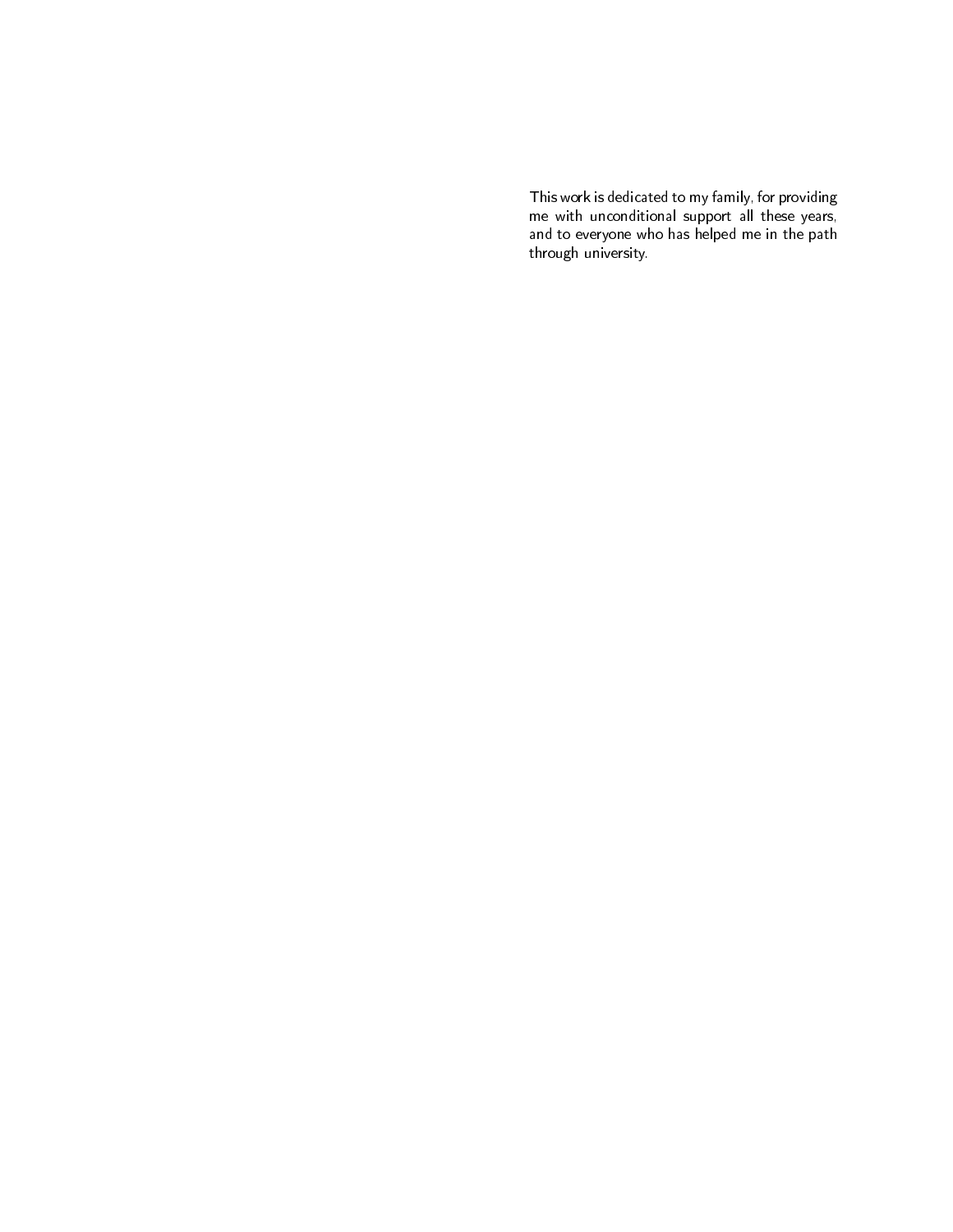This work is dedicated to my family, for providing me with unconditional support all these years, and to everyone who has helped me in the path through university.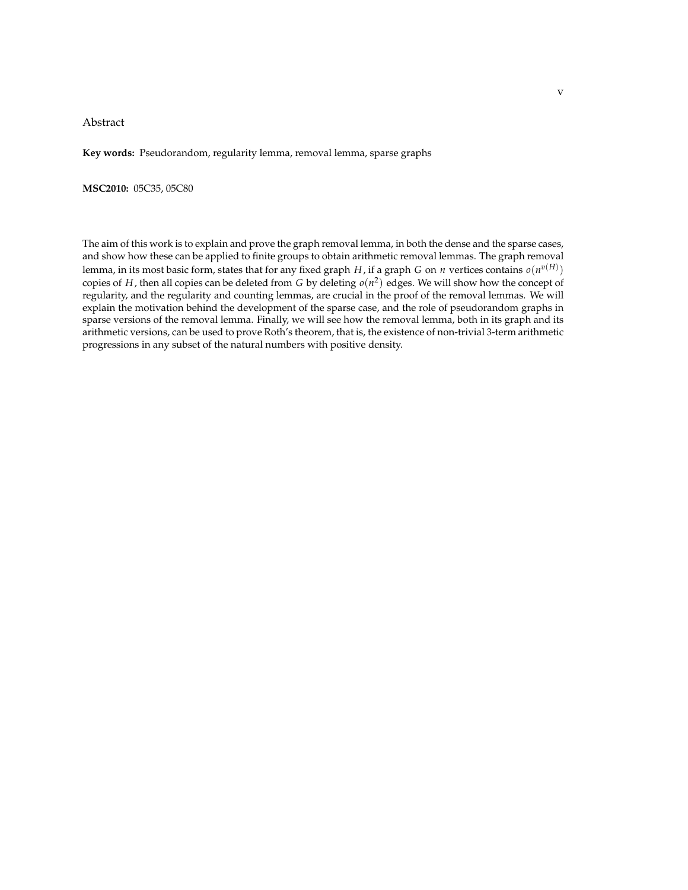Abstract

**Key words:** Pseudorandom, regularity lemma, removal lemma, sparse graphs

**MSC2010:** 05C35, 05C80

The aim of this work is to explain and prove the graph removal lemma, in both the dense and the sparse cases, and show how these can be applied to finite groups to obtain arithmetic removal lemmas. The graph removal lemma, in its most basic form, states that for any fixed graph $H$, if a graph $G$ on $n$ vertices contains $o(n^{v(H)})$ copies of $H$, then all copies can be deleted from $G$ by deleting $o(n^2)$ edges. We will show how the concept of regularity, and the regularity and counting lemmas, are crucial in the proof of the removal lemmas. We will explain the motivation behind the development of the sparse case, and the role of pseudorandom graphs in sparse versions of the removal lemma. Finally, we will see how the removal lemma, both in its graph and its arithmetic versions, can be used to prove Roth's theorem, that is, the existence of non-trivial 3-term arithmetic progressions in any subset of the natural numbers with positive density.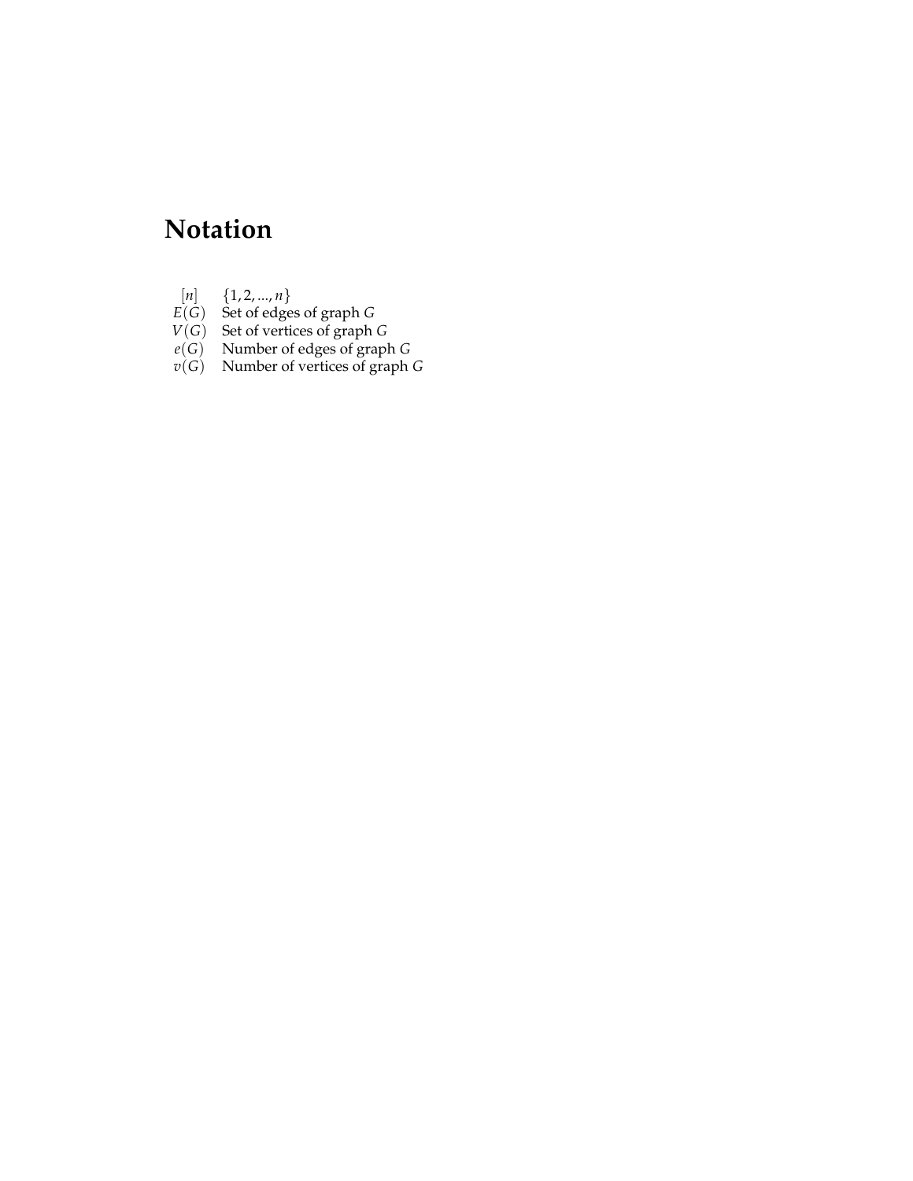# Notation

| | |
|---|---|
| $[n]$ | $\{1, 2, ..., n\}$ |
| $E(G)$ | Set of edges of graph $G$ |
| $V(G)$ | Set of vertices of graph $G$ |
| $e(G)$ | Number of edges of graph $G$ |
| $v(G)$ | Number of vertices of graph $G$ |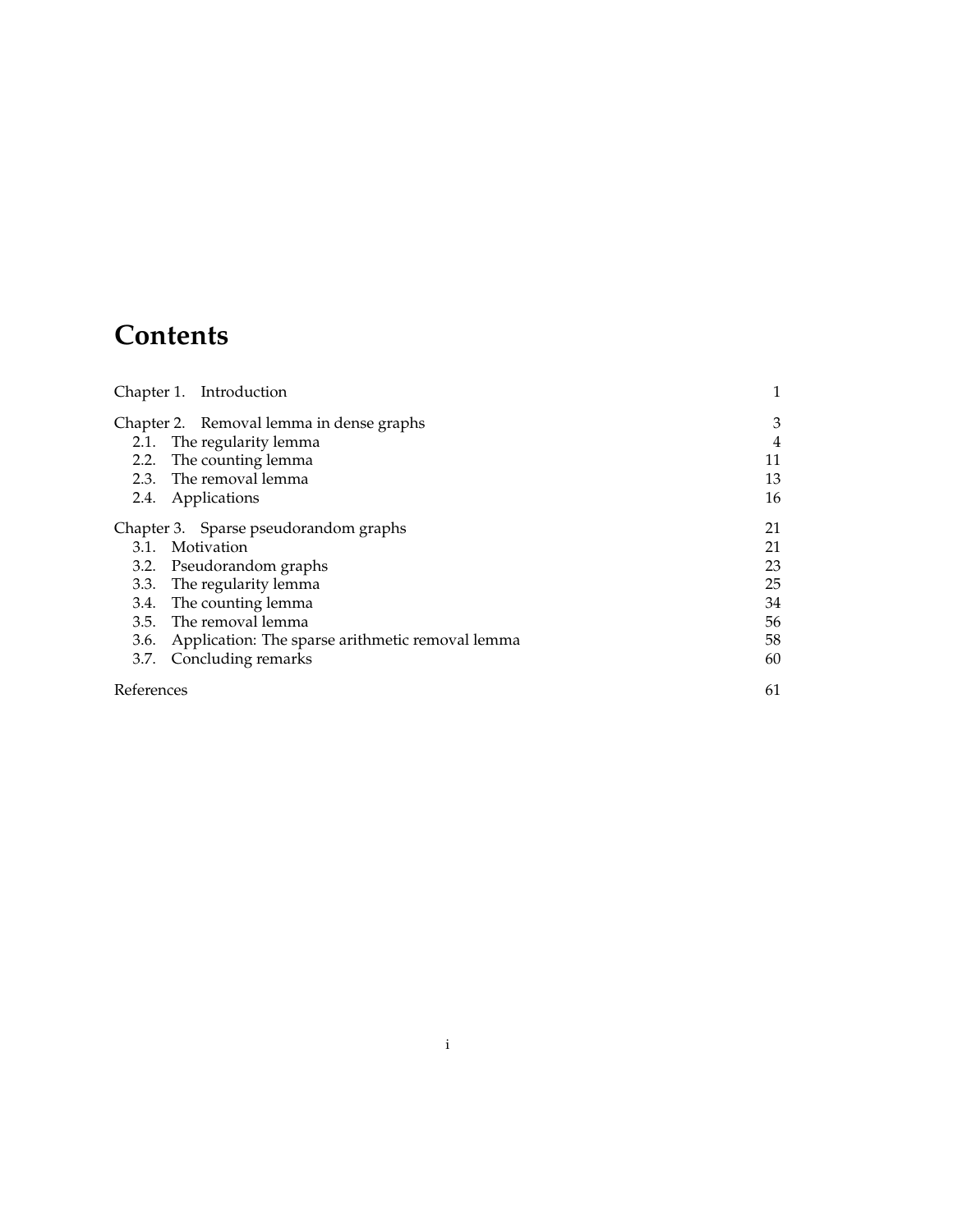# Contents

Chapter 1. Introduction 1

Chapter 2. Removal lemma in dense graphs 3

- 2.1. The regularity lemma 4
- 2.2. The counting lemma 11
- 2.3. The removal lemma 13
- 2.4. Applications 16

Chapter 3. Sparse pseudorandom graphs 21

- 3.1. Motivation 21
- 3.2. Pseudorandom graphs 23
- 3.3. The regularity lemma 25
- 3.4. The counting lemma 34
- 3.5. The removal lemma 56
- 3.6. Application: The sparse arithmetic removal lemma 58
- 3.7. Concluding remarks 60

References 61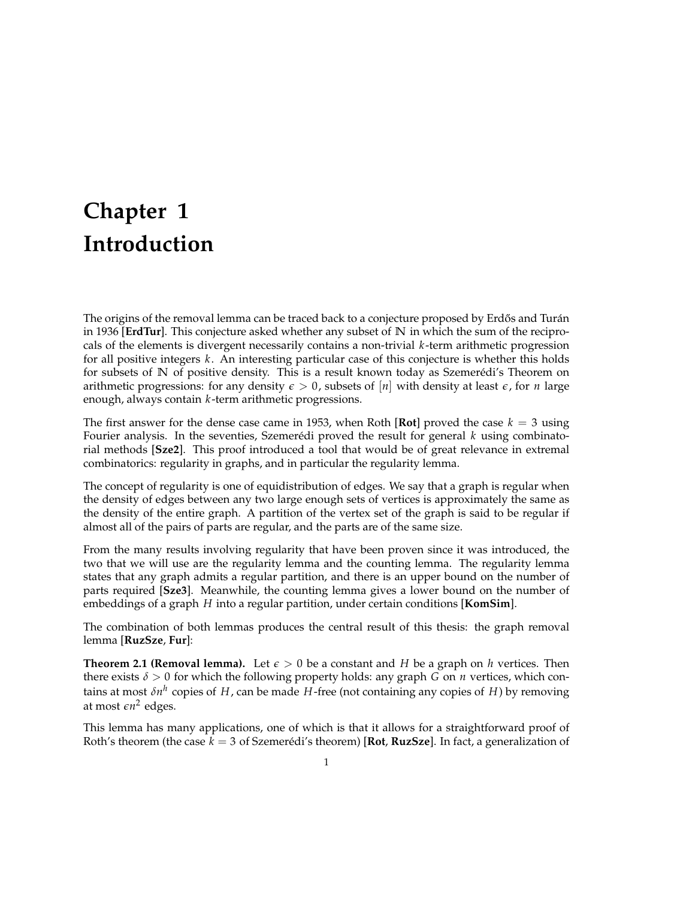# Chapter 1
# Introduction

The origins of the removal lemma can be traced back to a conjecture proposed by Erdős and Turán in 1936 [**ErdTur**]. This conjecture asked whether any subset of $\mathbb{N}$ in which the sum of the reciprocals of the elements is divergent necessarily contains a non-trivial $k$-term arithmetic progression for all positive integers $k$. An interesting particular case of this conjecture is whether this holds for subsets of $\mathbb{N}$ of positive density. This is a result known today as Szemerédi's Theorem on arithmetic progressions: for any density $\epsilon > 0$, subsets of $[n]$ with density at least $\epsilon$, for $n$ large enough, always contain $k$-term arithmetic progressions.

The first answer for the dense case came in 1953, when Roth [**Rot**] proved the case $k = 3$ using Fourier analysis. In the seventies, Szemerédi proved the result for general $k$ using combinatorial methods [**Sze2**]. This proof introduced a tool that would be of great relevance in extremal combinatorics: regularity in graphs, and in particular the regularity lemma.

The concept of regularity is one of equidistribution of edges. We say that a graph is regular when the density of edges between any two large enough sets of vertices is approximately the same as the density of the entire graph. A partition of the vertex set of the graph is said to be regular if almost all of the pairs of parts are regular, and the parts are of the same size.

From the many results involving regularity that have been proven since it was introduced, the two that we will use are the regularity lemma and the counting lemma. The regularity lemma states that any graph admits a regular partition, and there is an upper bound on the number of parts required [**Sze3**]. Meanwhile, the counting lemma gives a lower bound on the number of embeddings of a graph $H$ into a regular partition, under certain conditions [**KomSim**].

The combination of both lemmas produces the central result of this thesis: the graph removal lemma [**RuzSze**, **Fur**]:

**Theorem 2.1 (Removal lemma).** Let $\epsilon > 0$ be a constant and $H$ be a graph on $h$ vertices. Then there exists $\delta > 0$ for which the following property holds: any graph $G$ on $n$ vertices, which contains at most $\delta n^h$ copies of $H$, can be made $H$-free (not containing any copies of $H$) by removing at most $\epsilon n^2$ edges.

This lemma has many applications, one of which is that it allows for a straightforward proof of Roth's theorem (the case $k = 3$ of Szemerédi's theorem) [**Rot**, **RuzSze**]. In fact, a generalization of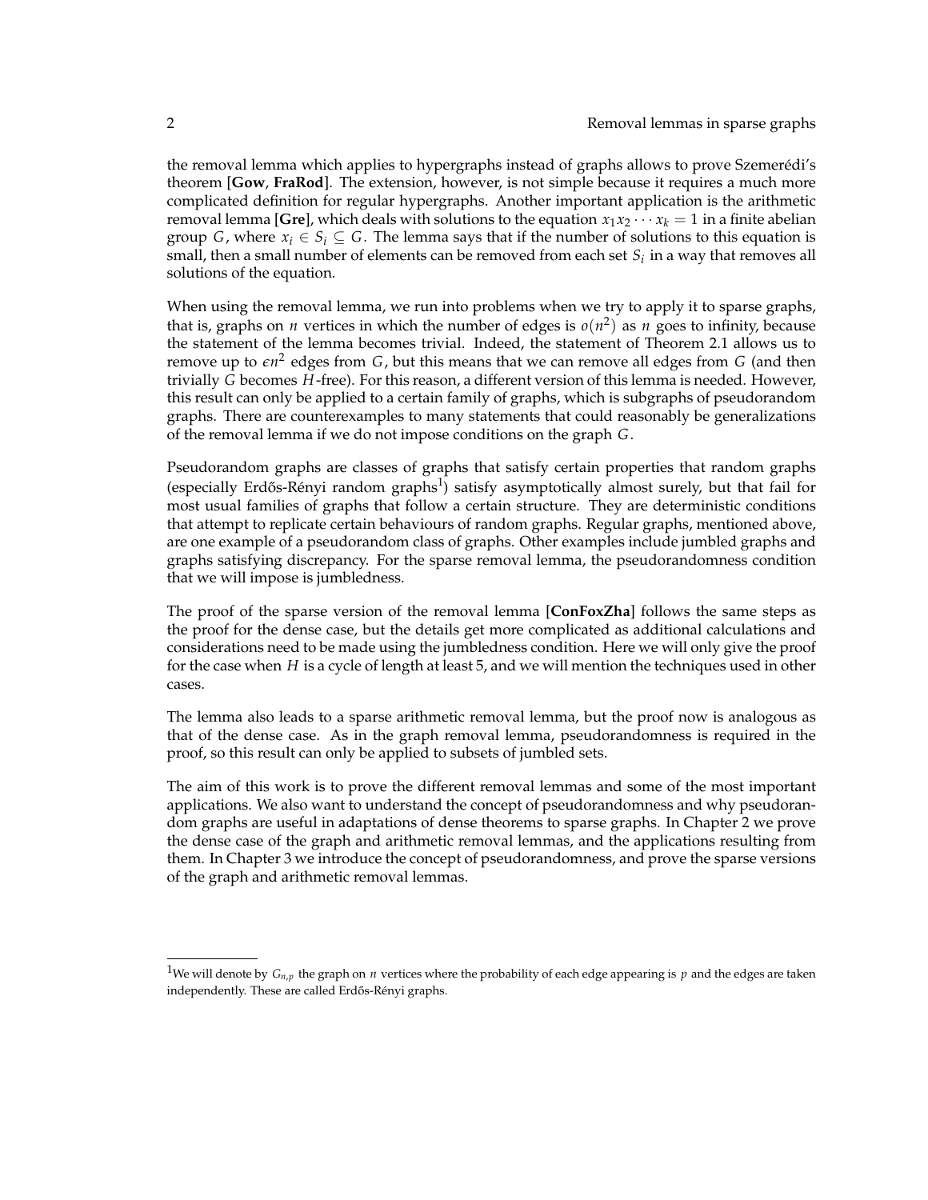the removal lemma which applies to hypergraphs instead of graphs allows to prove Szemerédi's theorem [**Gow**, **FraRod**]. The extension, however, is not simple because it requires a much more complicated definition for regular hypergraphs. Another important application is the arithmetic removal lemma [**Gre**], which deals with solutions to the equation $x_1 x_2 \cdots x_k = 1$ in a finite abelian group $G$, where $x_i \in S_i \subseteq G$. The lemma says that if the number of solutions to this equation is small, then a small number of elements can be removed from each set $S_i$ in a way that removes all solutions of the equation.

When using the removal lemma, we run into problems when we try to apply it to sparse graphs, that is, graphs on $n$ vertices in which the number of edges is $o(n^2)$ as $n$ goes to infinity, because the statement of the lemma becomes trivial. Indeed, the statement of Theorem 2.1 allows us to remove up to $\epsilon n^2$ edges from $G$, but this means that we can remove all edges from $G$ (and then trivially $G$ becomes $H$-free). For this reason, a different version of this lemma is needed. However, this result can only be applied to a certain family of graphs, which is subgraphs of pseudorandom graphs. There are counterexamples to many statements that could reasonably be generalizations of the removal lemma if we do not impose conditions on the graph $G$.

Pseudorandom graphs are classes of graphs that satisfy certain properties that random graphs (especially Erdős-Rényi random graphs[1]) satisfy asymptotically almost surely, but that fail for most usual families of graphs that follow a certain structure. They are deterministic conditions that attempt to replicate certain behaviours of random graphs. Regular graphs, mentioned above, are one example of a pseudorandom class of graphs. Other examples include jumbled graphs and graphs satisfying discrepancy. For the sparse removal lemma, the pseudorandomness condition that we will impose is jumbledness.

The proof of the sparse version of the removal lemma [**ConFoxZha**] follows the same steps as the proof for the dense case, but the details get more complicated as additional calculations and considerations need to be made using the jumbledness condition. Here we will only give the proof for the case when $H$ is a cycle of length at least 5, and we will mention the techniques used in other cases.

The lemma also leads to a sparse arithmetic removal lemma, but the proof now is analogous as that of the dense case. As in the graph removal lemma, pseudorandomness is required in the proof, so this result can only be applied to subsets of jumbled sets.

The aim of this work is to prove the different removal lemmas and some of the most important applications. We also want to understand the concept of pseudorandomness and why pseudorandom graphs are useful in adaptations of dense theorems to sparse graphs. In Chapter 2 we prove the dense case of the graph and arithmetic removal lemmas, and the applications resulting from them. In Chapter 3 we introduce the concept of pseudorandomness, and prove the sparse versions of the graph and arithmetic removal lemmas.

[1] We will denote by $G_{n,p}$ the graph on $n$ vertices where the probability of each edge appearing is $p$ and the edges are taken independently. These are called Erdős-Rényi graphs.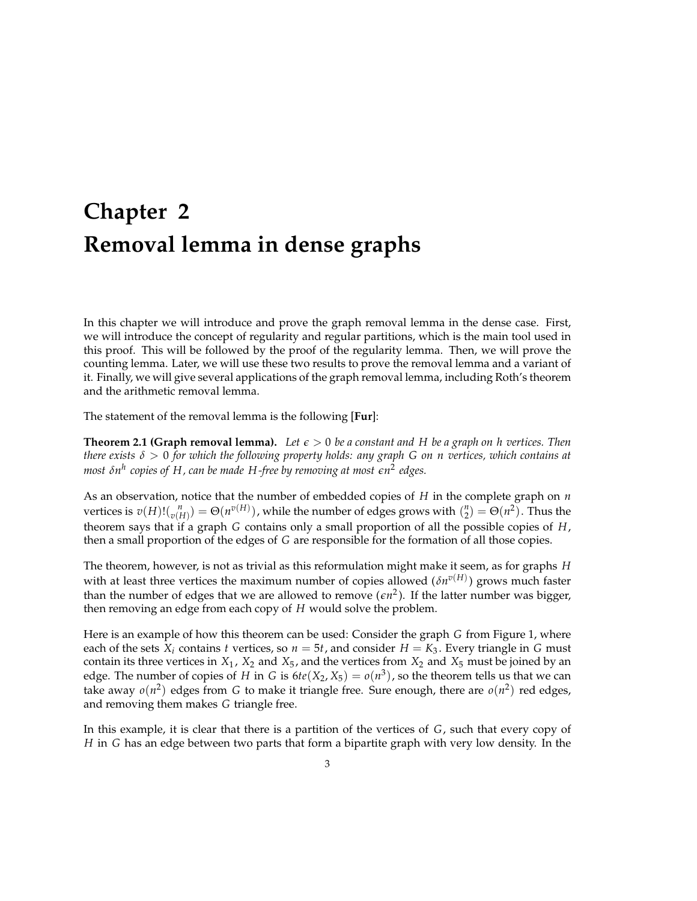# Chapter 2
# Removal lemma in dense graphs

In this chapter we will introduce and prove the graph removal lemma in the dense case. First, we will introduce the concept of regularity and regular partitions, which is the main tool used in this proof. This will be followed by the proof of the regularity lemma. Then, we will prove the counting lemma. Later, we will use these two results to prove the removal lemma and a variant of it. Finally, we will give several applications of the graph removal lemma, including Roth's theorem and the arithmetic removal lemma.

The statement of the removal lemma is the following [**Fur**]:

**Theorem 2.1 (Graph removal lemma).** *Let $\epsilon > 0$ be a constant and $H$ be a graph on $h$ vertices. Then there exists $\delta > 0$ for which the following property holds: any graph $G$ on $n$ vertices, which contains at most $\delta n^h$ copies of $H$, can be made $H$-free by removing at most $\epsilon n^2$ edges.*

As an observation, notice that the number of embedded copies of $H$ in the complete graph on $n$ vertices is $v(H)!\binom{n}{v(H)} = \Theta(n^{v(H)})$, while the number of edges grows with $\binom{n}{2} = \Theta(n^2)$. Thus the theorem says that if a graph $G$ contains only a small proportion of all the possible copies of $H$, then a small proportion of the edges of $G$ are responsible for the formation of all those copies.

The theorem, however, is not as trivial as this reformulation might make it seem, as for graphs $H$ with at least three vertices the maximum number of copies allowed ($\delta n^{v(H)}$) grows much faster than the number of edges that we are allowed to remove ($\epsilon n^2$). If the latter number was bigger, then removing an edge from each copy of $H$ would solve the problem.

Here is an example of how this theorem can be used: Consider the graph $G$ from Figure 1, where each of the sets $X_i$ contains $t$ vertices, so $n = 5t$, and consider $H = K_3$. Every triangle in $G$ must contain its three vertices in $X_1$, $X_2$ and $X_5$, and the vertices from $X_2$ and $X_5$ must be joined by an edge. The number of copies of $H$ in $G$ is $6te(X_2, X_5) = o(n^3)$, so the theorem tells us that we can take away $o(n^2)$ edges from $G$ to make it triangle free. Sure enough, there are $o(n^2)$ red edges, and removing them makes $G$ triangle free.

In this example, it is clear that there is a partition of the vertices of $G$, such that every copy of $H$ in $G$ has an edge between two parts that form a bipartite graph with very low density. In the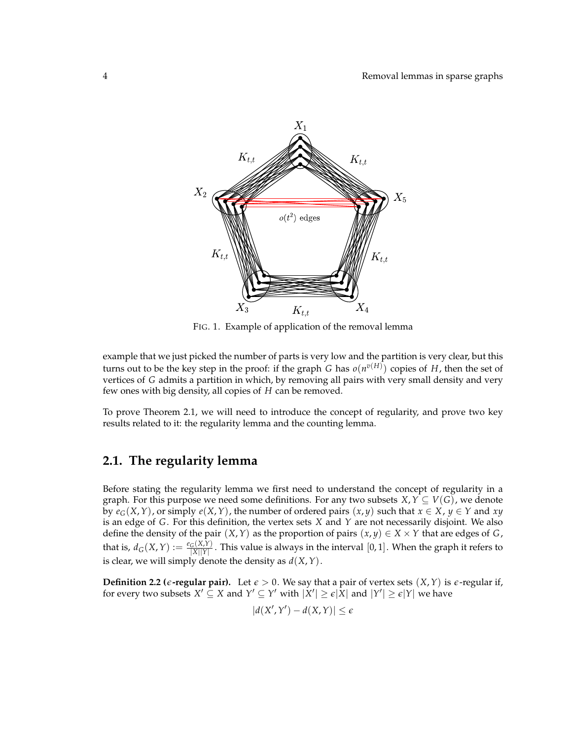FIG. 1. Example of application of the removal lemma

example that we just picked the number of parts is very low and the partition is very clear, but this turns out to be the key step in the proof: if the graph $G$ has $o(n^{v(H)})$ copies of $H$, then the set of vertices of $G$ admits a partition in which, by removing all pairs with very small density and very few ones with big density, all copies of $H$ can be removed.

To prove Theorem 2.1, we will need to introduce the concept of regularity, and prove two key results related to it: the regularity lemma and the counting lemma.

## 2.1. The regularity lemma

Before stating the regularity lemma we first need to understand the concept of regularity in a graph. For this purpose we need some definitions. For any two subsets $X, Y \subseteq V(G)$, we denote by $e_G(X, Y)$, or simply $e(X, Y)$, the number of ordered pairs $(x, y)$ such that $x \in X$, $y \in Y$ and $xy$ is an edge of $G$. For this definition, the vertex sets $X$ and $Y$ are not necessarily disjoint. We also define the density of the pair $(X, Y)$ as the proportion of pairs $(x, y) \in X \times Y$ that are edges of $G$, that is, $d_G(X, Y) := \frac{e_G(X,Y)}{|X||Y|}$. This value is always in the interval $[0, 1]$. When the graph it refers to is clear, we will simply denote the density as $d(X, Y)$.

**Definition 2.2 ($\epsilon$-regular pair).** Let $\epsilon > 0$. We say that a pair of vertex sets $(X, Y)$ is $\epsilon$-regular if, for every two subsets $X' \subseteq X$ and $Y' \subseteq Y'$ with $|X'| \geq \epsilon|X|$ and $|Y'| \geq \epsilon|Y|$ we have

$$|d(X', Y') - d(X, Y)| \leq \epsilon$$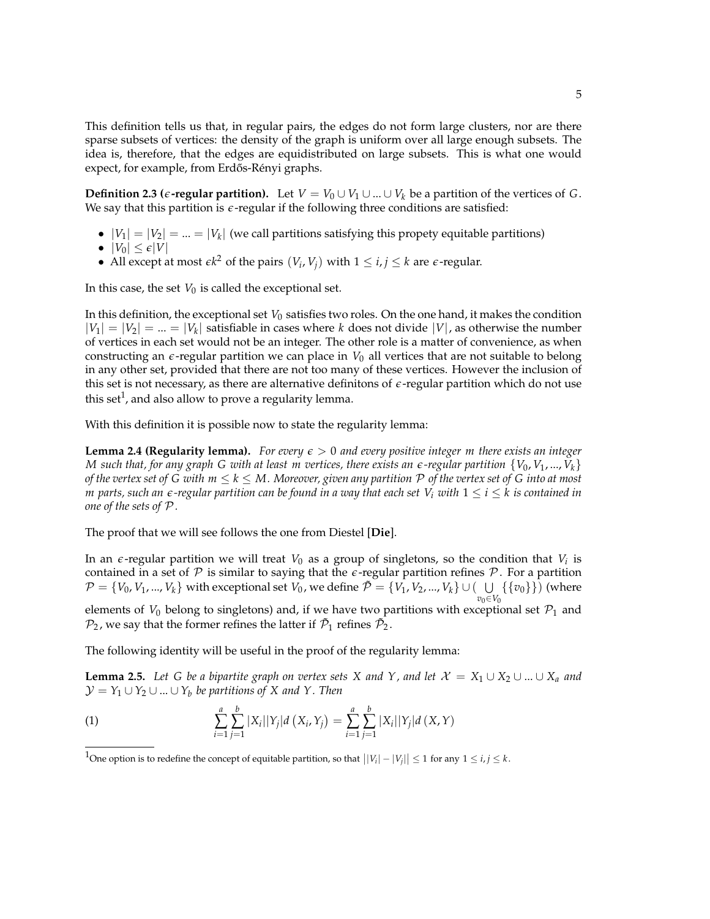This definition tells us that, in regular pairs, the edges do not form large clusters, nor are there sparse subsets of vertices: the density of the graph is uniform over all large enough subsets. The idea is, therefore, that the edges are equidistributed on large subsets. This is what one would expect, for example, from Erdős-Rényi graphs.

**Definition 2.3 ($\epsilon$-regular partition).** Let $V = V_0 \cup V_1 \cup ... \cup V_k$ be a partition of the vertices of $G$. We say that this partition is $\epsilon$-regular if the following three conditions are satisfied:

- $|V_1| = |V_2| = ... = |V_k|$ (we call partitions satisfying this propety equitable partitions)
- $|V_0| \leq \epsilon |V|$
- All except at most $\epsilon k^2$ of the pairs $(V_i, V_j)$ with $1 \leq i, j \leq k$ are $\epsilon$-regular.

In this case, the set $V_0$ is called the exceptional set.

In this definition, the exceptional set $V_0$ satisfies two roles. On the one hand, it makes the condition $|V_1| = |V_2| = ... = |V_k|$ satisfiable in cases where $k$ does not divide $|V|$, as otherwise the number of vertices in each set would not be an integer. The other role is a matter of convenience, as when constructing an $\epsilon$-regular partition we can place in $V_0$ all vertices that are not suitable to belong in any other set, provided that there are not too many of these vertices. However the inclusion of this set is not necessary, as there are alternative definitons of $\epsilon$-regular partition which do not use this set[1], and also allow to prove a regularity lemma.

With this definition it is possible now to state the regularity lemma:

**Lemma 2.4 (Regularity lemma).** *For every $\epsilon > 0$ and every positive integer $m$ there exists an integer $M$ such that, for any graph $G$ with at least $m$ vertices, there exists an $\epsilon$-regular partition $\{V_0, V_1, ..., V_k\}$ of the vertex set of $G$ with $m \leq k \leq M$. Moreover, given any partition $\mathcal{P}$ of the vertex set of $G$ into at most $m$ parts, such an $\epsilon$-regular partition can be found in a way that each set $V_i$ with $1 \leq i \leq k$ is contained in one of the sets of $\mathcal{P}$.*

The proof that we will see follows the one from Diestel **[Die]**.

In an $\epsilon$-regular partition we will treat $V_0$ as a group of singletons, so the condition that $V_i$ is contained in a set of $\mathcal{P}$ is similar to saying that the $\epsilon$-regular partition refines $\mathcal{P}$. For a partition $\mathcal{P} = \{V_0, V_1, ..., V_k\}$ with exceptional set $V_0$, we define $\tilde{\mathcal{P}} = \{V_1, V_2, ..., V_k\} \cup (\bigcup_{v_0 \in V_0} \{\{v_0\}\})$ (where elements of $V_0$ belong to singletons) and, if we have two partitions with exceptional set $\mathcal{P}_1$ and $\mathcal{P}_2$, we say that the former refines the latter if $\tilde{\mathcal{P}}_1$ refines $\tilde{\mathcal{P}}_2$.

The following identity will be useful in the proof of the regularity lemma:

**Lemma 2.5.** *Let $G$ be a bipartite graph on vertex sets $X$ and $Y$, and let $\mathcal{X} = X_1 \cup X_2 \cup ... \cup X_a$ and $\mathcal{Y} = Y_1 \cup Y_2 \cup ... \cup Y_b$ be partitions of $X$ and $Y$. Then*

$$\sum_{i=1}^{a} \sum_{j=1}^{b} |X_i||Y_j| d(X_i, Y_j) = \sum_{i=1}^{a} \sum_{j=1}^{b} |X_i||Y_j| d(X, Y) \tag{1}$$

[1] One option is to redefine the concept of equitable partition, so that $\big||V_i| - |V_j|\big| \leq 1$ for any $1 \leq i, j \leq k$.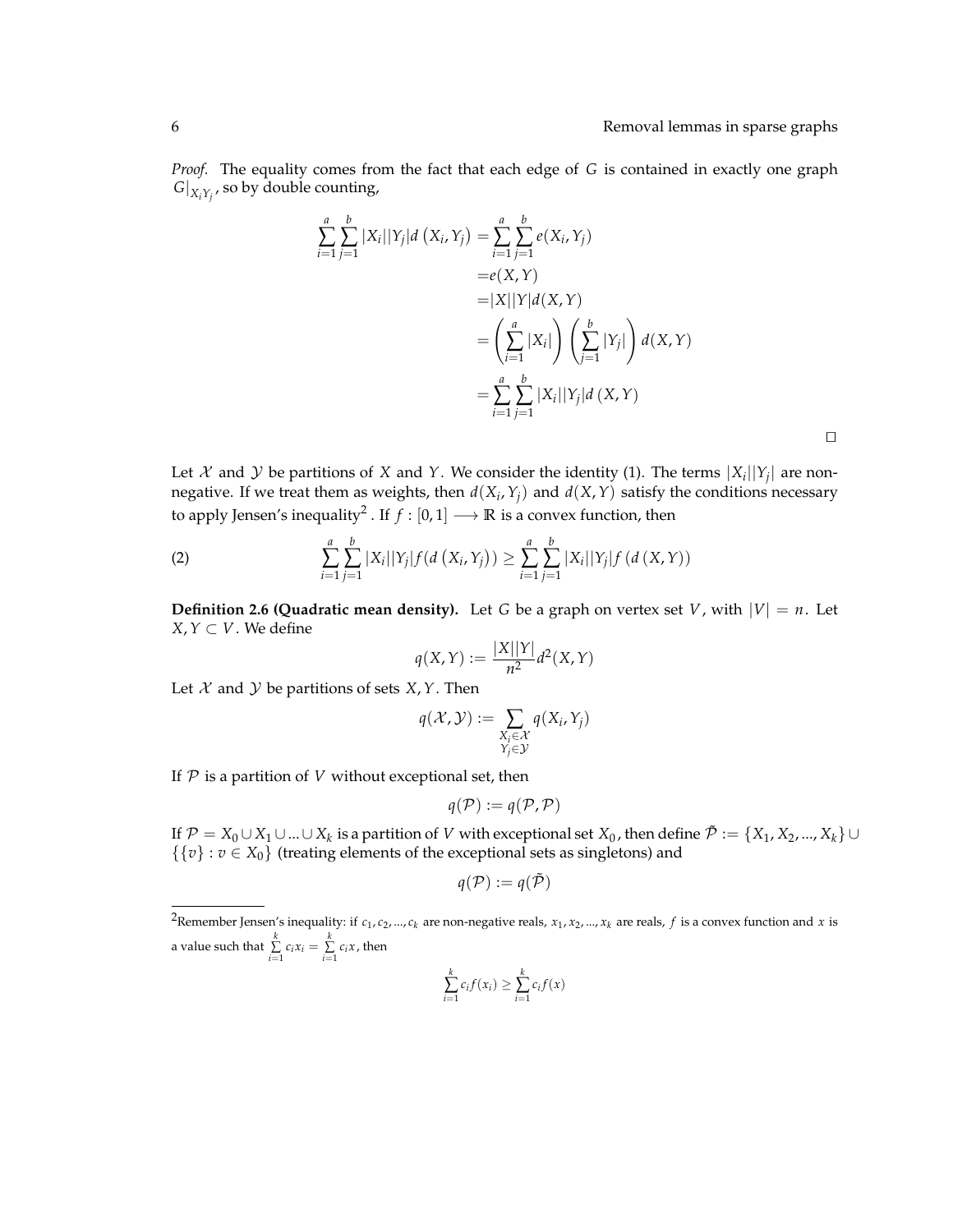*Proof.* The equality comes from the fact that each edge of $G$ is contained in exactly one graph $G|_{X_iY_j}$, so by double counting,

$$\begin{aligned}
\sum_{i=1}^{a}\sum_{j=1}^{b}|X_i||Y_j|d\left(X_i,Y_j\right) &= \sum_{i=1}^{a}\sum_{j=1}^{b}e(X_i,Y_j) \\
&= e(X,Y) \\
&= |X||Y|d(X,Y) \\
&= \left(\sum_{i=1}^{a}|X_i|\right)\left(\sum_{j=1}^{b}|Y_j|\right)d(X,Y) \\
&= \sum_{i=1}^{a}\sum_{j=1}^{b}|X_i||Y_j|d\left(X,Y\right)
\end{aligned}$$

□

Let $\mathcal{X}$ and $\mathcal{Y}$ be partitions of $X$ and $Y$. We consider the identity (1). The terms $|X_i||Y_j|$ are non-negative. If we treat them as weights, then $d(X_i,Y_j)$ and $d(X,Y)$ satisfy the conditions necessary to apply Jensen's inequality[2]. If $f:[0,1]\longrightarrow\mathbb{R}$ is a convex function, then

$$\sum_{i=1}^{a}\sum_{j=1}^{b}|X_i||Y_j|f(d\left(X_i,Y_j\right)) \geq \sum_{i=1}^{a}\sum_{j=1}^{b}|X_i||Y_j|f\left(d\left(X,Y\right)\right) \tag{2}$$

**Definition 2.6 (Quadratic mean density).** Let $G$ be a graph on vertex set $V$, with $|V|=n$. Let $X,Y\subset V$. We define

$$q(X,Y) := \frac{|X||Y|}{n^2}d^2(X,Y)$$

Let $\mathcal{X}$ and $\mathcal{Y}$ be partitions of sets $X,Y$. Then

$$q(\mathcal{X},\mathcal{Y}) := \sum_{\substack{X_i\in\mathcal{X}\\ Y_j\in\mathcal{Y}}} q(X_i,Y_j)$$

If $\mathcal{P}$ is a partition of $V$ without exceptional set, then

$$q(\mathcal{P}) := q(\mathcal{P},\mathcal{P})$$

If $\mathcal{P}=X_0\cup X_1\cup\ldots\cup X_k$ is a partition of $V$ with exceptional set $X_0$, then define $\tilde{\mathcal{P}} := \{X_1,X_2,\ldots,X_k\}\cup\{\{v\}:v\in X_0\}$ (treating elements of the exceptional sets as singletons) and

$$q(\mathcal{P}) := q(\tilde{\mathcal{P}})$$

---

[2] Remember Jensen's inequality: if $c_1,c_2,\ldots,c_k$ are non-negative reals, $x_1,x_2,\ldots,x_k$ are reals, $f$ is a convex function and $x$ is a value such that $\sum_{i=1}^{k}c_ix_i = \sum_{i=1}^{k}c_ix$, then

$$\sum_{i=1}^{k}c_if(x_i) \geq \sum_{i=1}^{k}c_if(x)$$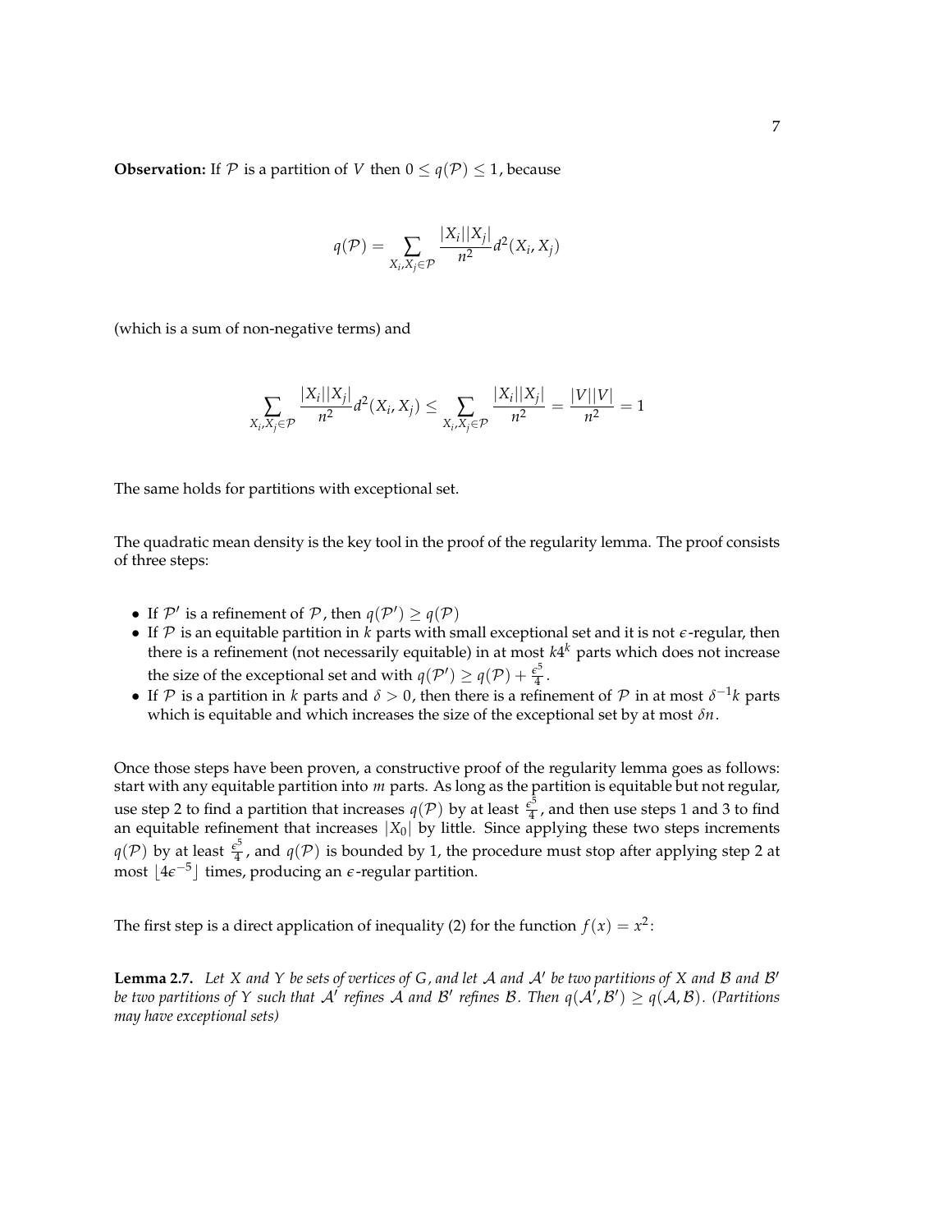**Observation:** If $\mathcal{P}$ is a partition of $V$ then $0 \leq q(\mathcal{P}) \leq 1$, because

$$q(\mathcal{P}) = \sum_{X_i, X_j \in \mathcal{P}} \frac{|X_i||X_j|}{n^2} d^2(X_i, X_j)$$

(which is a sum of non-negative terms) and

$$\sum_{X_i, X_j \in \mathcal{P}} \frac{|X_i||X_j|}{n^2} d^2(X_i, X_j) \leq \sum_{X_i, X_j \in \mathcal{P}} \frac{|X_i||X_j|}{n^2} = \frac{|V||V|}{n^2} = 1$$

The same holds for partitions with exceptional set.

The quadratic mean density is the key tool in the proof of the regularity lemma. The proof consists of three steps:

- If $\mathcal{P}'$ is a refinement of $\mathcal{P}$, then $q(\mathcal{P}') \geq q(\mathcal{P})$
- If $\mathcal{P}$ is an equitable partition in $k$ parts with small exceptional set and it is not $\epsilon$-regular, then there is a refinement (not necessarily equitable) in at most $k4^k$ parts which does not increase the size of the exceptional set and with $q(\mathcal{P}') \geq q(\mathcal{P}) + \frac{\epsilon^5}{4}$.
- If $\mathcal{P}$ is a partition in $k$ parts and $\delta > 0$, then there is a refinement of $\mathcal{P}$ in at most $\delta^{-1}k$ parts which is equitable and which increases the size of the exceptional set by at most $\delta n$.

Once those steps have been proven, a constructive proof of the regularity lemma goes as follows: start with any equitable partition into $m$ parts. As long as the partition is equitable but not regular, use step 2 to find a partition that increases $q(\mathcal{P})$ by at least $\frac{\epsilon^5}{4}$, and then use steps 1 and 3 to find an equitable refinement that increases $|X_0|$ by little. Since applying these two steps increments $q(\mathcal{P})$ by at least $\frac{\epsilon^5}{4}$, and $q(\mathcal{P})$ is bounded by 1, the procedure must stop after applying step 2 at most $\lfloor 4\epsilon^{-5} \rfloor$ times, producing an $\epsilon$-regular partition.

The first step is a direct application of inequality (2) for the function $f(x) = x^2$:

**Lemma 2.7.** *Let $X$ and $Y$ be sets of vertices of $G$, and let $\mathcal{A}$ and $\mathcal{A}'$ be two partitions of $X$ and $\mathcal{B}$ and $\mathcal{B}'$ be two partitions of $Y$ such that $\mathcal{A}'$ refines $\mathcal{A}$ and $\mathcal{B}'$ refines $\mathcal{B}$. Then $q(\mathcal{A}', \mathcal{B}') \geq q(\mathcal{A}, \mathcal{B})$. (Partitions may have exceptional sets)*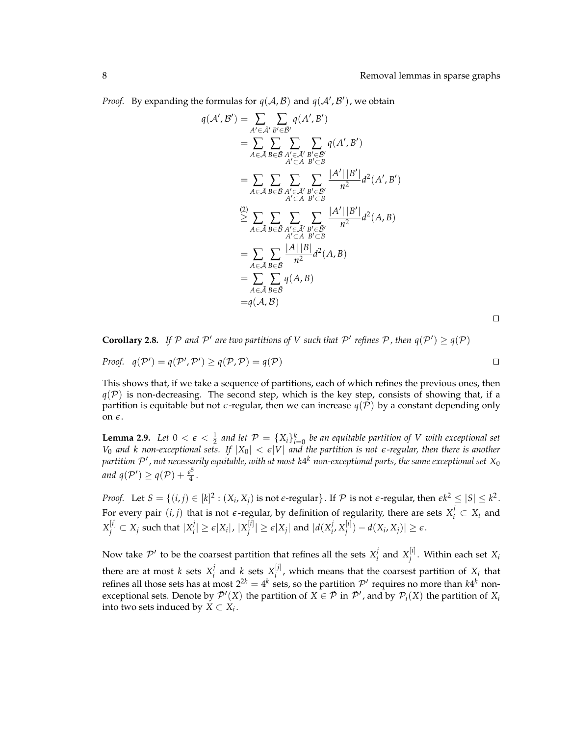*Proof.* By expanding the formulas for $q(\mathcal{A}, \mathcal{B})$ and $q(\mathcal{A}', \mathcal{B}')$, we obtain

$$
\begin{aligned}
q(\mathcal{A}', \mathcal{B}') &= \sum_{A' \in \bar{\mathcal{A}}'} \sum_{B' \in \bar{\mathcal{B}}'} q(A', B') \\
&= \sum_{A \in \bar{\mathcal{A}}} \sum_{B \in \bar{\mathcal{B}}} \sum_{\substack{A' \in \bar{\mathcal{A}}' \\ A' \subset A}} \sum_{\substack{B' \in \bar{\mathcal{B}}' \\ B' \subset B}} q(A', B') \\
&= \sum_{A \in \bar{\mathcal{A}}} \sum_{B \in \bar{\mathcal{B}}} \sum_{\substack{A' \in \bar{\mathcal{A}}' \\ A' \subset A}} \sum_{\substack{B' \in \bar{\mathcal{B}}' \\ B' \subset B}} \frac{|A'|\,|B'|}{n^2} d^2(A', B') \\
&\overset{(2)}{\geq} \sum_{A \in \bar{\mathcal{A}}} \sum_{B \in \bar{\mathcal{B}}} \sum_{\substack{A' \in \bar{\mathcal{A}}' \\ A' \subset A}} \sum_{\substack{B' \in \bar{\mathcal{B}}' \\ B' \subset B}} \frac{|A'|\,|B'|}{n^2} d^2(A, B) \\
&= \sum_{A \in \bar{\mathcal{A}}} \sum_{B \in \bar{\mathcal{B}}} \frac{|A|\,|B|}{n^2} d^2(A, B) \\
&= \sum_{A \in \bar{\mathcal{A}}} \sum_{B \in \bar{\mathcal{B}}} q(A, B) \\
&= q(\mathcal{A}, \mathcal{B})
\end{aligned}
$$

□

**Corollary 2.8.** *If $\mathcal{P}$ and $\mathcal{P}'$ are two partitions of $V$ such that $\mathcal{P}'$ refines $\mathcal{P}$, then $q(\mathcal{P}') \geq q(\mathcal{P})$*

*Proof.* $q(\mathcal{P}') = q(\mathcal{P}', \mathcal{P}') \geq q(\mathcal{P}, \mathcal{P}) = q(\mathcal{P})$ □

This shows that, if we take a sequence of partitions, each of which refines the previous ones, then $q(\mathcal{P})$ is non-decreasing. The second step, which is the key step, consists of showing that, if a partition is equitable but not $\epsilon$-regular, then we can increase $q(\mathcal{P})$ by a constant depending only on $\epsilon$.

**Lemma 2.9.** *Let $0 < \epsilon < \frac{1}{2}$ and let $\mathcal{P} = \{X_i\}_{i=0}^k$ be an equitable partition of $V$ with exceptional set $V_0$ and $k$ non-exceptional sets. If $|X_0| < \epsilon|V|$ and the partition is not $\epsilon$-regular, then there is another partition $\mathcal{P}'$, not necessarily equitable, with at most $k4^k$ non-exceptional parts, the same exceptional set $X_0$ and $q(\mathcal{P}') \geq q(\mathcal{P}) + \frac{\epsilon^5}{4}$.*

*Proof.* Let $S = \{(i,j) \in [k]^2 : (X_i, X_j) \text{ is not } \epsilon\text{-regular}\}$. If $\mathcal{P}$ is not $\epsilon$-regular, then $\epsilon k^2 \leq |S| \leq k^2$. For every pair $(i,j)$ that is not $\epsilon$-regular, by definition of regularity, there are sets $X_i^j \subset X_i$ and $X_j^{[i]} \subset X_j$ such that $|X_i^j| \geq \epsilon|X_i|$, $|X_j^{[i]}| \geq \epsilon|X_j|$ and $|d(X_i^j, X_j^{[i]}) - d(X_i, X_j)| \geq \epsilon$.

Now take $\mathcal{P}'$ to be the coarsest partition that refines all the sets $X_i^j$ and $X_j^{[i]}$. Within each set $X_i$ there are at most $k$ sets $X_i^j$ and $k$ sets $X_i^{[j]}$, which means that the coarsest partition of $X_i$ that refines all those sets has at most $2^{2k} = 4^k$ sets, so the partition $\mathcal{P}'$ requires no more than $k4^k$ non-exceptional sets. Denote by $\bar{\mathcal{P}}'(X)$ the partition of $X \in \bar{\mathcal{P}}$ in $\bar{\mathcal{P}}'$, and by $\mathcal{P}_i(X)$ the partition of $X_i$ into two sets induced by $X \subset X_i$.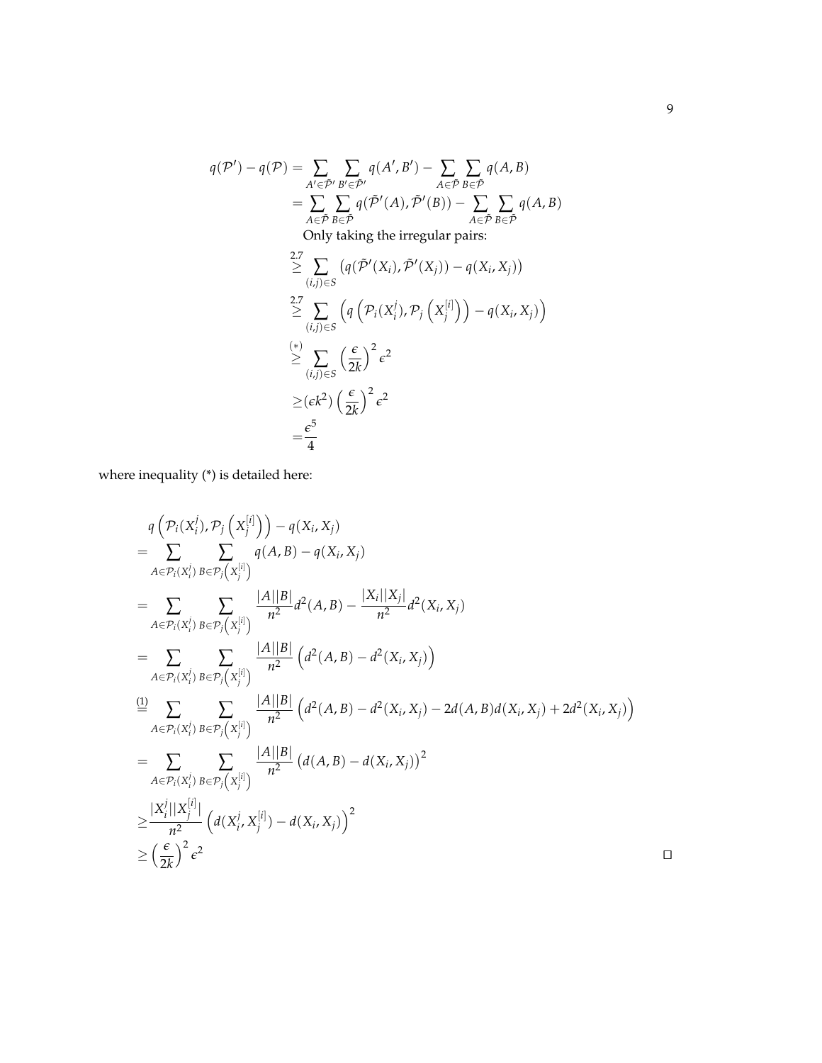$$
\begin{aligned}
q(\mathcal{P}') - q(\mathcal{P}) &= \sum_{A' \in \tilde{\mathcal{P}}'} \sum_{B' \in \tilde{\mathcal{P}}'} q(A', B') - \sum_{A \in \tilde{\mathcal{P}}} \sum_{B \in \tilde{\mathcal{P}}} q(A, B) \\
&= \sum_{A \in \tilde{\mathcal{P}}} \sum_{B \in \tilde{\mathcal{P}}} q(\tilde{\mathcal{P}}'(A), \tilde{\mathcal{P}}'(B)) - \sum_{A \in \tilde{\mathcal{P}}} \sum_{B \in \tilde{\mathcal{P}}} q(A, B) \\
&\quad \text{Only taking the irregular pairs:} \\
&\overset{2.7}{\geq} \sum_{(i,j) \in S} \left( q(\tilde{\mathcal{P}}'(X_i), \tilde{\mathcal{P}}'(X_j)) - q(X_i, X_j) \right) \\
&\overset{2.7}{\geq} \sum_{(i,j) \in S} \left( q\left(\mathcal{P}_i(X_i^j), \mathcal{P}_j\left(X_j^{[i]}\right)\right) - q(X_i, X_j) \right) \\
&\overset{(*)}{\geq} \sum_{(i,j) \in S} \left(\frac{\epsilon}{2k}\right)^2 \epsilon^2 \\
&\geq (\epsilon k^2) \left(\frac{\epsilon}{2k}\right)^2 \epsilon^2 \\
&= \frac{\epsilon^5}{4}
\end{aligned}
$$

where inequality (*) is detailed here:

$$
\begin{aligned}
& q\left(\mathcal{P}_i(X_i^j), \mathcal{P}_j\left(X_j^{[i]}\right)\right) - q(X_i, X_j) \\
=& \sum_{A \in \mathcal{P}_i(X_i^j)} \sum_{B \in \mathcal{P}_j\left(X_j^{[i]}\right)} q(A, B) - q(X_i, X_j) \\
=& \sum_{A \in \mathcal{P}_i(X_i^j)} \sum_{B \in \mathcal{P}_j\left(X_j^{[i]}\right)} \frac{|A||B|}{n^2} d^2(A, B) - \frac{|X_i||X_j|}{n^2} d^2(X_i, X_j) \\
=& \sum_{A \in \mathcal{P}_i(X_i^j)} \sum_{B \in \mathcal{P}_j\left(X_j^{[i]}\right)} \frac{|A||B|}{n^2} \left( d^2(A, B) - d^2(X_i, X_j) \right) \\
\overset{(1)}{=}& \sum_{A \in \mathcal{P}_i(X_i^j)} \sum_{B \in \mathcal{P}_j\left(X_j^{[i]}\right)} \frac{|A||B|}{n^2} \left( d^2(A, B) - d^2(X_i, X_j) - 2d(A, B)d(X_i, X_j) + 2d^2(X_i, X_j) \right) \\
=& \sum_{A \in \mathcal{P}_i(X_i^j)} \sum_{B \in \mathcal{P}_j\left(X_j^{[i]}\right)} \frac{|A||B|}{n^2} \left( d(A, B) - d(X_i, X_j) \right)^2 \\
\geq& \frac{|X_i^j||X_j^{[i]}|}{n^2} \left( d(X_i^j, X_j^{[i]}) - d(X_i, X_j) \right)^2 \\
\geq& \left(\frac{\epsilon}{2k}\right)^2 \epsilon^2
\end{aligned}
$$

□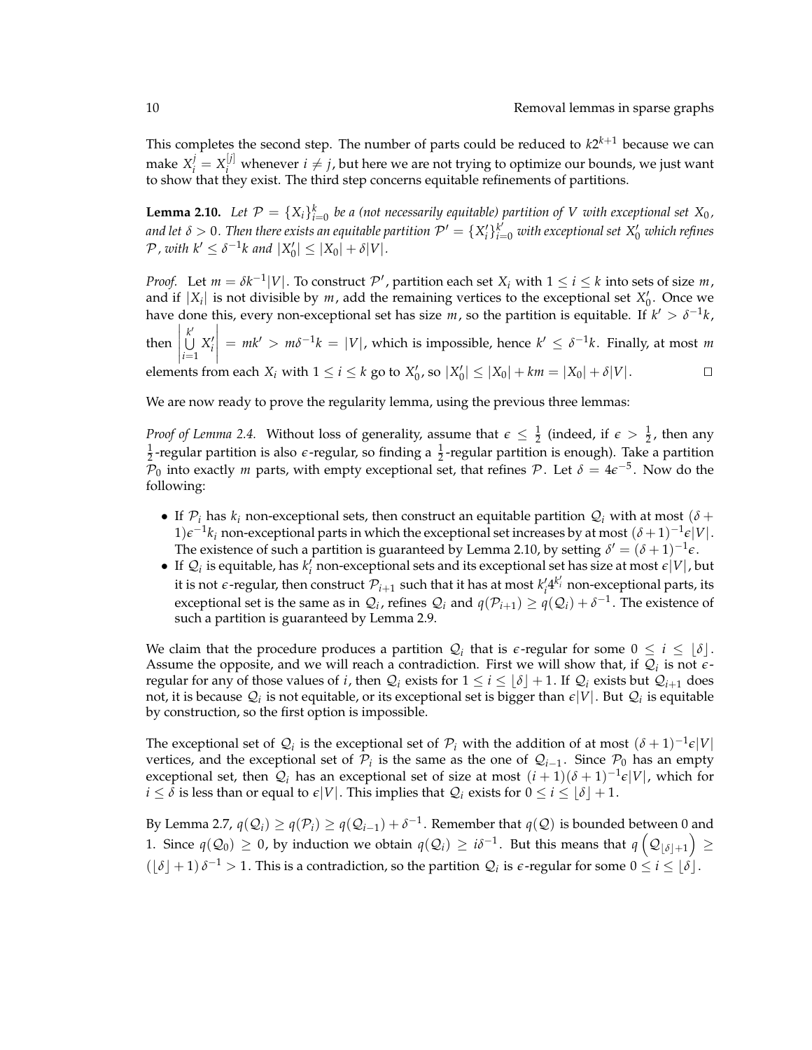This completes the second step. The number of parts could be reduced to $k2^{k+1}$ because we can make $X_i^j = X_i^{[j]}$ whenever $i \neq j$, but here we are not trying to optimize our bounds, we just want to show that they exist. The third step concerns equitable refinements of partitions.

**Lemma 2.10.** *Let $\mathcal{P} = \{X_i\}_{i=0}^k$ be a (not necessarily equitable) partition of $V$ with exceptional set $X_0$, and let $\delta > 0$. Then there exists an equitable partition $\mathcal{P}' = \{X_i'\}_{i=0}^{k'}$ with exceptional set $X_0'$ which refines $\mathcal{P}$, with $k' \leq \delta^{-1}k$ and $|X_0'| \leq |X_0| + \delta|V|$.*

*Proof.* Let $m = \delta k^{-1}|V|$. To construct $\mathcal{P}'$, partition each set $X_i$ with $1 \leq i \leq k$ into sets of size $m$, and if $|X_i|$ is not divisible by $m$, add the remaining vertices to the exceptional set $X_0'$. Once we have done this, every non-exceptional set has size $m$, so the partition is equitable. If $k' > \delta^{-1}k$, then $\left|\bigcup_{i=1}^{k'} X_i'\right| = mk' > m\delta^{-1}k = |V|$, which is impossible, hence $k' \leq \delta^{-1}k$. Finally, at most $m$ elements from each $X_i$ with $1 \leq i \leq k$ go to $X_0'$, so $|X_0'| \leq |X_0| + km = |X_0| + \delta|V|$. □

We are now ready to prove the regularity lemma, using the previous three lemmas:

*Proof of Lemma 2.4.* Without loss of generality, assume that $\epsilon \leq \frac{1}{2}$ (indeed, if $\epsilon > \frac{1}{2}$, then any $\frac{1}{2}$-regular partition is also $\epsilon$-regular, so finding a $\frac{1}{2}$-regular partition is enough). Take a partition $\mathcal{P}_0$ into exactly $m$ parts, with empty exceptional set, that refines $\mathcal{P}$. Let $\delta = 4\epsilon^{-5}$. Now do the following:

- If $\mathcal{P}_i$ has $k_i$ non-exceptional sets, then construct an equitable partition $\mathcal{Q}_i$ with at most $(\delta + 1)\epsilon^{-1}k_i$ non-exceptional parts in which the exceptional set increases by at most $(\delta+1)^{-1}\epsilon|V|$. The existence of such a partition is guaranteed by Lemma 2.10, by setting $\delta' = (\delta+1)^{-1}\epsilon$.
- If $\mathcal{Q}_i$ is equitable, has $k_i'$ non-exceptional sets and its exceptional set has size at most $\epsilon|V|$, but it is not $\epsilon$-regular, then construct $\mathcal{P}_{i+1}$ such that it has at most $k_i'4^{k_i'}$ non-exceptional parts, its exceptional set is the same as in $\mathcal{Q}_i$, refines $\mathcal{Q}_i$ and $q(\mathcal{P}_{i+1}) \geq q(\mathcal{Q}_i) + \delta^{-1}$. The existence of such a partition is guaranteed by Lemma 2.9.

We claim that the procedure produces a partition $\mathcal{Q}_i$ that is $\epsilon$-regular for some $0 \leq i \leq \lfloor \delta \rfloor$. Assume the opposite, and we will reach a contradiction. First we will show that, if $\mathcal{Q}_i$ is not $\epsilon$-regular for any of those values of $i$, then $\mathcal{Q}_i$ exists for $1 \leq i \leq \lfloor \delta \rfloor + 1$. If $\mathcal{Q}_i$ exists but $\mathcal{Q}_{i+1}$ does not, it is because $\mathcal{Q}_i$ is not equitable, or its exceptional set is bigger than $\epsilon|V|$. But $\mathcal{Q}_i$ is equitable by construction, so the first option is impossible.

The exceptional set of $\mathcal{Q}_i$ is the exceptional set of $\mathcal{P}_i$ with the addition of at most $(\delta+1)^{-1}\epsilon|V|$ vertices, and the exceptional set of $\mathcal{P}_i$ is the same as the one of $\mathcal{Q}_{i-1}$. Since $\mathcal{P}_0$ has an empty exceptional set, then $\mathcal{Q}_i$ has an exceptional set of size at most $(i+1)(\delta+1)^{-1}\epsilon|V|$, which for $i \leq \delta$ is less than or equal to $\epsilon|V|$. This implies that $\mathcal{Q}_i$ exists for $0 \leq i \leq \lfloor \delta \rfloor + 1$.

By Lemma 2.7, $q(\mathcal{Q}_i) \geq q(\mathcal{P}_i) \geq q(\mathcal{Q}_{i-1}) + \delta^{-1}$. Remember that $q(\mathcal{Q})$ is bounded between 0 and 1. Since $q(\mathcal{Q}_0) \geq 0$, by induction we obtain $q(\mathcal{Q}_i) \geq i\delta^{-1}$. But this means that $q\left(\mathcal{Q}_{\lfloor \delta \rfloor + 1}\right) \geq (\lfloor \delta \rfloor + 1)\,\delta^{-1} > 1$. This is a contradiction, so the partition $\mathcal{Q}_i$ is $\epsilon$-regular for some $0 \leq i \leq \lfloor \delta \rfloor$.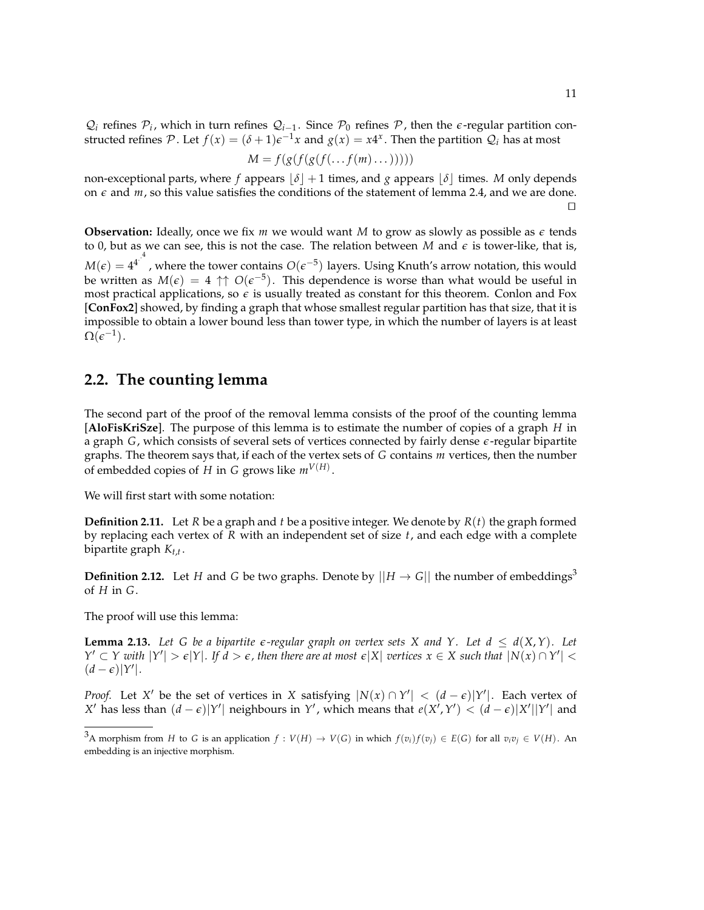$\mathcal{Q}_i$ refines $\mathcal{P}_i$, which in turn refines $\mathcal{Q}_{i-1}$. Since $\mathcal{P}_0$ refines $\mathcal{P}$, then the $\epsilon$-regular partition constructed refines $\mathcal{P}$. Let $f(x) = (\delta+1)\epsilon^{-1}x$ and $g(x) = x4^x$. Then the partition $\mathcal{Q}_i$ has at most

$$M = f(g(f(g(f(\dots f(m)\dots)))))$$

non-exceptional parts, where $f$ appears $\lfloor \delta \rfloor + 1$ times, and $g$ appears $\lfloor \delta \rfloor$ times. $M$ only depends on $\epsilon$ and $m$, so this value satisfies the conditions of the statement of lemma 2.4, and we are done. $\square$

**Observation:** Ideally, once we fix $m$ we would want $M$ to grow as slowly as possible as $\epsilon$ tends to 0, but as we can see, this is not the case. The relation between $M$ and $\epsilon$ is tower-like, that is, $M(\epsilon) = 4^{4^{\cdot^{\cdot^{4}}}}$, where the tower contains $O(\epsilon^{-5})$ layers. Using Knuth's arrow notation, this would be written as $M(\epsilon) = 4 \uparrow\uparrow O(\epsilon^{-5})$. This dependence is worse than what would be useful in most practical applications, so $\epsilon$ is usually treated as constant for this theorem. Conlon and Fox [**ConFox2**] showed, by finding a graph that whose smallest regular partition has that size, that it is impossible to obtain a lower bound less than tower type, in which the number of layers is at least $\Omega(\epsilon^{-1})$.

## 2.2. The counting lemma

The second part of the proof of the removal lemma consists of the proof of the counting lemma [**AloFisKriSze**]. The purpose of this lemma is to estimate the number of copies of a graph $H$ in a graph $G$, which consists of several sets of vertices connected by fairly dense $\epsilon$-regular bipartite graphs. The theorem says that, if each of the vertex sets of $G$ contains $m$ vertices, then the number of embedded copies of $H$ in $G$ grows like $m^{V(H)}$.

We will first start with some notation:

**Definition 2.11.** Let $R$ be a graph and $t$ be a positive integer. We denote by $R(t)$ the graph formed by replacing each vertex of $R$ with an independent set of size $t$, and each edge with a complete bipartite graph $K_{t,t}$.

**Definition 2.12.** Let $H$ and $G$ be two graphs. Denote by $||H \to G||$ the number of embeddings[3] of $H$ in $G$.

The proof will use this lemma:

**Lemma 2.13.** *Let $G$ be a bipartite $\epsilon$-regular graph on vertex sets $X$ and $Y$. Let $d \leq d(X,Y)$. Let $Y' \subset Y$ with $|Y'| > \epsilon|Y|$. If $d > \epsilon$, then there are at most $\epsilon|X|$ vertices $x \in X$ such that $|N(x) \cap Y'| < (d-\epsilon)|Y'|$.*

*Proof.* Let $X'$ be the set of vertices in $X$ satisfying $|N(x) \cap Y'| < (d-\epsilon)|Y'|$. Each vertex of $X'$ has less than $(d-\epsilon)|Y'|$ neighbours in $Y'$, which means that $e(X',Y') < (d-\epsilon)|X'||Y'|$ and

[3] A morphism from $H$ to $G$ is an application $f : V(H) \to V(G)$ in which $f(v_i)f(v_j) \in E(G)$ for all $v_iv_j \in V(H)$. An embedding is an injective morphism.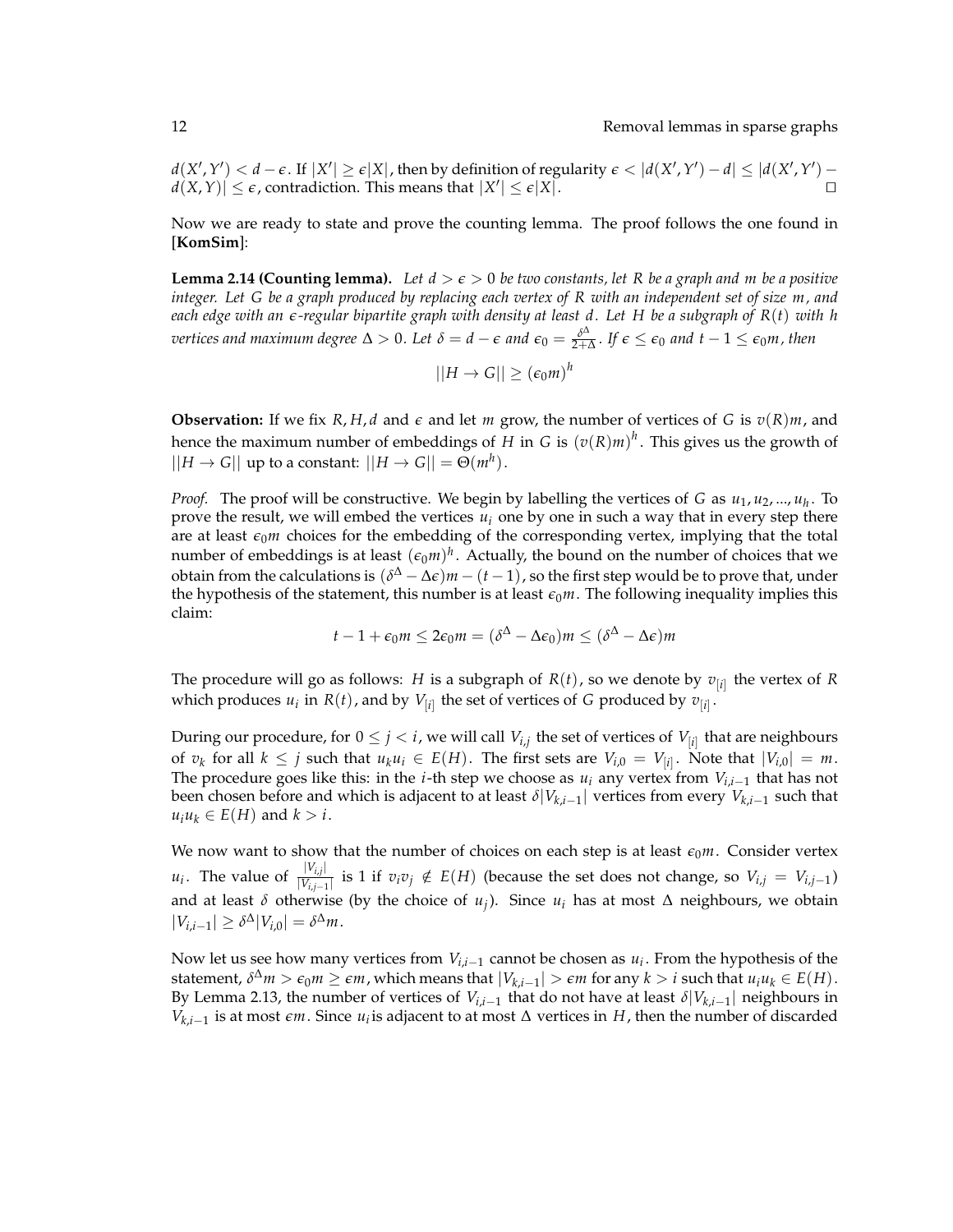$d(X', Y') < d - \epsilon$. If $|X'| \geq \epsilon|X|$, then by definition of regularity $\epsilon < |d(X', Y') - d| \leq |d(X', Y') - d(X, Y)| \leq \epsilon$, contradiction. This means that $|X'| \leq \epsilon|X|$. ☐

Now we are ready to state and prove the counting lemma. The proof follows the one found in **[KomSim]**:

**Lemma 2.14 (Counting lemma).** *Let $d > \epsilon > 0$ be two constants, let $R$ be a graph and $m$ be a positive integer. Let $G$ be a graph produced by replacing each vertex of $R$ with an independent set of size $m$, and each edge with an $\epsilon$-regular bipartite graph with density at least $d$. Let $H$ be a subgraph of $R(t)$ with $h$ vertices and maximum degree $\Delta > 0$. Let $\delta = d - \epsilon$ and $\epsilon_0 = \frac{\delta^\Delta}{2+\Delta}$. If $\epsilon \leq \epsilon_0$ and $t - 1 \leq \epsilon_0 m$, then*

$$||H \to G|| \geq (\epsilon_0 m)^h$$

**Observation:** If we fix $R, H, d$ and $\epsilon$ and let $m$ grow, the number of vertices of $G$ is $v(R)m$, and hence the maximum number of embeddings of $H$ in $G$ is $(v(R)m)^h$. This gives us the growth of $||H \to G||$ up to a constant: $||H \to G|| = \Theta(m^h)$.

*Proof.* The proof will be constructive. We begin by labelling the vertices of $G$ as $u_1, u_2, ..., u_h$. To prove the result, we will embed the vertices $u_i$ one by one in such a way that in every step there are at least $\epsilon_0 m$ choices for the embedding of the corresponding vertex, implying that the total number of embeddings is at least $(\epsilon_0 m)^h$. Actually, the bound on the number of choices that we obtain from the calculations is $(\delta^\Delta - \Delta\epsilon)m - (t-1)$, so the first step would be to prove that, under the hypothesis of the statement, this number is at least $\epsilon_0 m$. The following inequality implies this claim:

$$t - 1 + \epsilon_0 m \leq 2\epsilon_0 m = (\delta^\Delta - \Delta\epsilon_0)m \leq (\delta^\Delta - \Delta\epsilon)m$$

The procedure will go as follows: $H$ is a subgraph of $R(t)$, so we denote by $v_{[i]}$ the vertex of $R$ which produces $u_i$ in $R(t)$, and by $V_{[i]}$ the set of vertices of $G$ produced by $v_{[i]}$.

During our procedure, for $0 \leq j < i$, we will call $V_{i,j}$ the set of vertices of $V_{[i]}$ that are neighbours of $v_k$ for all $k \leq j$ such that $u_k u_i \in E(H)$. The first sets are $V_{i,0} = V_{[i]}$. Note that $|V_{i,0}| = m$. The procedure goes like this: in the $i$-th step we choose as $u_i$ any vertex from $V_{i,i-1}$ that has not been chosen before and which is adjacent to at least $\delta|V_{k,i-1}|$ vertices from every $V_{k,i-1}$ such that $u_i u_k \in E(H)$ and $k > i$.

We now want to show that the number of choices on each step is at least $\epsilon_0 m$. Consider vertex $u_i$. The value of $\frac{|V_{i,j}|}{|V_{i,j-1}|}$ is 1 if $v_i v_j \notin E(H)$ (because the set does not change, so $V_{i,j} = V_{i,j-1}$) and at least $\delta$ otherwise (by the choice of $u_j$). Since $u_i$ has at most $\Delta$ neighbours, we obtain $|V_{i,i-1}| \geq \delta^\Delta |V_{i,0}| = \delta^\Delta m$.

Now let us see how many vertices from $V_{i,i-1}$ cannot be chosen as $u_i$. From the hypothesis of the statement, $\delta^\Delta m > \epsilon_0 m \geq \epsilon m$, which means that $|V_{k,i-1}| > \epsilon m$ for any $k > i$ such that $u_i u_k \in E(H)$. By Lemma 2.13, the number of vertices of $V_{i,i-1}$ that do not have at least $\delta|V_{k,i-1}|$ neighbours in $V_{k,i-1}$ is at most $\epsilon m$. Since $u_i$ is adjacent to at most $\Delta$ vertices in $H$, then the number of discarded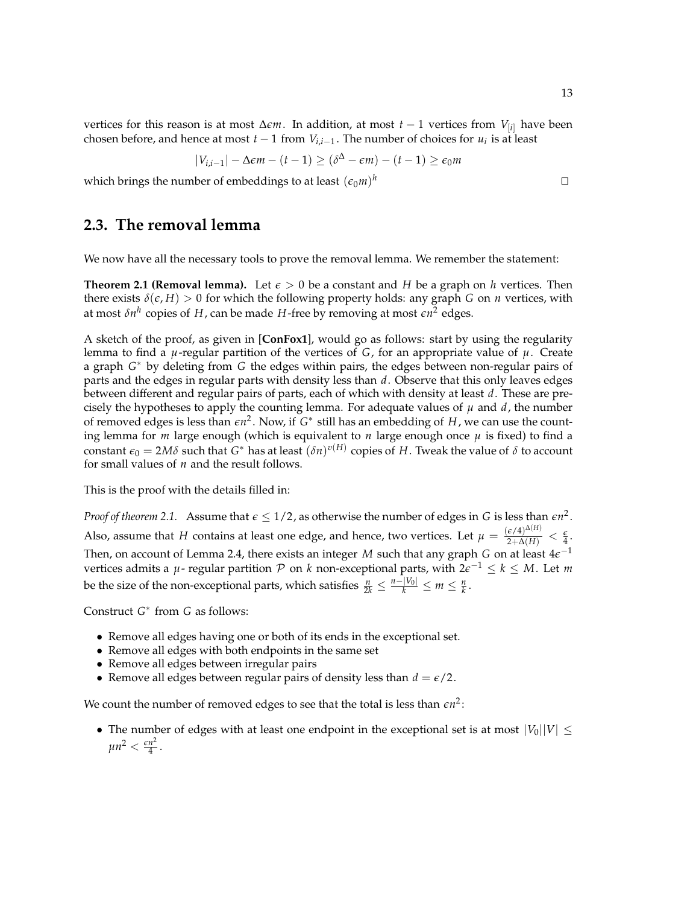vertices for this reason is at most $\Delta\epsilon m$. In addition, at most $t-1$ vertices from $V_{[i]}$ have been chosen before, and hence at most $t-1$ from $V_{i,i-1}$. The number of choices for $u_i$ is at least

$$|V_{i,i-1}| - \Delta\epsilon m - (t-1) \geq (\delta^{\Delta} - \epsilon m) - (t-1) \geq \epsilon_0 m$$

which brings the number of embeddings to at least $(\epsilon_0 m)^h$ □

## 2.3. The removal lemma

We now have all the necessary tools to prove the removal lemma. We remember the statement:

**Theorem 2.1 (Removal lemma).** Let $\epsilon > 0$ be a constant and $H$ be a graph on $h$ vertices. Then there exists $\delta(\epsilon, H) > 0$ for which the following property holds: any graph $G$ on $n$ vertices, with at most $\delta n^h$ copies of $H$, can be made $H$-free by removing at most $\epsilon n^2$ edges.

A sketch of the proof, as given in **[ConFox1]**, would go as follows: start by using the regularity lemma to find a $\mu$-regular partition of the vertices of $G$, for an appropriate value of $\mu$. Create a graph $G^*$ by deleting from $G$ the edges within pairs, the edges between non-regular pairs of parts and the edges in regular parts with density less than $d$. Observe that this only leaves edges between different and regular pairs of parts, each of which with density at least $d$. These are precisely the hypotheses to apply the counting lemma. For adequate values of $\mu$ and $d$, the number of removed edges is less than $\epsilon n^2$. Now, if $G^*$ still has an embedding of $H$, we can use the counting lemma for $m$ large enough (which is equivalent to $n$ large enough once $\mu$ is fixed) to find a constant $\epsilon_0 = 2M\delta$ such that $G^*$ has at least $(\delta n)^{v(H)}$ copies of $H$. Tweak the value of $\delta$ to account for small values of $n$ and the result follows.

This is the proof with the details filled in:

*Proof of theorem 2.1.* Assume that $\epsilon \leq 1/2$, as otherwise the number of edges in $G$ is less than $\epsilon n^2$. Also, assume that $H$ contains at least one edge, and hence, two vertices. Let $\mu = \frac{(\epsilon/4)^{\Delta(H)}}{2+\Delta(H)} < \frac{\epsilon}{4}$. Then, on account of Lemma 2.4, there exists an integer $M$ such that any graph $G$ on at least $4\epsilon^{-1}$ vertices admits a $\mu$- regular partition $\mathcal{P}$ on $k$ non-exceptional parts, with $2\epsilon^{-1} \leq k \leq M$. Let $m$ be the size of the non-exceptional parts, which satisfies $\frac{n}{2k} \leq \frac{n-|V_0|}{k} \leq m \leq \frac{n}{k}$.

Construct $G^*$ from $G$ as follows:

- Remove all edges having one or both of its ends in the exceptional set.
- Remove all edges with both endpoints in the same set
- Remove all edges between irregular pairs
- Remove all edges between regular pairs of density less than $d = \epsilon/2$.

We count the number of removed edges to see that the total is less than $\epsilon n^2$:

- The number of edges with at least one endpoint in the exceptional set is at most $|V_0||V| \leq \mu n^2 < \frac{\epsilon n^2}{4}$.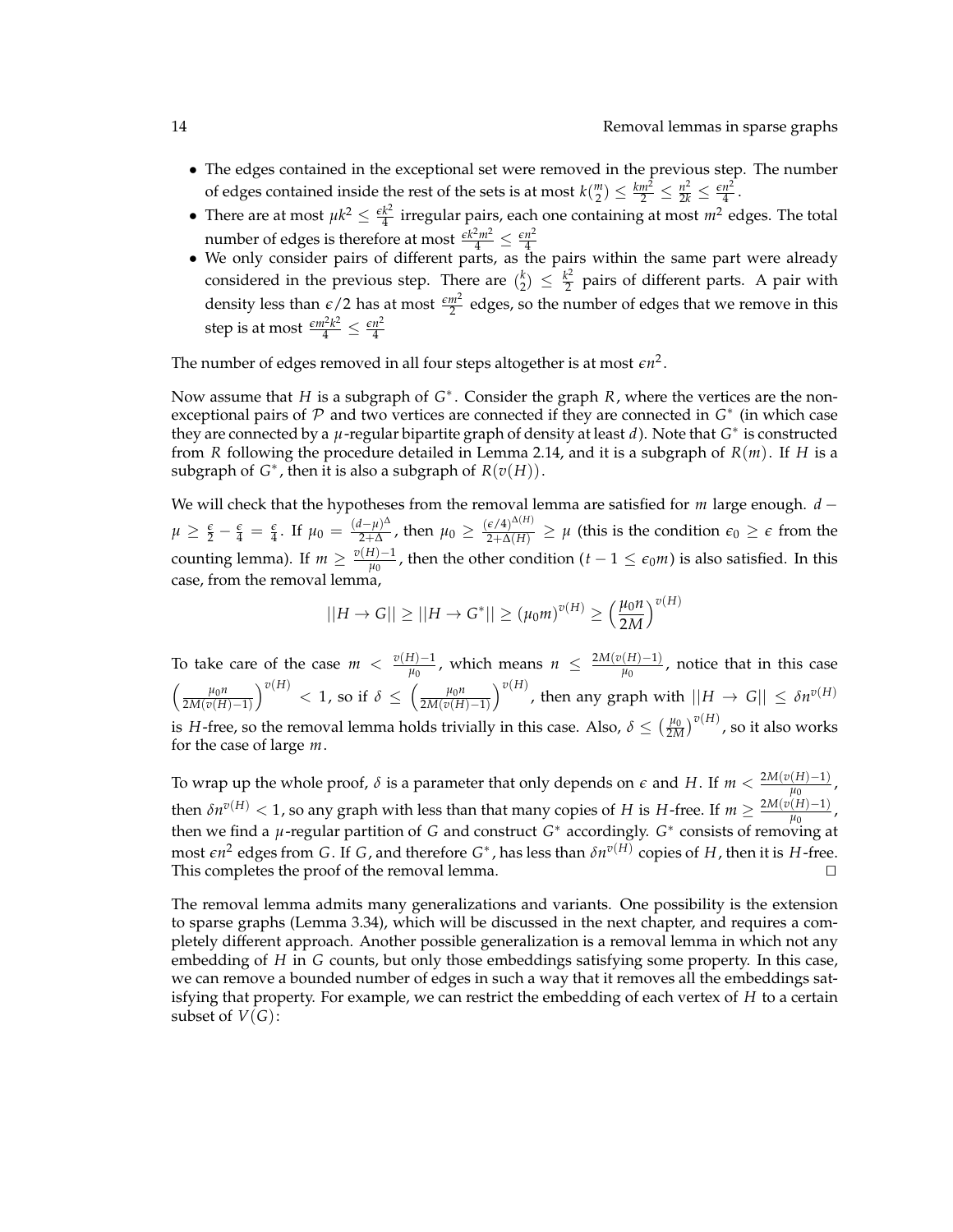- The edges contained in the exceptional set were removed in the previous step. The number of edges contained inside the rest of the sets is at most $k\binom{m}{2} \leq \frac{km^2}{2} \leq \frac{n^2}{2k} \leq \frac{\epsilon n^2}{4}$.
- There are at most $\mu k^2 \leq \frac{\epsilon k^2}{4}$ irregular pairs, each one containing at most $m^2$ edges. The total number of edges is therefore at most $\frac{\epsilon k^2 m^2}{4} \leq \frac{\epsilon n^2}{4}$
- We only consider pairs of different parts, as the pairs within the same part were already considered in the previous step. There are $\binom{k}{2} \leq \frac{k^2}{2}$ pairs of different parts. A pair with density less than $\epsilon/2$ has at most $\frac{\epsilon m^2}{2}$ edges, so the number of edges that we remove in this step is at most $\frac{\epsilon m^2 k^2}{4} \leq \frac{\epsilon n^2}{4}$

The number of edges removed in all four steps altogether is at most $\epsilon n^2$.

Now assume that $H$ is a subgraph of $G^*$. Consider the graph $R$, where the vertices are the non-exceptional pairs of $\mathcal{P}$ and two vertices are connected if they are connected in $G^*$ (in which case they are connected by a $\mu$-regular bipartite graph of density at least $d$). Note that $G^*$ is constructed from $R$ following the procedure detailed in Lemma 2.14, and it is a subgraph of $R(m)$. If $H$ is a subgraph of $G^*$, then it is also a subgraph of $R(v(H))$.

We will check that the hypotheses from the removal lemma are satisfied for $m$ large enough. $d - \mu \geq \frac{\epsilon}{2} - \frac{\epsilon}{4} = \frac{\epsilon}{4}$. If $\mu_0 = \frac{(d-\mu)^\Delta}{2+\Delta}$, then $\mu_0 \geq \frac{(\epsilon/4)^{\Delta(H)}}{2+\Delta(H)} \geq \mu$ (this is the condition $\epsilon_0 \geq \epsilon$ from the counting lemma). If $m \geq \frac{v(H)-1}{\mu_0}$, then the other condition ($t - 1 \leq \epsilon_0 m$) is also satisfied. In this case, from the removal lemma,

$$||H \to G|| \geq ||H \to G^*|| \geq (\mu_0 m)^{v(H)} \geq \left(\frac{\mu_0 n}{2M}\right)^{v(H)}$$

To take care of the case $m < \frac{v(H)-1}{\mu_0}$, which means $n \leq \frac{2M(v(H)-1)}{\mu_0}$, notice that in this case $\left(\frac{\mu_0 n}{2M(v(H)-1)}\right)^{v(H)} < 1$, so if $\delta \leq \left(\frac{\mu_0 n}{2M(v(H)-1)}\right)^{v(H)}$, then any graph with $||H \to G|| \leq \delta n^{v(H)}$ is $H$-free, so the removal lemma holds trivially in this case. Also, $\delta \leq \left(\frac{\mu_0}{2M}\right)^{v(H)}$, so it also works for the case of large $m$.

To wrap up the whole proof, $\delta$ is a parameter that only depends on $\epsilon$ and $H$. If $m < \frac{2M(v(H)-1)}{\mu_0}$, then $\delta n^{v(H)} < 1$, so any graph with less than that many copies of $H$ is $H$-free. If $m \geq \frac{2M(v(H)-1)}{\mu_0}$, then we find a $\mu$-regular partition of $G$ and construct $G^*$ accordingly. $G^*$ consists of removing at most $\epsilon n^2$ edges from $G$. If $G$, and therefore $G^*$, has less than $\delta n^{v(H)}$ copies of $H$, then it is $H$-free. This completes the proof of the removal lemma. $\square$

The removal lemma admits many generalizations and variants. One possibility is the extension to sparse graphs (Lemma 3.34), which will be discussed in the next chapter, and requires a completely different approach. Another possible generalization is a removal lemma in which not any embedding of $H$ in $G$ counts, but only those embeddings satisfying some property. In this case, we can remove a bounded number of edges in such a way that it removes all the embeddings satisfying that property. For example, we can restrict the embedding of each vertex of $H$ to a certain subset of $V(G)$: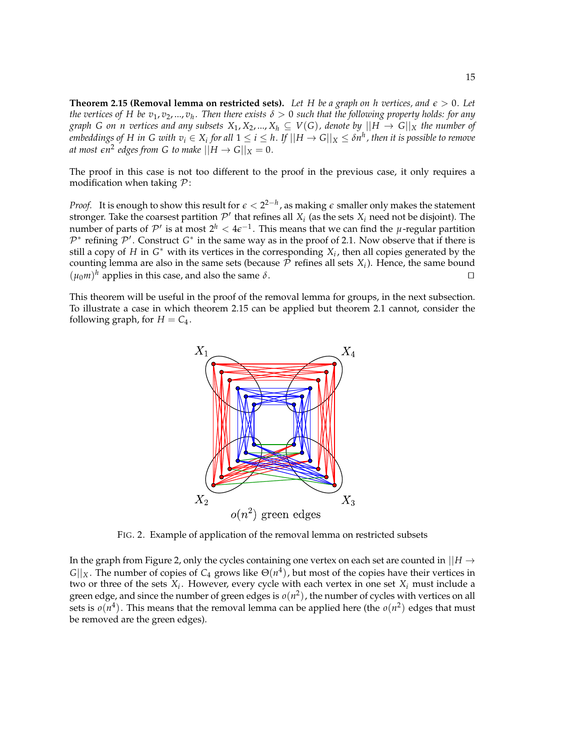**Theorem 2.15 (Removal lemma on restricted sets).** *Let $H$ be a graph on $h$ vertices, and $\epsilon > 0$. Let the vertices of $H$ be $v_1, v_2, ..., v_h$. Then there exists $\delta > 0$ such that the following property holds: for any graph $G$ on $n$ vertices and any subsets $X_1, X_2, ..., X_h \subseteq V(G)$, denote by $||H \to G||_X$ the number of embeddings of $H$ in $G$ with $v_i \in X_i$ for all $1 \leq i \leq h$. If $||H \to G||_X \leq \delta n^h$, then it is possible to remove at most $\epsilon n^2$ edges from $G$ to make $||H \to G||_X = 0$.*

The proof in this case is not too different to the proof in the previous case, it only requires a modification when taking $\mathcal{P}$:

*Proof.* It is enough to show this result for $\epsilon < 2^{2-h}$, as making $\epsilon$ smaller only makes the statement stronger. Take the coarsest partition $\mathcal{P}'$ that refines all $X_i$ (as the sets $X_i$ need not be disjoint). The number of parts of $\mathcal{P}'$ is at most $2^h < 4\epsilon^{-1}$. This means that we can find the $\mu$-regular partition $\mathcal{P}^*$ refining $\mathcal{P}'$. Construct $G^*$ in the same way as in the proof of 2.1. Now observe that if there is still a copy of $H$ in $G^*$ with its vertices in the corresponding $X_i$, then all copies generated by the counting lemma are also in the same sets (because $\mathcal{P}$ refines all sets $X_i$). Hence, the same bound $(\mu_0 m)^h$ applies in this case, and also the same $\delta$. □

This theorem will be useful in the proof of the removal lemma for groups, in the next subsection. To illustrate a case in which theorem 2.15 can be applied but theorem 2.1 cannot, consider the following graph, for $H = C_4$.

FIG. 2. Example of application of the removal lemma on restricted subsets

In the graph from Figure 2, only the cycles containing one vertex on each set are counted in $||H \to G||_X$. The number of copies of $C_4$ grows like $\Theta(n^4)$, but most of the copies have their vertices in two or three of the sets $X_i$. However, every cycle with each vertex in one set $X_i$ must include a green edge, and since the number of green edges is $o(n^2)$, the number of cycles with vertices on all sets is $o(n^4)$. This means that the removal lemma can be applied here (the $o(n^2)$ edges that must be removed are the green edges).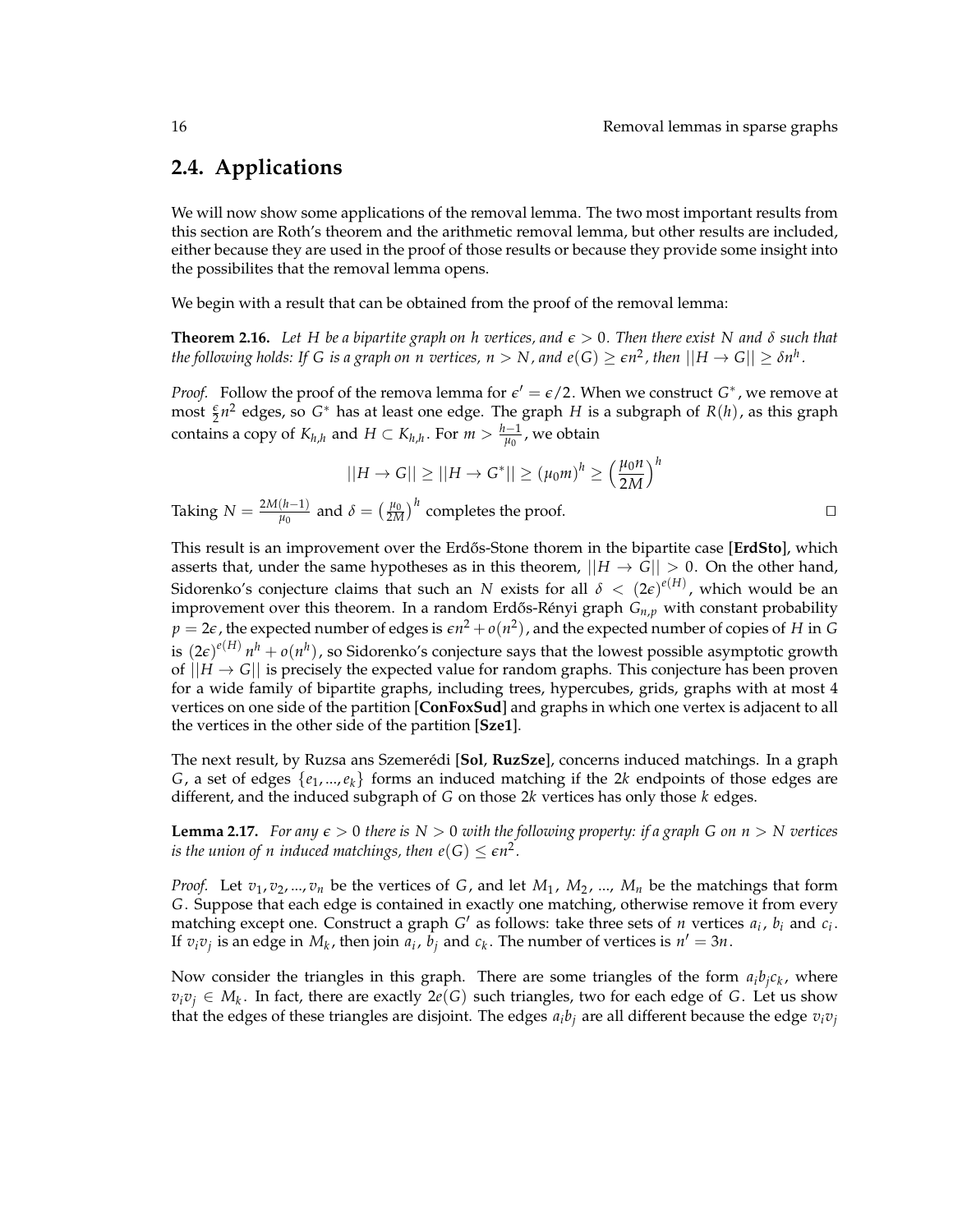## 2.4. Applications

We will now show some applications of the removal lemma. The two most important results from this section are Roth's theorem and the arithmetic removal lemma, but other results are included, either because they are used in the proof of those results or because they provide some insight into the possibilites that the removal lemma opens.

We begin with a result that can be obtained from the proof of the removal lemma:

**Theorem 2.16.** *Let $H$ be a bipartite graph on $h$ vertices, and $\epsilon > 0$. Then there exist $N$ and $\delta$ such that the following holds: If $G$ is a graph on $n$ vertices, $n > N$, and $e(G) \geq \epsilon n^2$, then $||H \to G|| \geq \delta n^h$.*

*Proof.* Follow the proof of the remova lemma for $\epsilon' = \epsilon/2$. When we construct $G^*$, we remove at most $\frac{\epsilon}{2}n^2$ edges, so $G^*$ has at least one edge. The graph $H$ is a subgraph of $R(h)$, as this graph contains a copy of $K_{h,h}$ and $H \subset K_{h,h}$. For $m > \frac{h-1}{\mu_0}$, we obtain

$$||H \to G|| \geq ||H \to G^*|| \geq (\mu_0 m)^h \geq \left(\frac{\mu_0 n}{2M}\right)^h$$

Taking $N = \frac{2M(h-1)}{\mu_0}$ and $\delta = \left(\frac{\mu_0}{2M}\right)^h$ completes the proof. □

This result is an improvement over the Erdős-Stone thorem in the bipartite case [**ErdSto**], which asserts that, under the same hypotheses as in this theorem, $||H \to G|| > 0$. On the other hand, Sidorenko's conjecture claims that such an $N$ exists for all $\delta < (2\epsilon)^{e(H)}$, which would be an improvement over this theorem. In a random Erdős-Rényi graph $G_{n,p}$ with constant probability $p = 2\epsilon$, the expected number of edges is $\epsilon n^2 + o(n^2)$, and the expected number of copies of $H$ in $G$ is $(2\epsilon)^{e(H)} n^h + o(n^h)$, so Sidorenko's conjecture says that the lowest possible asymptotic growth of $||H \to G||$ is precisely the expected value for random graphs. This conjecture has been proven for a wide family of bipartite graphs, including trees, hypercubes, grids, graphs with at most 4 vertices on one side of the partition [**ConFoxSud**] and graphs in which one vertex is adjacent to all the vertices in the other side of the partition [**Sze1**].

The next result, by Ruzsa ans Szemerédi [**Sol**, **RuzSze**], concerns induced matchings. In a graph $G$, a set of edges $\{e_1, ..., e_k\}$ forms an induced matching if the $2k$ endpoints of those edges are different, and the induced subgraph of $G$ on those $2k$ vertices has only those $k$ edges.

**Lemma 2.17.** *For any $\epsilon > 0$ there is $N > 0$ with the following property: if a graph $G$ on $n > N$ vertices is the union of $n$ induced matchings, then $e(G) \leq \epsilon n^2$.*

*Proof.* Let $v_1, v_2, ..., v_n$ be the vertices of $G$, and let $M_1$, $M_2$, ..., $M_n$ be the matchings that form $G$. Suppose that each edge is contained in exactly one matching, otherwise remove it from every matching except one. Construct a graph $G'$ as follows: take three sets of $n$ vertices $a_i$, $b_i$ and $c_i$. If $v_iv_j$ is an edge in $M_k$, then join $a_i$, $b_j$ and $c_k$. The number of vertices is $n' = 3n$.

Now consider the triangles in this graph. There are some triangles of the form $a_ib_jc_k$, where $v_iv_j \in M_k$. In fact, there are exactly $2e(G)$ such triangles, two for each edge of $G$. Let us show that the edges of these triangles are disjoint. The edges $a_ib_j$ are all different because the edge $v_iv_j$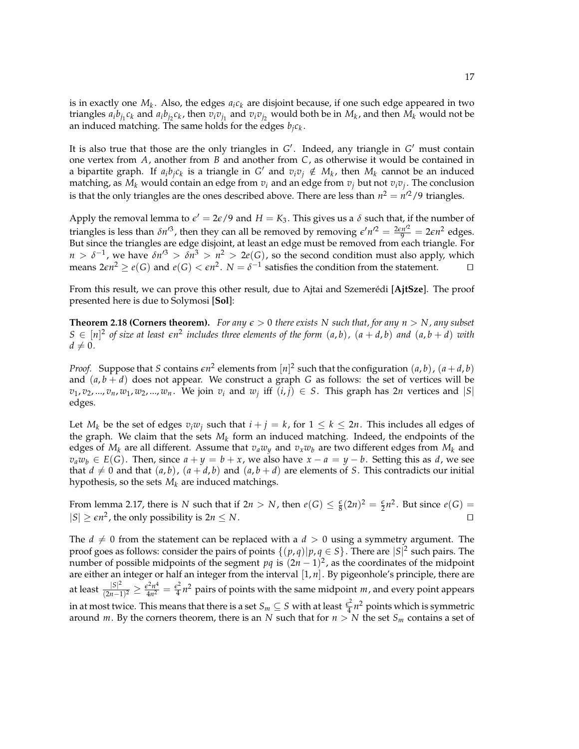is in exactly one $M_k$. Also, the edges $a_ic_k$ are disjoint because, if one such edge appeared in two triangles $a_ib_{j_1}c_k$ and $a_ib_{j_2}c_k$, then $v_iv_{j_1}$ and $v_iv_{j_2}$ would both be in $M_k$, and then $M_k$ would not be an induced matching. The same holds for the edges $b_jc_k$.

It is also true that those are the only triangles in $G'$. Indeed, any triangle in $G'$ must contain one vertex from $A$, another from $B$ and another from $C$, as otherwise it would be contained in a bipartite graph. If $a_ib_jc_k$ is a triangle in $G'$ and $v_iv_j \notin M_k$, then $M_k$ cannot be an induced matching, as $M_k$ would contain an edge from $v_i$ and an edge from $v_j$ but not $v_iv_j$. The conclusion is that the only triangles are the ones described above. There are less than $n^2 = n'^2/9$ triangles.

Apply the removal lemma to $\epsilon' = 2\epsilon/9$ and $H = K_3$. This gives us a $\delta$ such that, if the number of triangles is less than $\delta n'^3$, then they can all be removed by removing $\epsilon' n'^2 = \frac{2\epsilon n'^2}{9} = 2\epsilon n^2$ edges. But since the triangles are edge disjoint, at least an edge must be removed from each triangle. For $n > \delta^{-1}$, we have $\delta n'^3 > \delta n^3 > n^2 > 2e(G)$, so the second condition must also apply, which means $2\epsilon n^2 \geq e(G)$ and $e(G) < \epsilon n^2$. $N = \delta^{-1}$ satisfies the condition from the statement. $\square$

From this result, we can prove this other result, due to Ajtai and Szemerédi **[AjtSze]**. The proof presented here is due to Solymosi **[Sol]**:

**Theorem 2.18 (Corners theorem).** *For any $\epsilon > 0$ there exists $N$ such that, for any $n > N$, any subset $S \in [n]^2$ of size at least $\epsilon n^2$ includes three elements of the form $(a, b)$, $(a + d, b)$ and $(a, b + d)$ with $d \neq 0$.*

*Proof.* Suppose that $S$ contains $\epsilon n^2$ elements from $[n]^2$ such that the configuration $(a, b)$, $(a + d, b)$ and $(a, b + d)$ does not appear. We construct a graph $G$ as follows: the set of vertices will be $v_1, v_2, ..., v_n, w_1, w_2, ..., w_n$. We join $v_i$ and $w_j$ iff $(i, j) \in S$. This graph has $2n$ vertices and $|S|$ edges.

Let $M_k$ be the set of edges $v_iw_j$ such that $i + j = k$, for $1 \leq k \leq 2n$. This includes all edges of the graph. We claim that the sets $M_k$ form an induced matching. Indeed, the endpoints of the edges of $M_k$ are all different. Assume that $v_aw_y$ and $v_xw_b$ are two different edges from $M_k$ and $v_aw_b \in E(G)$. Then, since $a + y = b + x$, we also have $x - a = y - b$. Setting this as $d$, we see that $d \neq 0$ and that $(a, b)$, $(a + d, b)$ and $(a, b + d)$ are elements of $S$. This contradicts our initial hypothesis, so the sets $M_k$ are induced matchings.

From lemma 2.17, there is $N$ such that if $2n > N$, then $e(G) \leq \frac{\epsilon}{8}(2n)^2 = \frac{\epsilon}{2}n^2$. But since $e(G) = |S| \geq \epsilon n^2$, the only possibility is $2n \leq N$. $\square$

The $d \neq 0$ from the statement can be replaced with a $d > 0$ using a symmetry argument. The proof goes as follows: consider the pairs of points $\{(p, q) | p, q \in S\}$. There are $|S|^2$ such pairs. The number of possible midpoints of the segment $pq$ is $(2n - 1)^2$, as the coordinates of the midpoint are either an integer or half an integer from the interval $[1, n]$. By pigeonhole's principle, there are at least $\frac{|S|^2}{(2n-1)^2} \geq \frac{\epsilon^2 n^4}{4n^2} = \frac{\epsilon^2}{4}n^2$ pairs of points with the same midpoint $m$, and every point appears in at most twice. This means that there is a set $S_m \subseteq S$ with at least $\frac{\epsilon^2}{4}n^2$ points which is symmetric around $m$. By the corners theorem, there is an $N$ such that for $n > N$ the set $S_m$ contains a set of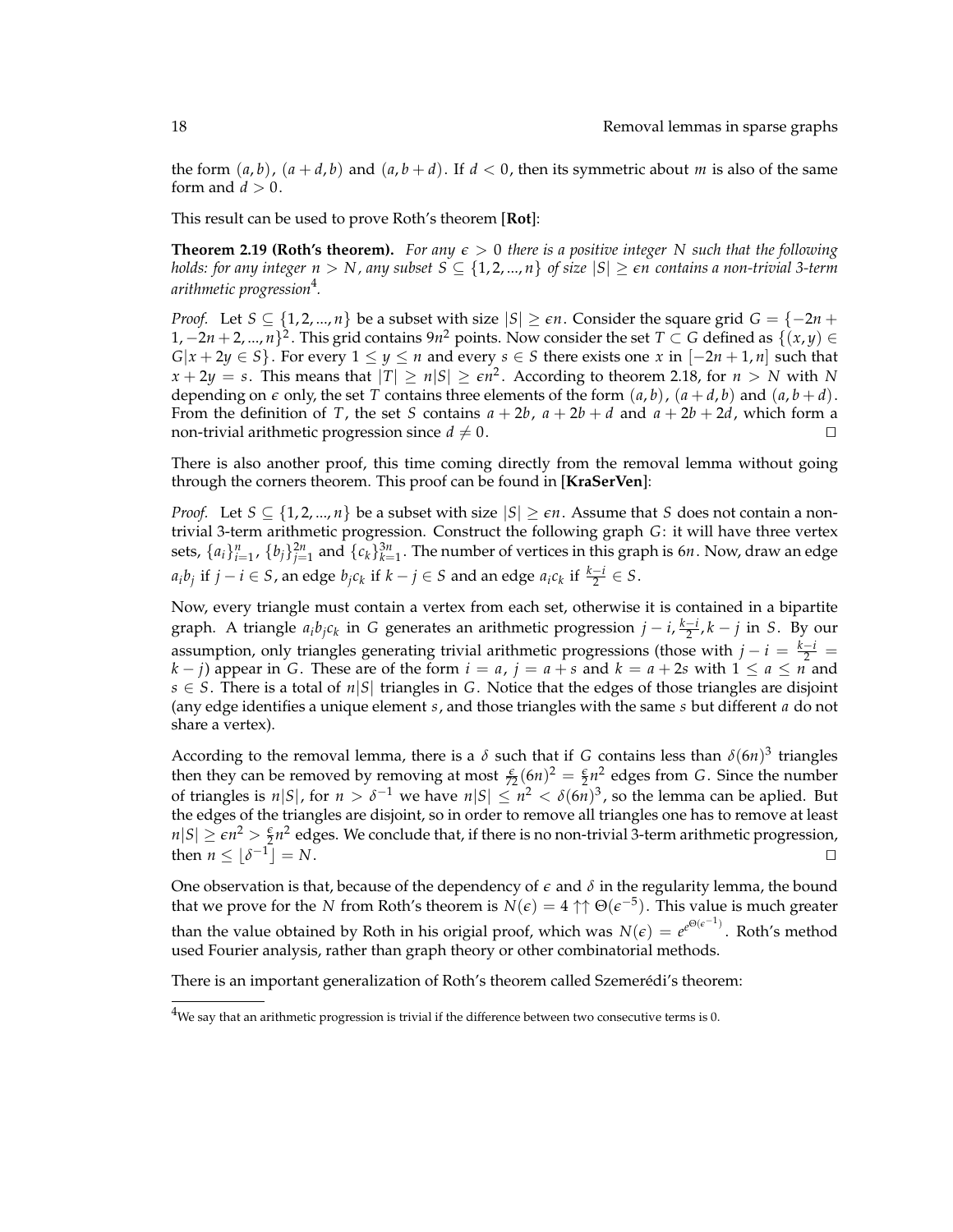the form $(a, b)$, $(a+d, b)$ and $(a, b+d)$. If $d < 0$, then its symmetric about $m$ is also of the same form and $d > 0$.

This result can be used to prove Roth's theorem [**Rot**]:

**Theorem 2.19 (Roth's theorem).** *For any $\epsilon > 0$ there is a positive integer $N$ such that the following holds: for any integer $n > N$, any subset $S \subseteq \{1, 2, ..., n\}$ of size $|S| \geq \epsilon n$ contains a non-trivial 3-term arithmetic progression*[4].

*Proof.* Let $S \subseteq \{1, 2, ..., n\}$ be a subset with size $|S| \geq \epsilon n$. Consider the square grid $G = \{-2n+1, -2n+2, ..., n\}^2$. This grid contains $9n^2$ points. Now consider the set $T \subset G$ defined as $\{(x, y) \in G | x + 2y \in S\}$. For every $1 \leq y \leq n$ and every $s \in S$ there exists one $x$ in $[-2n+1, n]$ such that $x + 2y = s$. This means that $|T| \geq n|S| \geq \epsilon n^2$. According to theorem 2.18, for $n > N$ with $N$ depending on $\epsilon$ only, the set $T$ contains three elements of the form $(a, b)$, $(a+d, b)$ and $(a, b+d)$. From the definition of $T$, the set $S$ contains $a + 2b$, $a + 2b + d$ and $a + 2b + 2d$, which form a non-trivial arithmetic progression since $d \neq 0$. □

There is also another proof, this time coming directly from the removal lemma without going through the corners theorem. This proof can be found in [**KraSerVen**]:

*Proof.* Let $S \subseteq \{1, 2, ..., n\}$ be a subset with size $|S| \geq \epsilon n$. Assume that $S$ does not contain a non-trivial 3-term arithmetic progression. Construct the following graph $G$: it will have three vertex sets, $\{a_i\}_{i=1}^{n}$, $\{b_j\}_{j=1}^{2n}$ and $\{c_k\}_{k=1}^{3n}$. The number of vertices in this graph is $6n$. Now, draw an edge $a_i b_j$ if $j - i \in S$, an edge $b_j c_k$ if $k - j \in S$ and an edge $a_i c_k$ if $\frac{k-i}{2} \in S$.

Now, every triangle must contain a vertex from each set, otherwise it is contained in a bipartite graph. A triangle $a_i b_j c_k$ in $G$ generates an arithmetic progression $j - i, \frac{k-i}{2}, k - j$ in $S$. By our assumption, only triangles generating trivial arithmetic progressions (those with $j - i = \frac{k-i}{2} = k - j$) appear in $G$. These are of the form $i = a$, $j = a + s$ and $k = a + 2s$ with $1 \leq a \leq n$ and $s \in S$. There is a total of $n|S|$ triangles in $G$. Notice that the edges of those triangles are disjoint (any edge identifies a unique element $s$, and those triangles with the same $s$ but different $a$ do not share a vertex).

According to the removal lemma, there is a $\delta$ such that if $G$ contains less than $\delta(6n)^3$ triangles then they can be removed by removing at most $\frac{\epsilon}{72}(6n)^2 = \frac{\epsilon}{2}n^2$ edges from $G$. Since the number of triangles is $n|S|$, for $n > \delta^{-1}$ we have $n|S| \leq n^2 < \delta(6n)^3$, so the lemma can be aplied. But the edges of the triangles are disjoint, so in order to remove all triangles one has to remove at least $n|S| \geq \epsilon n^2 > \frac{\epsilon}{2}n^2$ edges. We conclude that, if there is no non-trivial 3-term arithmetic progression, then $n \leq \lfloor \delta^{-1} \rfloor = N$. □

One observation is that, because of the dependency of $\epsilon$ and $\delta$ in the regularity lemma, the bound that we prove for the $N$ from Roth's theorem is $N(\epsilon) = 4 \uparrow\uparrow \Theta(\epsilon^{-5})$. This value is much greater than the value obtained by Roth in his origial proof, which was $N(\epsilon) = e^{e^{\Theta(\epsilon^{-1})}}$. Roth's method used Fourier analysis, rather than graph theory or other combinatorial methods.

There is an important generalization of Roth's theorem called Szemerédi's theorem:

[4] We say that an arithmetic progression is trivial if the difference between two consecutive terms is 0.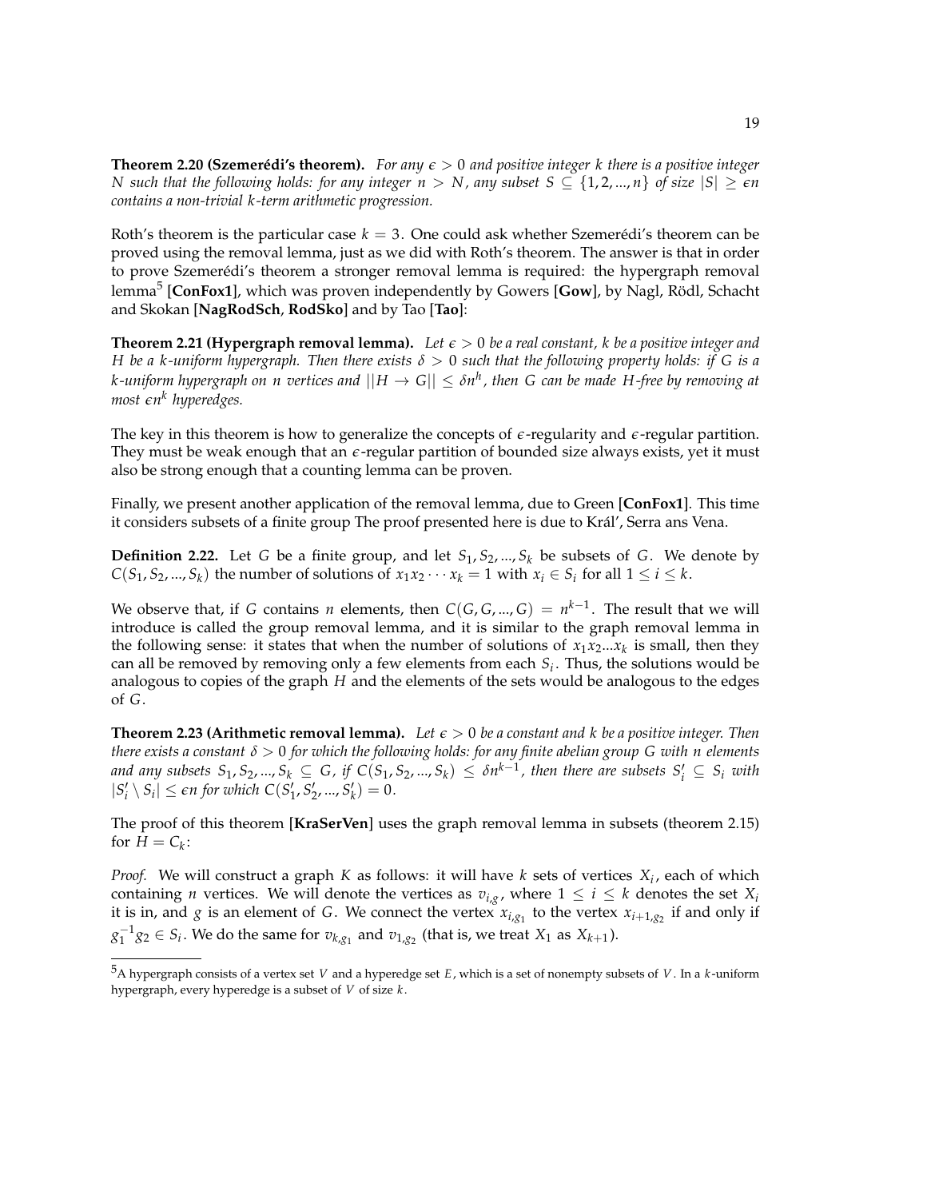**Theorem 2.20 (Szemerédi's theorem).** *For any $\epsilon > 0$ and positive integer $k$ there is a positive integer $N$ such that the following holds: for any integer $n > N$, any subset $S \subseteq \{1, 2, ..., n\}$ of size $|S| \geq \epsilon n$ contains a non-trivial $k$-term arithmetic progression.*

Roth's theorem is the particular case $k = 3$. One could ask whether Szemerédi's theorem can be proved using the removal lemma, just as we did with Roth's theorem. The answer is that in order to prove Szemerédi's theorem a stronger removal lemma is required: the hypergraph removal lemma[5] [**ConFox1**], which was proven independently by Gowers [**Gow**], by Nagl, Rödl, Schacht and Skokan [**NagRodSch**, **RodSko**] and by Tao [**Tao**]:

**Theorem 2.21 (Hypergraph removal lemma).** *Let $\epsilon > 0$ be a real constant, $k$ be a positive integer and $H$ be a $k$-uniform hypergraph. Then there exists $\delta > 0$ such that the following property holds: if $G$ is a $k$-uniform hypergraph on $n$ vertices and $||H \to G|| \leq \delta n^h$, then $G$ can be made $H$-free by removing at most $\epsilon n^k$ hyperedges.*

The key in this theorem is how to generalize the concepts of $\epsilon$-regularity and $\epsilon$-regular partition. They must be weak enough that an $\epsilon$-regular partition of bounded size always exists, yet it must also be strong enough that a counting lemma can be proven.

Finally, we present another application of the removal lemma, due to Green [**ConFox1**]. This time it considers subsets of a finite group The proof presented here is due to Král', Serra ans Vena.

**Definition 2.22.** Let $G$ be a finite group, and let $S_1, S_2, ..., S_k$ be subsets of $G$. We denote by $C(S_1, S_2, ..., S_k)$ the number of solutions of $x_1 x_2 \cdots x_k = 1$ with $x_i \in S_i$ for all $1 \leq i \leq k$.

We observe that, if $G$ contains $n$ elements, then $C(G, G, ..., G) = n^{k-1}$. The result that we will introduce is called the group removal lemma, and it is similar to the graph removal lemma in the following sense: it states that when the number of solutions of $x_1 x_2 ... x_k$ is small, then they can all be removed by removing only a few elements from each $S_i$. Thus, the solutions would be analogous to copies of the graph $H$ and the elements of the sets would be analogous to the edges of $G$.

**Theorem 2.23 (Arithmetic removal lemma).** *Let $\epsilon > 0$ be a constant and $k$ be a positive integer. Then there exists a constant $\delta > 0$ for which the following holds: for any finite abelian group $G$ with $n$ elements and any subsets $S_1, S_2, ..., S_k \subseteq G$, if $C(S_1, S_2, ..., S_k) \leq \delta n^{k-1}$, then there are subsets $S_i' \subseteq S_i$ with $|S_i' \setminus S_i| \leq \epsilon n$ for which $C(S_1', S_2', ..., S_k') = 0$.*

The proof of this theorem [**KraSerVen**] uses the graph removal lemma in subsets (theorem 2.15) for $H = C_k$:

*Proof.* We will construct a graph $K$ as follows: it will have $k$ sets of vertices $X_i$, each of which containing $n$ vertices. We will denote the vertices as $v_{i,g}$, where $1 \leq i \leq k$ denotes the set $X_i$ it is in, and $g$ is an element of $G$. We connect the vertex $x_{i,g_1}$ to the vertex $x_{i+1,g_2}$ if and only if $g_1^{-1} g_2 \in S_i$. We do the same for $v_{k,g_1}$ and $v_{1,g_2}$ (that is, we treat $X_1$ as $X_{k+1}$).

[5] A hypergraph consists of a vertex set $V$ and a hyperedge set $E$, which is a set of nonempty subsets of $V$. In a $k$-uniform hypergraph, every hyperedge is a subset of $V$ of size $k$.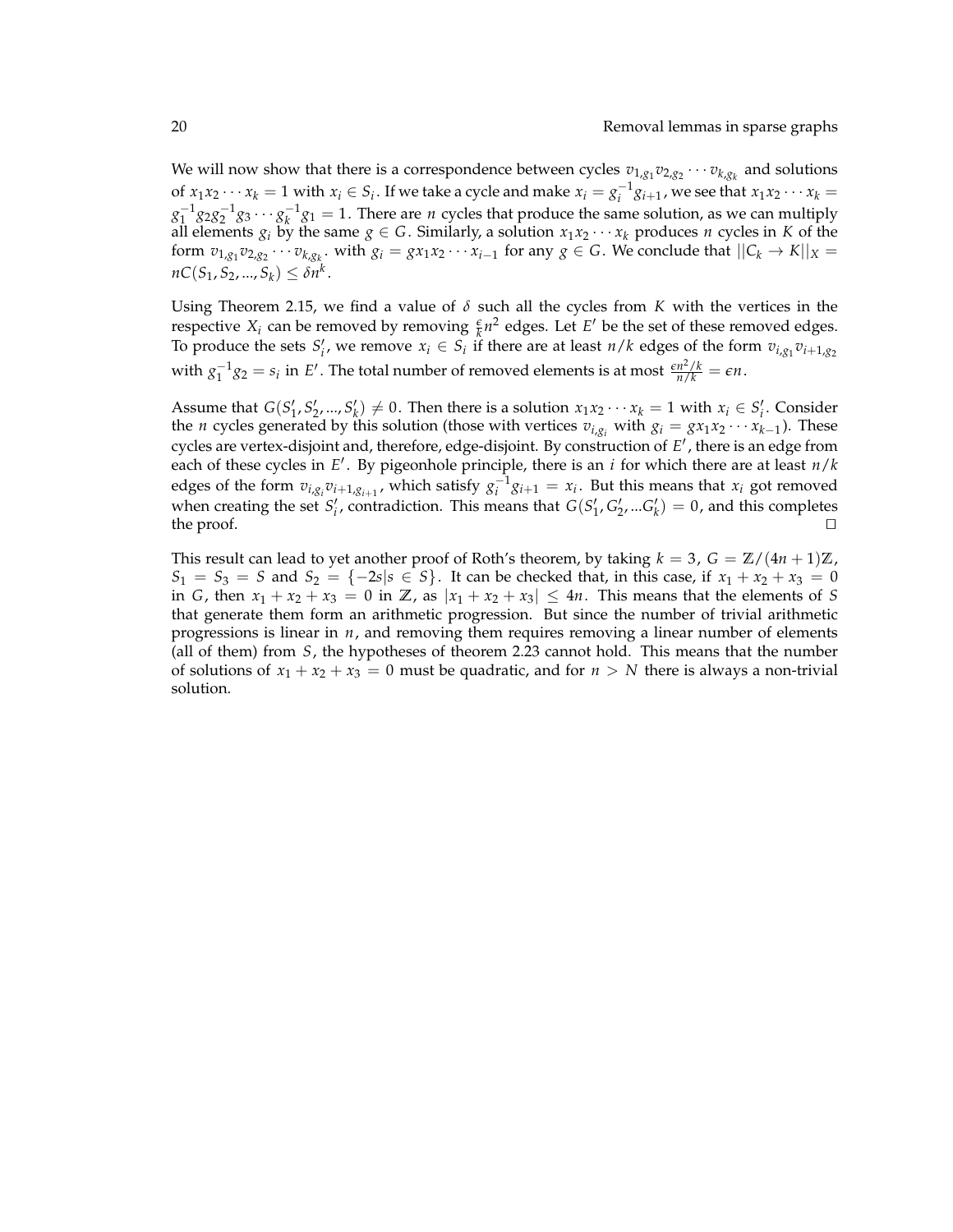We will now show that there is a correspondence between cycles $v_{1,g_1}v_{2,g_2}\cdots v_{k,g_k}$ and solutions of $x_1x_2\cdots x_k = 1$ with $x_i \in S_i$. If we take a cycle and make $x_i = g_i^{-1}g_{i+1}$, we see that $x_1x_2\cdots x_k = g_1^{-1}g_2g_2^{-1}g_3\cdots g_k^{-1}g_1 = 1$. There are $n$ cycles that produce the same solution, as we can multiply all elements $g_i$ by the same $g \in G$. Similarly, a solution $x_1x_2\cdots x_k$ produces $n$ cycles in $K$ of the form $v_{1,g_1}v_{2,g_2}\cdots v_{k,g_k}$. with $g_i = gx_1x_2\cdots x_{i-1}$ for any $g \in G$. We conclude that $||C_k \to K||_X = nC(S_1, S_2, ..., S_k) \le \delta n^k$.

Using Theorem 2.15, we find a value of $\delta$ such all the cycles from $K$ with the vertices in the respective $X_i$ can be removed by removing $\frac{\epsilon}{k}n^2$ edges. Let $E'$ be the set of these removed edges. To produce the sets $S_i'$, we remove $x_i \in S_i$ if there are at least $n/k$ edges of the form $v_{i,g_1}v_{i+1,g_2}$ with $g_1^{-1}g_2 = s_i$ in $E'$. The total number of removed elements is at most $\frac{\epsilon n^2/k}{n/k} = \epsilon n$.

Assume that $G(S_1', S_2', ..., S_k') \neq 0$. Then there is a solution $x_1x_2\cdots x_k = 1$ with $x_i \in S_i'$. Consider the $n$ cycles generated by this solution (those with vertices $v_{i,g_i}$ with $g_i = gx_1x_2\cdots x_{k-1}$). These cycles are vertex-disjoint and, therefore, edge-disjoint. By construction of $E'$, there is an edge from each of these cycles in $E'$. By pigeonhole principle, there is an $i$ for which there are at least $n/k$ edges of the form $v_{i,g_i}v_{i+1,g_{i+1}}$, which satisfy $g_i^{-1}g_{i+1} = x_i$. But this means that $x_i$ got removed when creating the set $S_i'$, contradiction. This means that $G(S_1', G_2', ...G_k') = 0$, and this completes the proof. $\square$

This result can lead to yet another proof of Roth's theorem, by taking $k = 3$, $G = \mathbb{Z}/(4n+1)\mathbb{Z}$, $S_1 = S_3 = S$ and $S_2 = \{-2s | s \in S\}$. It can be checked that, in this case, if $x_1 + x_2 + x_3 = 0$ in $G$, then $x_1 + x_2 + x_3 = 0$ in $\mathbb{Z}$, as $|x_1 + x_2 + x_3| \le 4n$. This means that the elements of $S$ that generate them form an arithmetic progression. But since the number of trivial arithmetic progressions is linear in $n$, and removing them requires removing a linear number of elements (all of them) from $S$, the hypotheses of theorem 2.23 cannot hold. This means that the number of solutions of $x_1 + x_2 + x_3 = 0$ must be quadratic, and for $n > N$ there is always a non-trivial solution.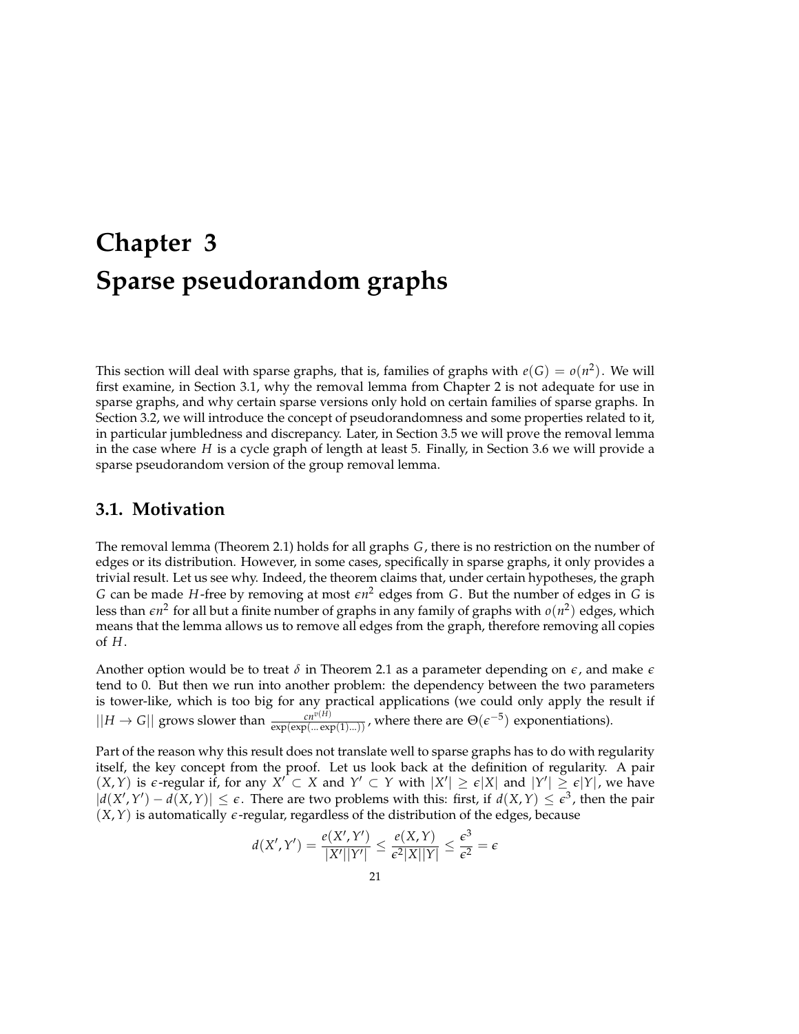# Chapter 3
# Sparse pseudorandom graphs

This section will deal with sparse graphs, that is, families of graphs with $e(G) = o(n^2)$. We will first examine, in Section 3.1, why the removal lemma from Chapter 2 is not adequate for use in sparse graphs, and why certain sparse versions only hold on certain families of sparse graphs. In Section 3.2, we will introduce the concept of pseudorandomness and some properties related to it, in particular jumbledness and discrepancy. Later, in Section 3.5 we will prove the removal lemma in the case where $H$ is a cycle graph of length at least 5. Finally, in Section 3.6 we will provide a sparse pseudorandom version of the group removal lemma.

## 3.1. Motivation

The removal lemma (Theorem 2.1) holds for all graphs $G$, there is no restriction on the number of edges or its distribution. However, in some cases, specifically in sparse graphs, it only provides a trivial result. Let us see why. Indeed, the theorem claims that, under certain hypotheses, the graph $G$ can be made $H$-free by removing at most $\epsilon n^2$ edges from $G$. But the number of edges in $G$ is less than $\epsilon n^2$ for all but a finite number of graphs in any family of graphs with $o(n^2)$ edges, which means that the lemma allows us to remove all edges from the graph, therefore removing all copies of $H$.

Another option would be to treat $\delta$ in Theorem 2.1 as a parameter depending on $\epsilon$, and make $\epsilon$ tend to 0. But then we run into another problem: the dependency between the two parameters is tower-like, which is too big for any practical applications (we could only apply the result if $||H \to G||$ grows slower than $\frac{cn^{v(H)}}{\exp(\exp(\ldots\exp(1)\ldots))}$, where there are $\Theta(\epsilon^{-5})$ exponentiations).

Part of the reason why this result does not translate well to sparse graphs has to do with regularity itself, the key concept from the proof. Let us look back at the definition of regularity. A pair $(X, Y)$ is $\epsilon$-regular if, for any $X' \subset X$ and $Y' \subset Y$ with $|X'| \geq \epsilon|X|$ and $|Y'| \geq \epsilon|Y|$, we have $|d(X', Y') - d(X, Y)| \leq \epsilon$. There are two problems with this: first, if $d(X, Y) \leq \epsilon^3$, then the pair $(X, Y)$ is automatically $\epsilon$-regular, regardless of the distribution of the edges, because

$$d(X', Y') = \frac{e(X', Y')}{|X'||Y'|} \leq \frac{e(X, Y)}{\epsilon^2|X||Y|} \leq \frac{\epsilon^3}{\epsilon^2} = \epsilon$$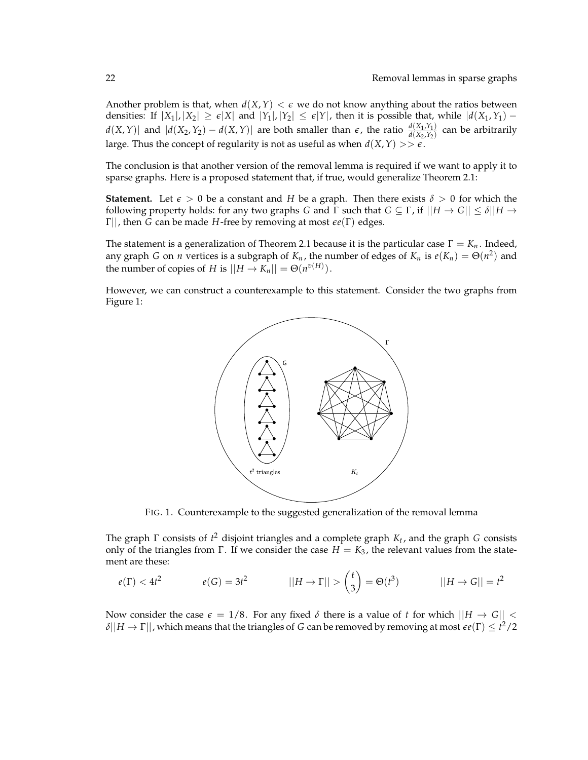Another problem is that, when $d(X, Y) < \epsilon$ we do not know anything about the ratios between densities: If $|X_1|, |X_2| \geq \epsilon|X|$ and $|Y_1|, |Y_2| \leq \epsilon|Y|$, then it is possible that, while $|d(X_1, Y_1) - d(X, Y)|$ and $|d(X_2, Y_2) - d(X, Y)|$ are both smaller than $\epsilon$, the ratio $\frac{d(X_1,Y_1)}{d(X_2,Y_2)}$ can be arbitrarily large. Thus the concept of regularity is not as useful as when $d(X, Y) >> \epsilon$.

The conclusion is that another version of the removal lemma is required if we want to apply it to sparse graphs. Here is a proposed statement that, if true, would generalize Theorem 2.1:

**Statement.** Let $\epsilon > 0$ be a constant and $H$ be a graph. Then there exists $\delta > 0$ for which the following property holds: for any two graphs $G$ and $\Gamma$ such that $G \subseteq \Gamma$, if $||H \to G|| \leq \delta||H \to \Gamma||$, then $G$ can be made $H$-free by removing at most $\epsilon e(\Gamma)$ edges.

The statement is a generalization of Theorem 2.1 because it is the particular case $\Gamma = K_n$. Indeed, any graph $G$ on $n$ vertices is a subgraph of $K_n$, the number of edges of $K_n$ is $e(K_n) = \Theta(n^2)$ and the number of copies of $H$ is $||H \to K_n|| = \Theta(n^{v(H)})$.

However, we can construct a counterexample to this statement. Consider the two graphs from Figure 1:

FIG. 1. Counterexample to the suggested generalization of the removal lemma

The graph $\Gamma$ consists of $t^2$ disjoint triangles and a complete graph $K_t$, and the graph $G$ consists only of the triangles from $\Gamma$. If we consider the case $H = K_3$, the relevant values from the statement are these:

$$e(\Gamma) < 4t^2 \qquad e(G) = 3t^2 \qquad ||H \to \Gamma|| > \binom{t}{3} = \Theta(t^3) \qquad ||H \to G|| = t^2$$

Now consider the case $\epsilon = 1/8$. For any fixed $\delta$ there is a value of $t$ for which $||H \to G|| < \delta||H \to \Gamma||$, which means that the triangles of $G$ can be removed by removing at most $\epsilon e(\Gamma) \leq t^2/2$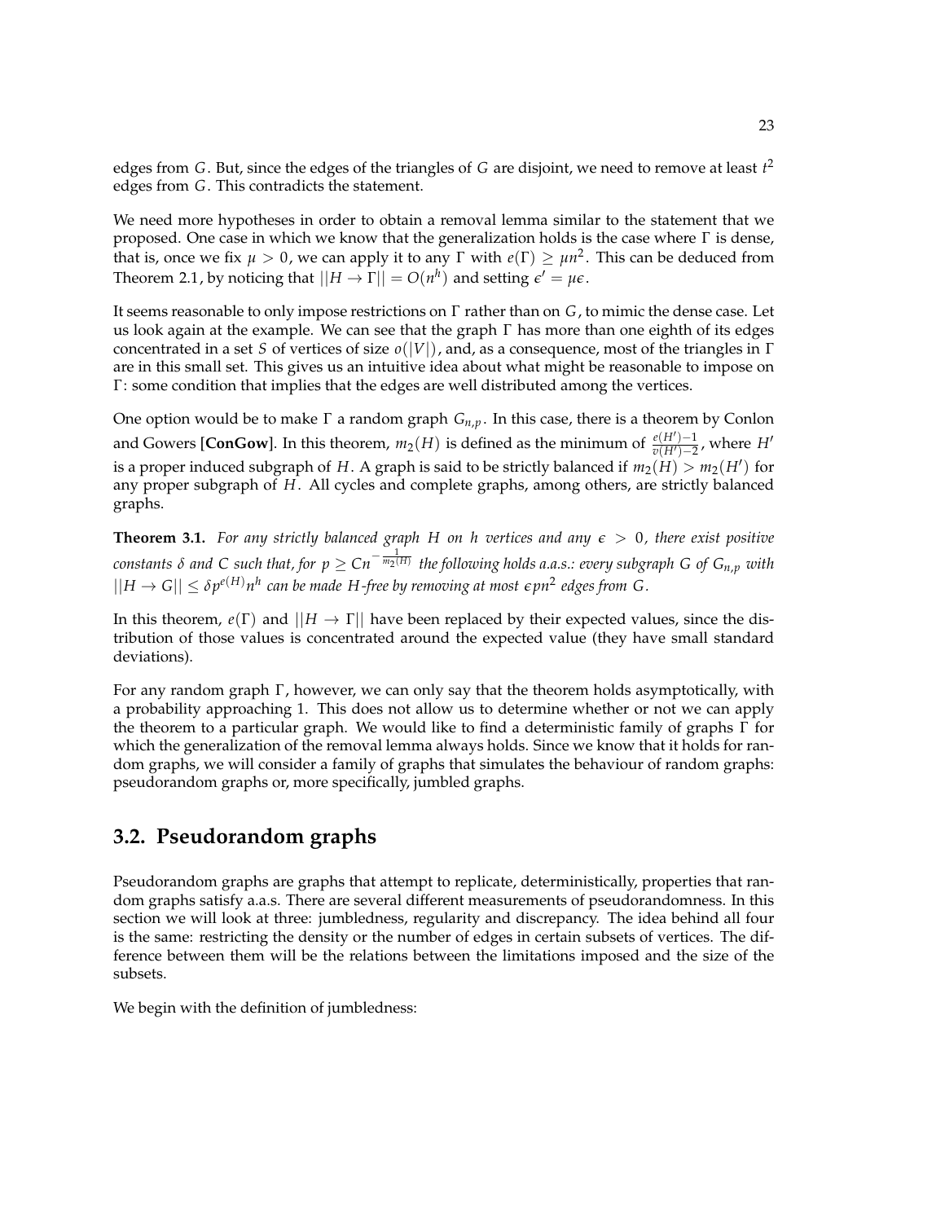edges from $G$. But, since the edges of the triangles of $G$ are disjoint, we need to remove at least $t^2$ edges from $G$. This contradicts the statement.

We need more hypotheses in order to obtain a removal lemma similar to the statement that we proposed. One case in which we know that the generalization holds is the case where $\Gamma$ is dense, that is, once we fix $\mu > 0$, we can apply it to any $\Gamma$ with $e(\Gamma) \geq \mu n^2$. This can be deduced from Theorem 2.1, by noticing that $||H \to \Gamma|| = O(n^h)$ and setting $\epsilon' = \mu\epsilon$.

It seems reasonable to only impose restrictions on $\Gamma$ rather than on $G$, to mimic the dense case. Let us look again at the example. We can see that the graph $\Gamma$ has more than one eighth of its edges concentrated in a set $S$ of vertices of size $o(|V|)$, and, as a consequence, most of the triangles in $\Gamma$ are in this small set. This gives us an intuitive idea about what might be reasonable to impose on $\Gamma$: some condition that implies that the edges are well distributed among the vertices.

One option would be to make $\Gamma$ a random graph $G_{n,p}$. In this case, there is a theorem by Conlon and Gowers [**ConGow**]. In this theorem, $m_2(H)$ is defined as the minimum of $\frac{e(H')-1}{v(H')-2}$, where $H'$ is a proper induced subgraph of $H$. A graph is said to be strictly balanced if $m_2(H) > m_2(H')$ for any proper subgraph of $H$. All cycles and complete graphs, among others, are strictly balanced graphs.

**Theorem 3.1.** *For any strictly balanced graph $H$ on $h$ vertices and any $\epsilon > 0$, there exist positive constants $\delta$ and $C$ such that, for $p \geq Cn^{-\frac{1}{m_2(H)}}$ the following holds a.a.s.: every subgraph $G$ of $G_{n,p}$ with $||H \to G|| \leq \delta p^{e(H)} n^h$ can be made $H$-free by removing at most $\epsilon p n^2$ edges from $G$.*

In this theorem, $e(\Gamma)$ and $||H \to \Gamma||$ have been replaced by their expected values, since the distribution of those values is concentrated around the expected value (they have small standard deviations).

For any random graph $\Gamma$, however, we can only say that the theorem holds asymptotically, with a probability approaching 1. This does not allow us to determine whether or not we can apply the theorem to a particular graph. We would like to find a deterministic family of graphs $\Gamma$ for which the generalization of the removal lemma always holds. Since we know that it holds for random graphs, we will consider a family of graphs that simulates the behaviour of random graphs: pseudorandom graphs or, more specifically, jumbled graphs.

## 3.2. Pseudorandom graphs

Pseudorandom graphs are graphs that attempt to replicate, deterministically, properties that random graphs satisfy a.a.s. There are several different measurements of pseudorandomness. In this section we will look at three: jumbledness, regularity and discrepancy. The idea behind all four is the same: restricting the density or the number of edges in certain subsets of vertices. The difference between them will be the relations between the limitations imposed and the size of the subsets.

We begin with the definition of jumbledness: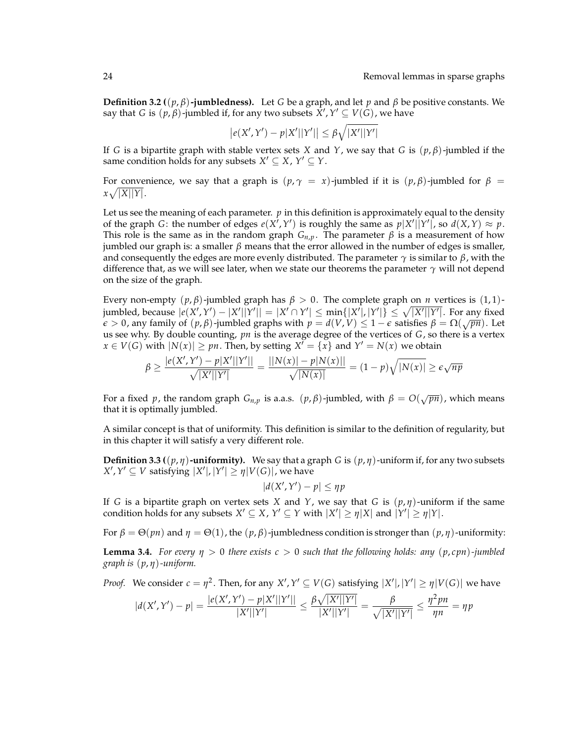**Definition 3.2 ($(p, \beta)$-jumbledness).** Let $G$ be a graph, and let $p$ and $\beta$ be positive constants. We say that $G$ is $(p, \beta)$-jumbled if, for any two subsets $X', Y' \subseteq V(G)$, we have

$$\left|e(X', Y') - p|X'||Y'|\right| \leq \beta\sqrt{|X'||Y'|}$$

If $G$ is a bipartite graph with stable vertex sets $X$ and $Y$, we say that $G$ is $(p, \beta)$-jumbled if the same condition holds for any subsets $X' \subseteq X$, $Y' \subseteq Y$.

For convenience, we say that a graph is $(p, \gamma = x)$-jumbled if it is $(p, \beta)$-jumbled for $\beta = x\sqrt{|X||Y|}$.

Let us see the meaning of each parameter. $p$ in this definition is approximately equal to the density of the graph $G$: the number of edges $e(X', Y')$ is roughly the same as $p|X'||Y'|$, so $d(X, Y) \approx p$. This role is the same as in the random graph $G_{n,p}$. The parameter $\beta$ is a measurement of how jumbled our graph is: a smaller $\beta$ means that the error allowed in the number of edges is smaller, and consequently the edges are more evenly distributed. The parameter $\gamma$ is similar to $\beta$, with the difference that, as we will see later, when we state our theorems the parameter $\gamma$ will not depend on the size of the graph.

Every non-empty $(p, \beta)$-jumbled graph has $\beta > 0$. The complete graph on $n$ vertices is $(1, 1)$-jumbled, because $|e(X', Y') - |X'||Y'|| = |X' \cap Y'| \leq \min\{|X'|, |Y'|\} \leq \sqrt{|X'||Y'|}$. For any fixed $\epsilon > 0$, any family of $(p, \beta)$-jumbled graphs with $p = d(V, V) \leq 1 - \epsilon$ satisfies $\beta = \Omega(\sqrt{pn})$. Let us see why. By double counting, $pn$ is the average degree of the vertices of $G$, so there is a vertex $x \in V(G)$ with $|N(x)| \geq pn$. Then, by setting $X' = \{x\}$ and $Y' = N(x)$ we obtain

$$\beta \geq \frac{|e(X', Y') - p|X'||Y'||}{\sqrt{|X'||Y'|}} = \frac{||N(x)| - p|N(x)||}{\sqrt{|N(x)|}} = (1 - p)\sqrt{|N(x)|} \geq \epsilon\sqrt{np}$$

For a fixed $p$, the random graph $G_{n,p}$ is a.a.s. $(p, \beta)$-jumbled, with $\beta = O(\sqrt{pn})$, which means that it is optimally jumbled.

A similar concept is that of uniformity. This definition is similar to the definition of regularity, but in this chapter it will satisfy a very different role.

**Definition 3.3 ($(p, \eta)$-uniformity).** We say that a graph $G$ is $(p, \eta)$-uniform if, for any two subsets $X', Y' \subseteq V$ satisfying $|X'|, |Y'| \geq \eta|V(G)|$, we have

$$|d(X', Y') - p| \leq \eta p$$

If $G$ is a bipartite graph on vertex sets $X$ and $Y$, we say that $G$ is $(p, \eta)$-uniform if the same condition holds for any subsets $X' \subseteq X$, $Y' \subseteq Y$ with $|X'| \geq \eta|X|$ and $|Y'| \geq \eta|Y|$.

For $\beta = \Theta(pn)$ and $\eta = \Theta(1)$, the $(p, \beta)$-jumbledness condition is stronger than $(p, \eta)$-uniformity:

**Lemma 3.4.** *For every $\eta > 0$ there exists $c > 0$ such that the following holds: any $(p, cpn)$-jumbled graph is $(p, \eta)$-uniform.*

*Proof.* We consider $c = \eta^2$. Then, for any $X', Y' \subseteq V(G)$ satisfying $|X'|, |Y'| \geq \eta|V(G)|$ we have

$$|d(X', Y') - p| = \frac{|e(X', Y') - p|X'||Y'||}{|X'||Y'|} \leq \frac{\beta\sqrt{|X'||Y'|}}{|X'||Y'|} = \frac{\beta}{\sqrt{|X'||Y'|}} \leq \frac{\eta^2 pn}{\eta n} = \eta p$$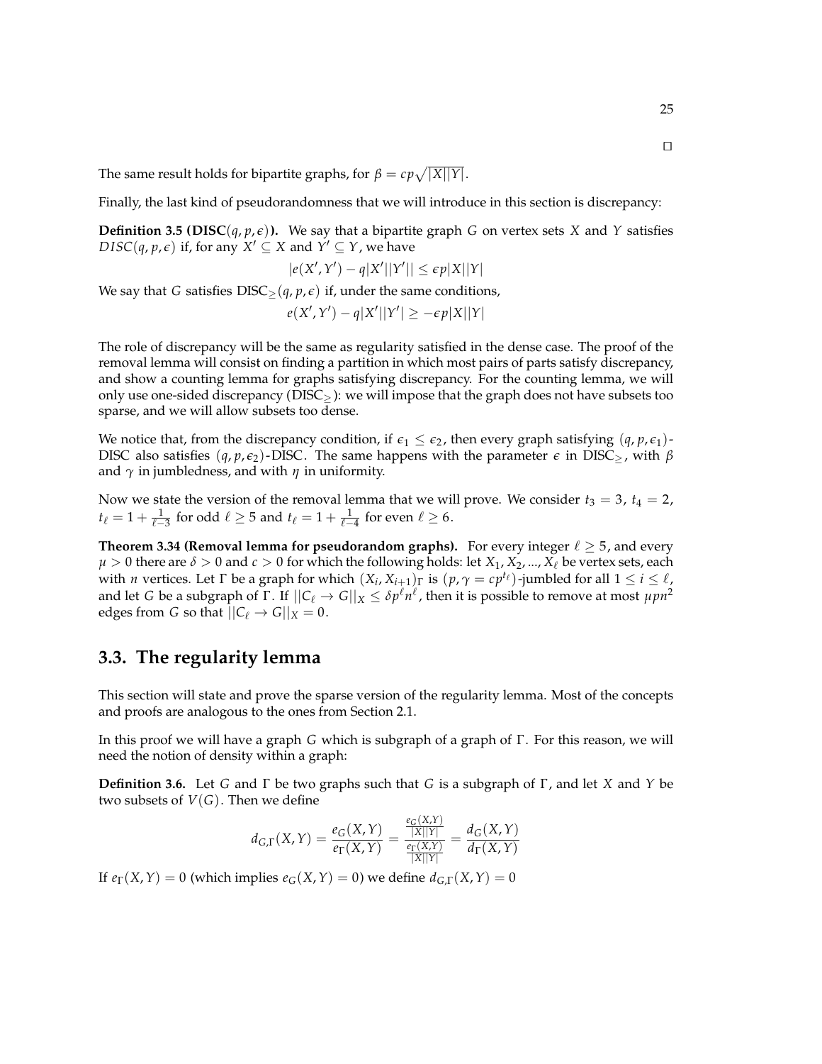□

The same result holds for bipartite graphs, for $\beta = cp\sqrt{|X||Y|}$.

Finally, the last kind of pseudorandomness that we will introduce in this section is discrepancy:

**Definition 3.5 (DISC$(q, p, \epsilon)$).** We say that a bipartite graph $G$ on vertex sets $X$ and $Y$ satisfies $DISC(q, p, \epsilon)$ if, for any $X' \subseteq X$ and $Y' \subseteq Y$, we have

$$|e(X', Y') - q|X'||Y'|| \leq \epsilon p|X||Y|$$

We say that $G$ satisfies DISC$_{\geq}(q, p, \epsilon)$ if, under the same conditions,

$$e(X', Y') - q|X'||Y'| \geq -\epsilon p|X||Y|$$

The role of discrepancy will be the same as regularity satisfied in the dense case. The proof of the removal lemma will consist on finding a partition in which most pairs of parts satisfy discrepancy, and show a counting lemma for graphs satisfying discrepancy. For the counting lemma, we will only use one-sided discrepancy (DISC$_{\geq}$): we will impose that the graph does not have subsets too sparse, and we will allow subsets too dense.

We notice that, from the discrepancy condition, if $\epsilon_1 \leq \epsilon_2$, then every graph satisfying $(q, p, \epsilon_1)$-DISC also satisfies $(q, p, \epsilon_2)$-DISC. The same happens with the parameter $\epsilon$ in DISC$_{\geq}$, with $\beta$ and $\gamma$ in jumbledness, and with $\eta$ in uniformity.

Now we state the version of the removal lemma that we will prove. We consider $t_3 = 3$, $t_4 = 2$, $t_\ell = 1 + \frac{1}{\ell - 3}$ for odd $\ell \geq 5$ and $t_\ell = 1 + \frac{1}{\ell - 4}$ for even $\ell \geq 6$.

**Theorem 3.34 (Removal lemma for pseudorandom graphs).** For every integer $\ell \geq 5$, and every $\mu > 0$ there are $\delta > 0$ and $c > 0$ for which the following holds: let $X_1, X_2, ..., X_\ell$ be vertex sets, each with $n$ vertices. Let $\Gamma$ be a graph for which $(X_i, X_{i+1})_\Gamma$ is $(p, \gamma = cp^{t_\ell})$-jumbled for all $1 \leq i \leq \ell$, and let $G$ be a subgraph of $\Gamma$. If $||C_\ell \to G||_X \leq \delta p^\ell n^\ell$, then it is possible to remove at most $\mu p n^2$ edges from $G$ so that $||C_\ell \to G||_X = 0$.

## 3.3. The regularity lemma

This section will state and prove the sparse version of the regularity lemma. Most of the concepts and proofs are analogous to the ones from Section 2.1.

In this proof we will have a graph $G$ which is subgraph of a graph of $\Gamma$. For this reason, we will need the notion of density within a graph:

**Definition 3.6.** Let $G$ and $\Gamma$ be two graphs such that $G$ is a subgraph of $\Gamma$, and let $X$ and $Y$ be two subsets of $V(G)$. Then we define

$$d_{G,\Gamma}(X, Y) = \frac{e_G(X, Y)}{e_\Gamma(X, Y)} = \frac{\frac{e_G(X,Y)}{|X||Y|}}{\frac{e_\Gamma(X,Y)}{|X||Y|}} = \frac{d_G(X, Y)}{d_\Gamma(X, Y)}$$

If $e_\Gamma(X, Y) = 0$ (which implies $e_G(X, Y) = 0$) we define $d_{G,\Gamma}(X, Y) = 0$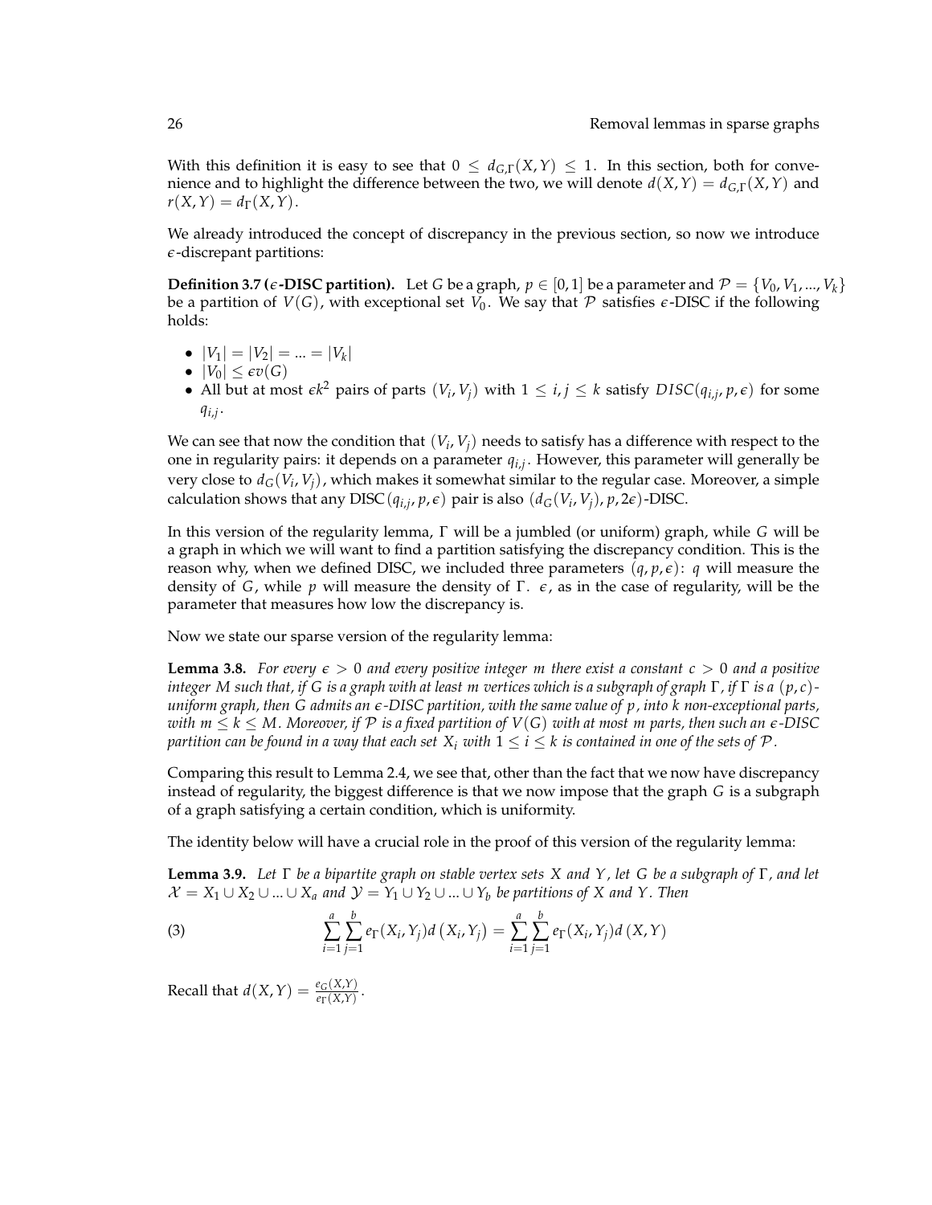With this definition it is easy to see that $0 \leq d_{G,\Gamma}(X,Y) \leq 1$. In this section, both for convenience and to highlight the difference between the two, we will denote $d(X,Y) = d_{G,\Gamma}(X,Y)$ and $r(X,Y) = d_\Gamma(X,Y)$.

We already introduced the concept of discrepancy in the previous section, so now we introduce $\epsilon$-discrepant partitions:

**Definition 3.7 ($\epsilon$-DISC partition).** Let $G$ be a graph, $p \in [0,1]$ be a parameter and $\mathcal{P} = \{V_0, V_1, ..., V_k\}$ be a partition of $V(G)$, with exceptional set $V_0$. We say that $\mathcal{P}$ satisfies $\epsilon$-DISC if the following holds:

- $|V_1| = |V_2| = ... = |V_k|$
- $|V_0| \leq \epsilon v(G)$
- All but at most $\epsilon k^2$ pairs of parts $(V_i, V_j)$ with $1 \leq i,j \leq k$ satisfy $DISC(q_{i,j}, p, \epsilon)$ for some $q_{i,j}$.

We can see that now the condition that $(V_i, V_j)$ needs to satisfy has a difference with respect to the one in regularity pairs: it depends on a parameter $q_{i,j}$. However, this parameter will generally be very close to $d_G(V_i, V_j)$, which makes it somewhat similar to the regular case. Moreover, a simple calculation shows that any DISC$(q_{i,j}, p, \epsilon)$ pair is also $(d_G(V_i, V_j), p, 2\epsilon)$-DISC.

In this version of the regularity lemma, $\Gamma$ will be a jumbled (or uniform) graph, while $G$ will be a graph in which we will want to find a partition satisfying the discrepancy condition. This is the reason why, when we defined DISC, we included three parameters $(q, p, \epsilon)$: $q$ will measure the density of $G$, while $p$ will measure the density of $\Gamma$. $\epsilon$, as in the case of regularity, will be the parameter that measures how low the discrepancy is.

Now we state our sparse version of the regularity lemma:

**Lemma 3.8.** *For every $\epsilon > 0$ and every positive integer $m$ there exist a constant $c > 0$ and a positive integer $M$ such that, if $G$ is a graph with at least $m$ vertices which is a subgraph of graph $\Gamma$, if $\Gamma$ is a $(p,c)$-uniform graph, then $G$ admits an $\epsilon$-DISC partition, with the same value of $p$, into $k$ non-exceptional parts, with $m \leq k \leq M$. Moreover, if $\mathcal{P}$ is a fixed partition of $V(G)$ with at most $m$ parts, then such an $\epsilon$-DISC partition can be found in a way that each set $X_i$ with $1 \leq i \leq k$ is contained in one of the sets of $\mathcal{P}$.*

Comparing this result to Lemma 2.4, we see that, other than the fact that we now have discrepancy instead of regularity, the biggest difference is that we now impose that the graph $G$ is a subgraph of a graph satisfying a certain condition, which is uniformity.

The identity below will have a crucial role in the proof of this version of the regularity lemma:

**Lemma 3.9.** *Let $\Gamma$ be a bipartite graph on stable vertex sets $X$ and $Y$, let $G$ be a subgraph of $\Gamma$, and let $\mathcal{X} = X_1 \cup X_2 \cup ... \cup X_a$ and $\mathcal{Y} = Y_1 \cup Y_2 \cup ... \cup Y_b$ be partitions of $X$ and $Y$. Then*

$$\sum_{i=1}^{a}\sum_{j=1}^{b} e_\Gamma(X_i, Y_j) d\left(X_i, Y_j\right) = \sum_{i=1}^{a}\sum_{j=1}^{b} e_\Gamma(X_i, Y_j) d\left(X, Y\right) \tag{3}$$

Recall that $d(X,Y) = \frac{e_G(X,Y)}{e_\Gamma(X,Y)}$.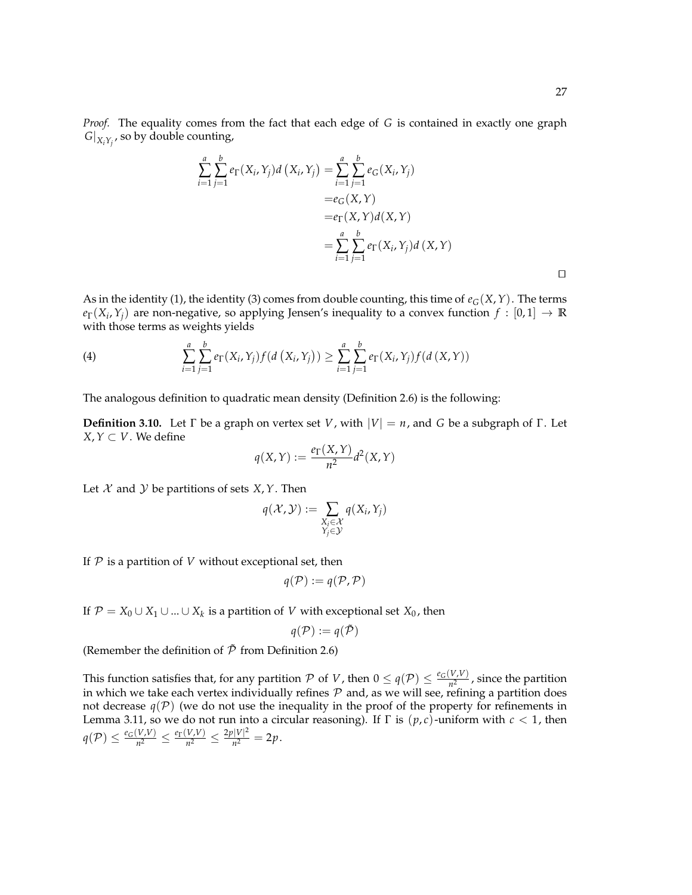*Proof.* The equality comes from the fact that each edge of $G$ is contained in exactly one graph $G|_{X_iY_j}$, so by double counting,

$$
\begin{aligned}
\sum_{i=1}^{a}\sum_{j=1}^{b} e_\Gamma(X_i,Y_j)d\left(X_i,Y_j\right) &= \sum_{i=1}^{a}\sum_{j=1}^{b} e_G(X_i,Y_j) \\
&= e_G(X,Y) \\
&= e_\Gamma(X,Y)d(X,Y) \\
&= \sum_{i=1}^{a}\sum_{j=1}^{b} e_\Gamma(X_i,Y_j)d\left(X,Y\right)
\end{aligned}
$$

□

As in the identity (1), the identity (3) comes from double counting, this time of $e_G(X,Y)$. The terms $e_\Gamma(X_i,Y_j)$ are non-negative, so applying Jensen's inequality to a convex function $f:[0,1]\to\mathbb{R}$ with those terms as weights yields

$$
\sum_{i=1}^{a}\sum_{j=1}^{b} e_\Gamma(X_i,Y_j)f(d\left(X_i,Y_j\right)) \geq \sum_{i=1}^{a}\sum_{j=1}^{b} e_\Gamma(X_i,Y_j)f(d\left(X,Y\right)) \tag{4}
$$

The analogous definition to quadratic mean density (Definition 2.6) is the following:

**Definition 3.10.** Let $\Gamma$ be a graph on vertex set $V$, with $|V|=n$, and $G$ be a subgraph of $\Gamma$. Let $X,Y\subset V$. We define

$$
q(X,Y) := \frac{e_\Gamma(X,Y)}{n^2}d^2(X,Y)
$$

Let $\mathcal{X}$ and $\mathcal{Y}$ be partitions of sets $X,Y$. Then

$$
q(\mathcal{X},\mathcal{Y}) := \sum_{\substack{X_i\in\mathcal{X}\\ Y_j\in\mathcal{Y}}} q(X_i,Y_j)
$$

If $\mathcal{P}$ is a partition of $V$ without exceptional set, then

$$
q(\mathcal{P}) := q(\mathcal{P},\mathcal{P})
$$

If $\mathcal{P}=X_0\cup X_1\cup\ldots\cup X_k$ is a partition of $V$ with exceptional set $X_0$, then

$$
q(\mathcal{P}) := q(\tilde{\mathcal{P}})
$$

(Remember the definition of $\tilde{\mathcal{P}}$ from Definition 2.6)

This function satisfies that, for any partition $\mathcal{P}$ of $V$, then $0\leq q(\mathcal{P})\leq \frac{e_G(V,V)}{n^2}$, since the partition in which we take each vertex individually refines $\mathcal{P}$ and, as we will see, refining a partition does not decrease $q(\mathcal{P})$ (we do not use the inequality in the proof of the property for refinements in Lemma 3.11, so we do not run into a circular reasoning). If $\Gamma$ is $(p,c)$-uniform with $c<1$, then $q(\mathcal{P})\leq \frac{e_G(V,V)}{n^2}\leq \frac{e_\Gamma(V,V)}{n^2}\leq \frac{2p|V|^2}{n^2}=2p$.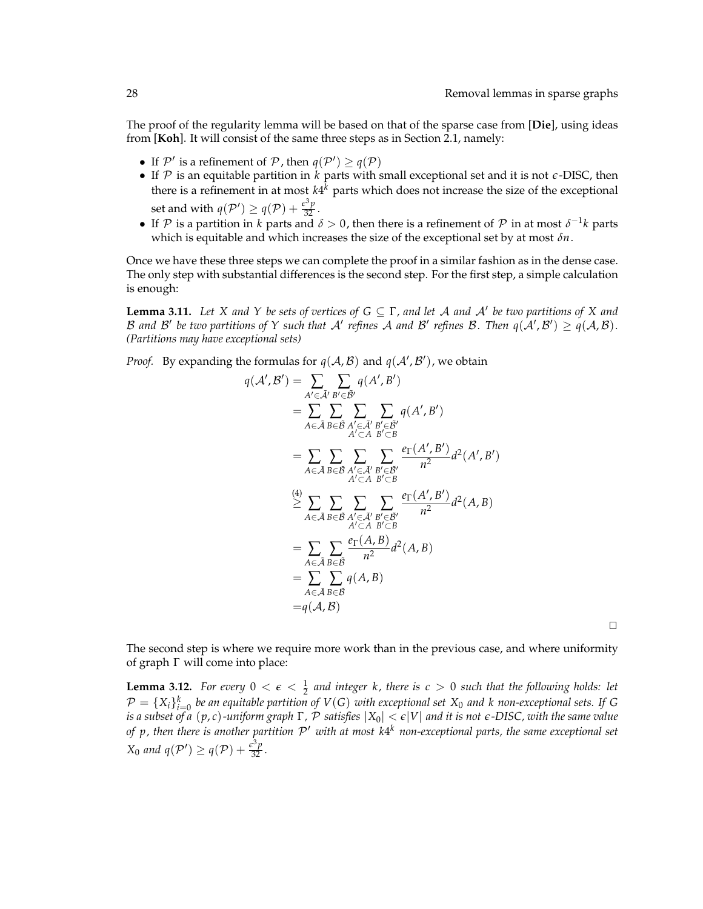The proof of the regularity lemma will be based on that of the sparse case from **[Die]**, using ideas from **[Koh]**. It will consist of the same three steps as in Section 2.1, namely:

- If $\mathcal{P}'$ is a refinement of $\mathcal{P}$, then $q(\mathcal{P}') \geq q(\mathcal{P})$
- If $\mathcal{P}$ is an equitable partition in $k$ parts with small exceptional set and it is not $\epsilon$-DISC, then there is a refinement in at most $k4^k$ parts which does not increase the size of the exceptional set and with $q(\mathcal{P}') \geq q(\mathcal{P}) + \frac{\epsilon^3 p}{32}$.
- If $\mathcal{P}$ is a partition in $k$ parts and $\delta > 0$, then there is a refinement of $\mathcal{P}$ in at most $\delta^{-1}k$ parts which is equitable and which increases the size of the exceptional set by at most $\delta n$.

Once we have these three steps we can complete the proof in a similar fashion as in the dense case. The only step with substantial differences is the second step. For the first step, a simple calculation is enough:

**Lemma 3.11.** *Let $X$ and $Y$ be sets of vertices of $G \subseteq \Gamma$, and let $\mathcal{A}$ and $\mathcal{A}'$ be two partitions of $X$ and $\mathcal{B}$ and $\mathcal{B}'$ be two partitions of $Y$ such that $\mathcal{A}'$ refines $\mathcal{A}$ and $\mathcal{B}'$ refines $\mathcal{B}$. Then $q(\mathcal{A}', \mathcal{B}') \geq q(\mathcal{A}, \mathcal{B})$. (Partitions may have exceptional sets)*

*Proof.* By expanding the formulas for $q(\mathcal{A}, \mathcal{B})$ and $q(\mathcal{A}', \mathcal{B}')$, we obtain

$$
\begin{aligned}
q(\mathcal{A}', \mathcal{B}') &= \sum_{A' \in \tilde{\mathcal{A}}'} \sum_{B' \in \tilde{\mathcal{B}}'} q(A', B') \\
&= \sum_{A \in \tilde{\mathcal{A}}} \sum_{B \in \tilde{\mathcal{B}}} \sum_{\substack{A' \in \tilde{\mathcal{A}}' \\ A' \subset A}} \sum_{\substack{B' \in \tilde{\mathcal{B}}' \\ B' \subset B}} q(A', B') \\
&= \sum_{A \in \tilde{\mathcal{A}}} \sum_{B \in \tilde{\mathcal{B}}} \sum_{\substack{A' \in \tilde{\mathcal{A}}' \\ A' \subset A}} \sum_{\substack{B' \in \tilde{\mathcal{B}}' \\ B' \subset B}} \frac{e_\Gamma(A', B')}{n^2} d^2(A', B') \\
&\overset{(4)}{\geq} \sum_{A \in \tilde{\mathcal{A}}} \sum_{B \in \tilde{\mathcal{B}}} \sum_{\substack{A' \in \tilde{\mathcal{A}}' \\ A' \subset A}} \sum_{\substack{B' \in \tilde{\mathcal{B}}' \\ B' \subset B}} \frac{e_\Gamma(A', B')}{n^2} d^2(A, B) \\
&= \sum_{A \in \tilde{\mathcal{A}}} \sum_{B \in \tilde{\mathcal{B}}} \frac{e_\Gamma(A, B)}{n^2} d^2(A, B) \\
&= \sum_{A \in \tilde{\mathcal{A}}} \sum_{B \in \tilde{\mathcal{B}}} q(A, B) \\
&= q(\mathcal{A}, \mathcal{B})
\end{aligned}
$$

□

The second step is where we require more work than in the previous case, and where uniformity of graph $\Gamma$ will come into place:

**Lemma 3.12.** *For every $0 < \epsilon < \frac{1}{2}$ and integer $k$, there is $c > 0$ such that the following holds: let $\mathcal{P} = \{X_i\}_{i=0}^k$ be an equitable partition of $V(G)$ with exceptional set $X_0$ and $k$ non-exceptional sets. If $G$ is a subset of a $(p, c)$-uniform graph $\Gamma$, $\mathcal{P}$ satisfies $|X_0| < \epsilon |V|$ and it is not $\epsilon$-DISC, with the same value of $p$, then there is another partition $\mathcal{P}'$ with at most $k4^k$ non-exceptional parts, the same exceptional set $X_0$ and $q(\mathcal{P}') \geq q(\mathcal{P}) + \frac{\epsilon^3 p}{32}$.*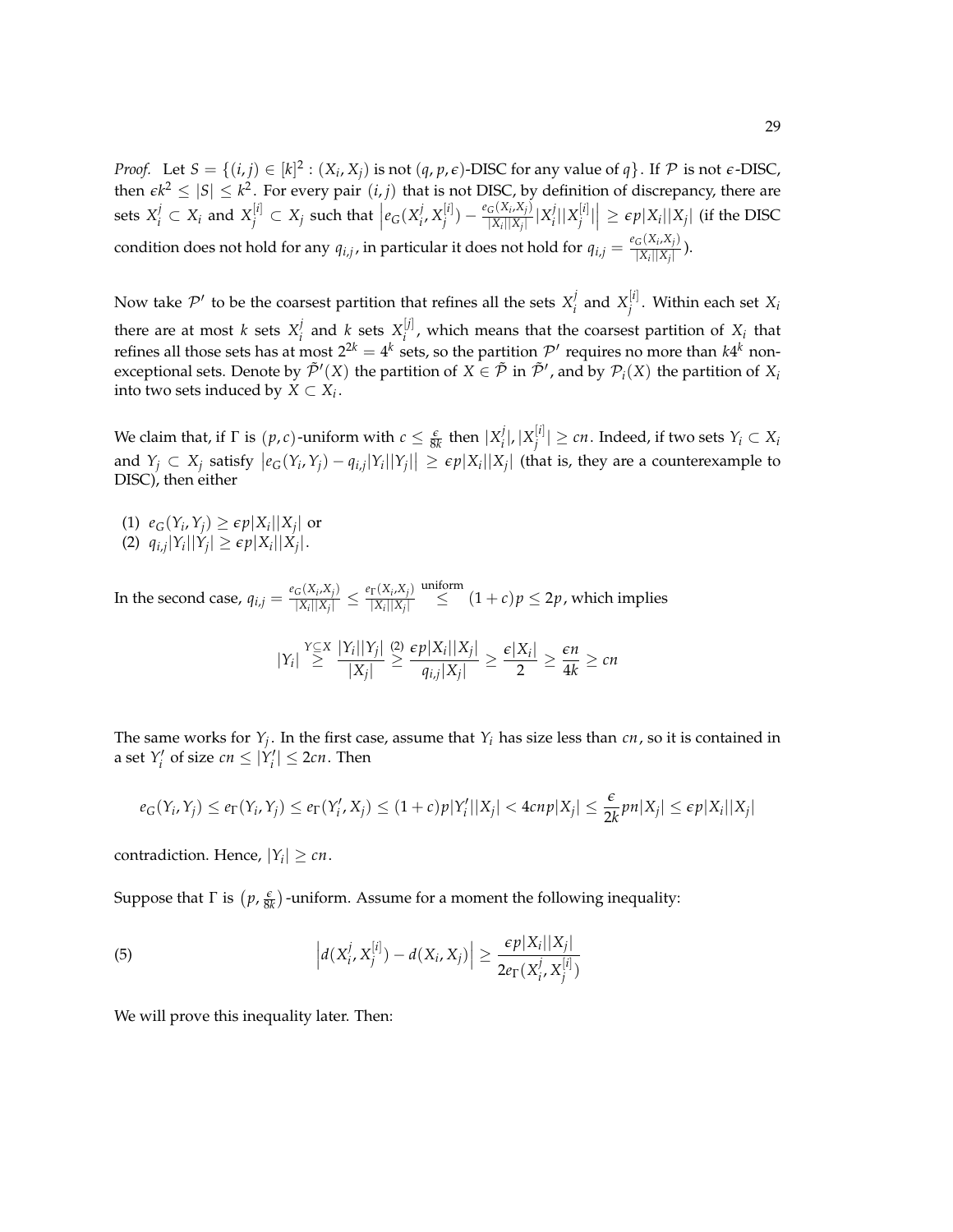*Proof.* Let $S = \{(i,j) \in [k]^2 : (X_i, X_j) \text{ is not } (q,p,\epsilon)\text{-DISC for any value of } q\}$. If $\mathcal{P}$ is not $\epsilon$-DISC, then $\epsilon k^2 \leq |S| \leq k^2$. For every pair $(i,j)$ that is not DISC, by definition of discrepancy, there are sets $X_i^j \subset X_i$ and $X_j^{[i]} \subset X_j$ such that $\left| e_G(X_i^j, X_j^{[i]}) - \frac{e_G(X_i,X_j)}{|X_i||X_j|}|X_i^j||X_j^{[i]}| \right| \geq \epsilon p |X_i||X_j|$ (if the DISC condition does not hold for any $q_{i,j}$, in particular it does not hold for $q_{i,j} = \frac{e_G(X_i,X_j)}{|X_i||X_j|}$).

Now take $\mathcal{P}'$ to be the coarsest partition that refines all the sets $X_i^j$ and $X_j^{[i]}$. Within each set $X_i$ there are at most $k$ sets $X_i^j$ and $k$ sets $X_i^{[j]}$, which means that the coarsest partition of $X_i$ that refines all those sets has at most $2^{2k} = 4^k$ sets, so the partition $\mathcal{P}'$ requires no more than $k4^k$ non-exceptional sets. Denote by $\tilde{\mathcal{P}}'(X)$ the partition of $X \in \tilde{\mathcal{P}}$ in $\tilde{\mathcal{P}}'$, and by $\mathcal{P}_i(X)$ the partition of $X_i$ into two sets induced by $X \subset X_i$.

We claim that, if $\Gamma$ is $(p,c)$-uniform with $c \leq \frac{\epsilon}{8k}$ then $|X_i^j|, |X_j^{[i]}| \geq cn$. Indeed, if two sets $Y_i \subset X_i$ and $Y_j \subset X_j$ satisfy $\left| e_G(Y_i, Y_j) - q_{i,j}|Y_i||Y_j| \right| \geq \epsilon p |X_i||X_j|$ (that is, they are a counterexample to DISC), then either

(1) $e_G(Y_i, Y_j) \geq \epsilon p |X_i||X_j|$ or
(2) $q_{i,j}|Y_i||Y_j| \geq \epsilon p |X_i||X_j|$.

In the second case, $q_{i,j} = \frac{e_G(X_i,X_j)}{|X_i||X_j|} \leq \frac{e_\Gamma(X_i,X_j)}{|X_i||X_j|} \overset{\text{uniform}}{\leq} (1+c)p \leq 2p$, which implies

$$|Y_i| \overset{Y \subseteq X}{\geq} \frac{|Y_i||Y_j|}{|X_j|} \overset{(2)}{\geq} \frac{\epsilon p |X_i||X_j|}{q_{i,j}|X_j|} \geq \frac{\epsilon |X_i|}{2} \geq \frac{\epsilon n}{4k} \geq cn$$

The same works for $Y_j$. In the first case, assume that $Y_i$ has size less than $cn$, so it is contained in a set $Y_i'$ of size $cn \leq |Y_i'| \leq 2cn$. Then

$$e_G(Y_i, Y_j) \leq e_\Gamma(Y_i, Y_j) \leq e_\Gamma(Y_i', X_j) \leq (1+c)p|Y_i'||X_j| < 4cnp|X_j| \leq \frac{\epsilon}{2k} pn |X_j| \leq \epsilon p |X_i||X_j|$$

contradiction. Hence, $|Y_i| \geq cn$.

Suppose that $\Gamma$ is $\left(p, \frac{\epsilon}{8k}\right)$-uniform. Assume for a moment the following inequality:

$$\left| d(X_i^j, X_j^{[i]}) - d(X_i, X_j) \right| \geq \frac{\epsilon p |X_i||X_j|}{2e_\Gamma(X_i^j, X_j^{[i]})} \tag{5}$$

We will prove this inequality later. Then: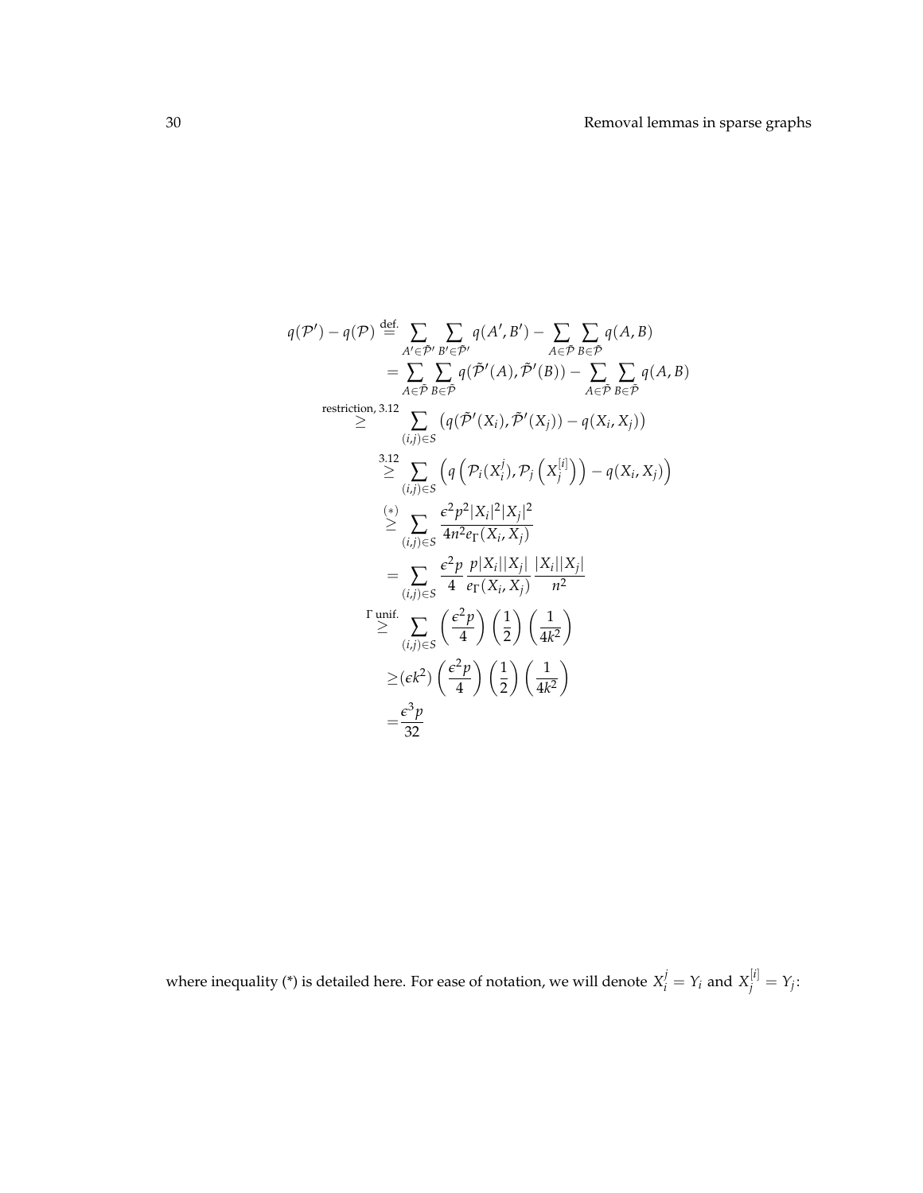$$
\begin{aligned}
q(\mathcal{P}') - q(\mathcal{P}) &\overset{\text{def.}}{=} \sum_{A' \in \tilde{\mathcal{P}}'} \sum_{B' \in \tilde{\mathcal{P}}'} q(A', B') - \sum_{A \in \tilde{\mathcal{P}}} \sum_{B \in \tilde{\mathcal{P}}} q(A, B) \\
&= \sum_{A \in \tilde{\mathcal{P}}} \sum_{B \in \tilde{\mathcal{P}}} q(\tilde{\mathcal{P}}'(A), \tilde{\mathcal{P}}'(B)) - \sum_{A \in \tilde{\mathcal{P}}} \sum_{B \in \tilde{\mathcal{P}}} q(A, B) \\
&\overset{\text{restriction, 3.12}}{\geq} \sum_{(i,j) \in S} \left( q(\tilde{\mathcal{P}}'(X_i), \tilde{\mathcal{P}}'(X_j)) - q(X_i, X_j) \right) \\
&\overset{3.12}{\geq} \sum_{(i,j) \in S} \left( q\left( \mathcal{P}_i(X_i^j), \mathcal{P}_j\left(X_j^{[i]}\right) \right) - q(X_i, X_j) \right) \\
&\overset{(*)}{\geq} \sum_{(i,j) \in S} \frac{\epsilon^2 p^2 |X_i|^2 |X_j|^2}{4 n^2 e_\Gamma(X_i, X_j)} \\
&= \sum_{(i,j) \in S} \frac{\epsilon^2 p}{4} \frac{p |X_i||X_j|}{e_\Gamma(X_i, X_j)} \frac{|X_i||X_j|}{n^2} \\
&\overset{\Gamma \text{ unif.}}{\geq} \sum_{(i,j) \in S} \left( \frac{\epsilon^2 p}{4} \right) \left( \frac{1}{2} \right) \left( \frac{1}{4k^2} \right) \\
&\geq (\epsilon k^2) \left( \frac{\epsilon^2 p}{4} \right) \left( \frac{1}{2} \right) \left( \frac{1}{4k^2} \right) \\
&= \frac{\epsilon^3 p}{32}
\end{aligned}
$$

where inequality (*) is detailed here. For ease of notation, we will denote $X_i^j = Y_i$ and $X_j^{[i]} = Y_j$: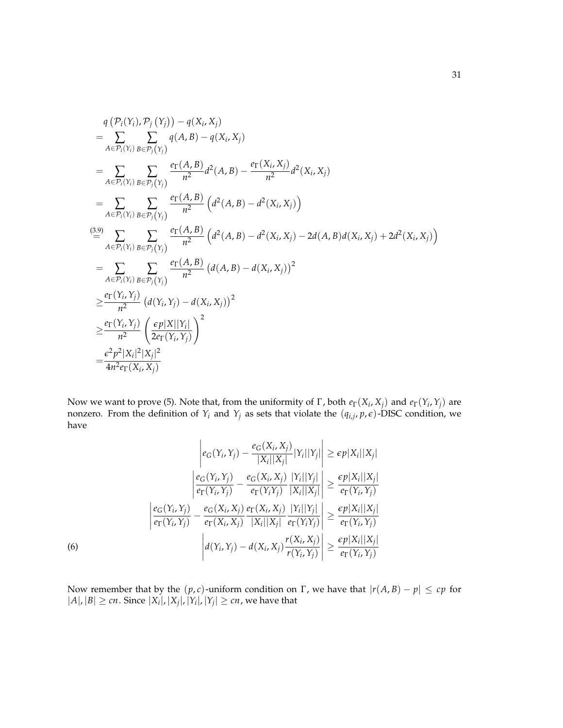$$
\begin{aligned}
& q\left(\mathcal{P}_i(Y_i), \mathcal{P}_j\left(Y_j\right)\right) - q(X_i, X_j) \\
= & \sum_{A \in \mathcal{P}_i(Y_i)} \sum_{B \in \mathcal{P}_j\left(Y_j\right)} q(A, B) - q(X_i, X_j) \\
= & \sum_{A \in \mathcal{P}_i(Y_i)} \sum_{B \in \mathcal{P}_j\left(Y_j\right)} \frac{e_\Gamma(A, B)}{n^2} d^2(A, B) - \frac{e_\Gamma(X_i, X_j)}{n^2} d^2(X_i, X_j) \\
= & \sum_{A \in \mathcal{P}_i(Y_i)} \sum_{B \in \mathcal{P}_j\left(Y_j\right)} \frac{e_\Gamma(A, B)}{n^2} \left(d^2(A, B) - d^2(X_i, X_j)\right) \\
\overset{(3.9)}{=} & \sum_{A \in \mathcal{P}_i(Y_i)} \sum_{B \in \mathcal{P}_j\left(Y_j\right)} \frac{e_\Gamma(A, B)}{n^2} \left(d^2(A, B) - d^2(X_i, X_j) - 2d(A, B)d(X_i, X_j) + 2d^2(X_i, X_j)\right) \\
= & \sum_{A \in \mathcal{P}_i(Y_i)} \sum_{B \in \mathcal{P}_j\left(Y_j\right)} \frac{e_\Gamma(A, B)}{n^2} \left(d(A, B) - d(X_i, X_j)\right)^2 \\
\geq & \frac{e_\Gamma(Y_i, Y_j)}{n^2} \left(d(Y_i, Y_j) - d(X_i, X_j)\right)^2 \\
\geq & \frac{e_\Gamma(Y_i, Y_j)}{n^2} \left(\frac{\epsilon p |X||Y_i|}{2 e_\Gamma(Y_i, Y_j)}\right)^2 \\
= & \frac{\epsilon^2 p^2 |X_i|^2 |X_j|^2}{4 n^2 e_\Gamma(X_i, X_j)}
\end{aligned}
$$

Now we want to prove (5). Note that, from the uniformity of $\Gamma$, both $e_\Gamma(X_i, X_j)$ and $e_\Gamma(Y_i, Y_j)$ are nonzero. From the definition of $Y_i$ and $Y_j$ as sets that violate the $(q_{i,j}, p, \epsilon)$-DISC condition, we have

$$
\begin{aligned}
\left| e_G(Y_i, Y_j) - \frac{e_G(X_i, X_j)}{|X_i||X_j|} |Y_i||Y_j| \right| &\geq \epsilon p |X_i||X_j| \\
\left| \frac{e_G(Y_i, Y_j)}{e_\Gamma(Y_i, Y_j)} - \frac{e_G(X_i, X_j)}{e_\Gamma(Y_i Y_j)} \frac{|Y_i||Y_j|}{|X_i||X_j|} \right| &\geq \frac{\epsilon p |X_i||X_j|}{e_\Gamma(Y_i, Y_j)} \\
\left| \frac{e_G(Y_i, Y_j)}{e_\Gamma(Y_i, Y_j)} - \frac{e_G(X_i, X_j)}{e_\Gamma(X_i, X_j)} \frac{e_\Gamma(X_i, X_j)}{|X_i||X_j|} \frac{|Y_i||Y_j|}{e_\Gamma(Y_i Y_j)} \right| &\geq \frac{\epsilon p |X_i||X_j|}{e_\Gamma(Y_i, Y_j)}
\end{aligned}
$$

$$
\left| d(Y_i, Y_j) - d(X_i, X_j) \frac{r(X_i, X_j)}{r(Y_i, Y_j)} \right| \geq \frac{\epsilon p |X_i||X_j|}{e_\Gamma(Y_i, Y_j)} \tag{6}
$$

Now remember that by the $(p, c)$-uniform condition on $\Gamma$, we have that $|r(A, B) - p| \leq cp$ for $|A|, |B| \geq cn$. Since $|X_i|, |X_j|, |Y_i|, |Y_j| \geq cn$, we have that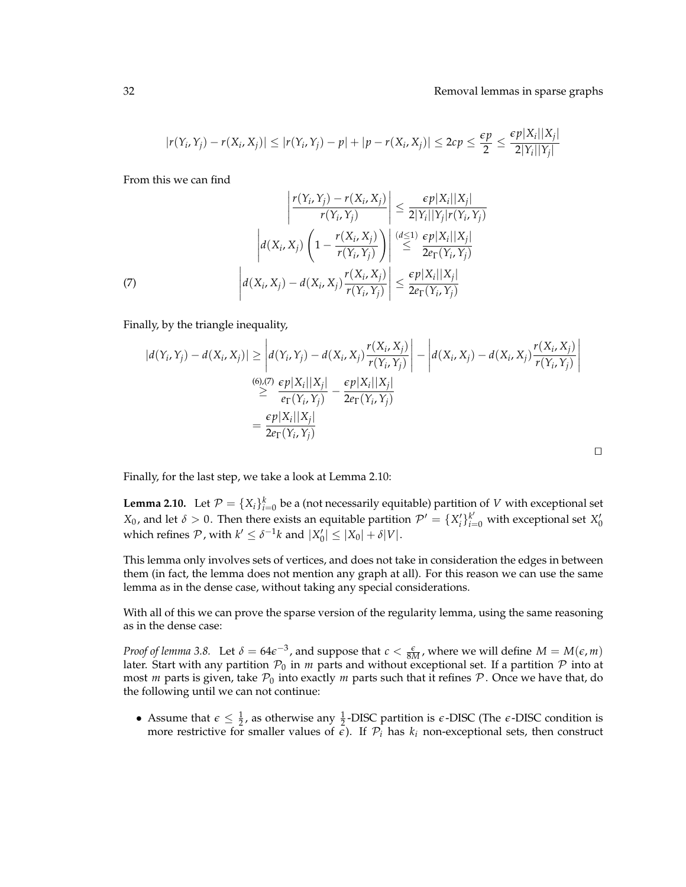$$|r(Y_i, Y_j) - r(X_i, X_j)| \leq |r(Y_i, Y_j) - p| + |p - r(X_i, X_j)| \leq 2cp \leq \frac{\epsilon p}{2} \leq \frac{\epsilon p |X_i||X_j|}{2|Y_i||Y_j|}$$

From this we can find

$$\left| \frac{r(Y_i, Y_j) - r(X_i, X_j)}{r(Y_i, Y_j)} \right| \leq \frac{\epsilon p |X_i||X_j|}{2|Y_i||Y_j| r(Y_i, Y_j)}$$

$$\left| d(X_i, X_j) \left( 1 - \frac{r(X_i, X_j)}{r(Y_i, Y_j)} \right) \right| \overset{(d \leq 1)}{\leq} \frac{\epsilon p |X_i||X_j|}{2 e_\Gamma(Y_i, Y_j)}$$

$$\left| d(X_i, X_j) - d(X_i, X_j) \frac{r(X_i, X_j)}{r(Y_i, Y_j)} \right| \leq \frac{\epsilon p |X_i||X_j|}{2 e_\Gamma(Y_i, Y_j)} \tag{7}$$

Finally, by the triangle inequality,

$$\begin{aligned}
|d(Y_i, Y_j) - d(X_i, X_j)| &\geq \left| d(Y_i, Y_j) - d(X_i, X_j) \frac{r(X_i, X_j)}{r(Y_i, Y_j)} \right| - \left| d(X_i, X_j) - d(X_i, X_j) \frac{r(X_i, X_j)}{r(Y_i, Y_j)} \right| \\
&\overset{(6),(7)}{\geq} \frac{\epsilon p |X_i||X_j|}{e_\Gamma(Y_i, Y_j)} - \frac{\epsilon p |X_i||X_j|}{2 e_\Gamma(Y_i, Y_j)} \\
&= \frac{\epsilon p |X_i||X_j|}{2 e_\Gamma(Y_i, Y_j)}
\end{aligned}$$

□

Finally, for the last step, we take a look at Lemma 2.10:

**Lemma 2.10.** Let $\mathcal{P} = \{X_i\}_{i=0}^k$ be a (not necessarily equitable) partition of $V$ with exceptional set $X_0$, and let $\delta > 0$. Then there exists an equitable partition $\mathcal{P}' = \{X_i'\}_{i=0}^{k'}$ with exceptional set $X_0'$ which refines $\mathcal{P}$, with $k' \leq \delta^{-1} k$ and $|X_0'| \leq |X_0| + \delta |V|$.

This lemma only involves sets of vertices, and does not take in consideration the edges in between them (in fact, the lemma does not mention any graph at all). For this reason we can use the same lemma as in the dense case, without taking any special considerations.

With all of this we can prove the sparse version of the regularity lemma, using the same reasoning as in the dense case:

*Proof of lemma 3.8.* Let $\delta = 64\epsilon^{-3}$, and suppose that $c < \frac{\epsilon}{8M}$, where we will define $M = M(\epsilon, m)$ later. Start with any partition $\mathcal{P}_0$ in $m$ parts and without exceptional set. If a partition $\mathcal{P}$ into at most $m$ parts is given, take $\mathcal{P}_0$ into exactly $m$ parts such that it refines $\mathcal{P}$. Once we have that, do the following until we can not continue:

- Assume that $\epsilon \leq \frac{1}{2}$, as otherwise any $\frac{1}{2}$-DISC partition is $\epsilon$-DISC (The $\epsilon$-DISC condition is more restrictive for smaller values of $\epsilon$). If $\mathcal{P}_i$ has $k_i$ non-exceptional sets, then construct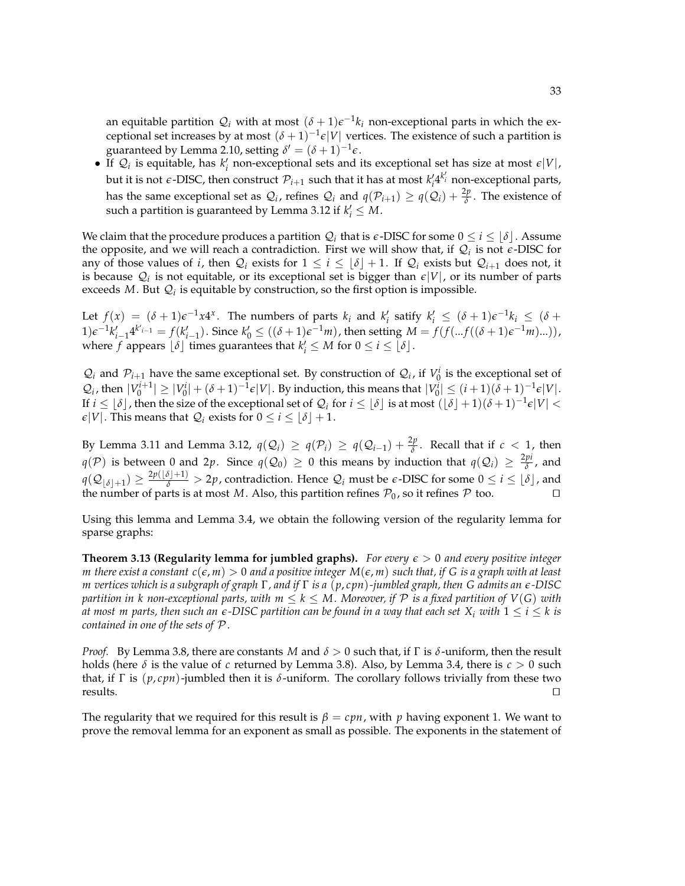an equitable partition $\mathcal{Q}_i$ with at most $(\delta+1)\epsilon^{-1}k_i$ non-exceptional parts in which the exceptional set increases by at most $(\delta+1)^{-1}\epsilon|V|$ vertices. The existence of such a partition is guaranteed by Lemma 2.10, setting $\delta' = (\delta+1)^{-1}\epsilon$.

- If $\mathcal{Q}_i$ is equitable, has $k'_i$ non-exceptional sets and its exceptional set has size at most $\epsilon|V|$, but it is not $\epsilon$-DISC, then construct $\mathcal{P}_{i+1}$ such that it has at most $k'_i 4^{k'_i}$ non-exceptional parts, has the same exceptional set as $\mathcal{Q}_i$, refines $\mathcal{Q}_i$ and $q(\mathcal{P}_{i+1}) \geq q(\mathcal{Q}_i) + \frac{2p}{\delta}$. The existence of such a partition is guaranteed by Lemma 3.12 if $k'_i \leq M$.

We claim that the procedure produces a partition $\mathcal{Q}_i$ that is $\epsilon$-DISC for some $0 \leq i \leq \lfloor \delta \rfloor$. Assume the opposite, and we will reach a contradiction. First we will show that, if $\mathcal{Q}_i$ is not $\epsilon$-DISC for any of those values of $i$, then $\mathcal{Q}_i$ exists for $1 \leq i \leq \lfloor \delta \rfloor + 1$. If $\mathcal{Q}_i$ exists but $\mathcal{Q}_{i+1}$ does not, it is because $\mathcal{Q}_i$ is not equitable, or its exceptional set is bigger than $\epsilon|V|$, or its number of parts exceeds $M$. But $\mathcal{Q}_i$ is equitable by construction, so the first option is impossible.

Let $f(x) = (\delta+1)\epsilon^{-1}x4^x$. The numbers of parts $k_i$ and $k'_i$ satisfy $k'_i \leq (\delta+1)\epsilon^{-1}k_i \leq (\delta+1)\epsilon^{-1}k'_{i-1}4^{k'_{i-1}} = f(k'_{i-1})$. Since $k'_0 \leq ((\delta+1)\epsilon^{-1}m)$, then setting $M = f(f(...f((\delta+1)\epsilon^{-1}m)...))$, where $f$ appears $\lfloor \delta \rfloor$ times guarantees that $k'_i \leq M$ for $0 \leq i \leq \lfloor \delta \rfloor$.

$\mathcal{Q}_i$ and $\mathcal{P}_{i+1}$ have the same exceptional set. By construction of $\mathcal{Q}_i$, if $V_0^i$ is the exceptional set of $\mathcal{Q}_i$, then $|V_0^{i+1}| \geq |V_0^i| + (\delta+1)^{-1}\epsilon|V|$. By induction, this means that $|V_0^i| \leq (i+1)(\delta+1)^{-1}\epsilon|V|$. If $i \leq \lfloor \delta \rfloor$, then the size of the exceptional set of $\mathcal{Q}_i$ for $i \leq \lfloor \delta \rfloor$ is at most $(\lfloor \delta \rfloor + 1)(\delta+1)^{-1}\epsilon|V| < \epsilon|V|$. This means that $\mathcal{Q}_i$ exists for $0 \leq i \leq \lfloor \delta \rfloor + 1$.

By Lemma 3.11 and Lemma 3.12, $q(\mathcal{Q}_i) \geq q(\mathcal{P}_i) \geq q(\mathcal{Q}_{i-1}) + \frac{2p}{\delta}$. Recall that if $c < 1$, then $q(\mathcal{P})$ is between 0 and $2p$. Since $q(\mathcal{Q}_0) \geq 0$ this means by induction that $q(\mathcal{Q}_i) \geq \frac{2pi}{\delta}$, and $q(\mathcal{Q}_{\lfloor \delta \rfloor + 1}) \geq \frac{2p(\lfloor \delta \rfloor + 1)}{\delta} > 2p$, contradiction. Hence $\mathcal{Q}_i$ must be $\epsilon$-DISC for some $0 \leq i \leq \lfloor \delta \rfloor$, and the number of parts is at most $M$. Also, this partition refines $\mathcal{P}_0$, so it refines $\mathcal{P}$ too. ◻

Using this lemma and Lemma 3.4, we obtain the following version of the regularity lemma for sparse graphs:

**Theorem 3.13 (Regularity lemma for jumbled graphs).** *For every $\epsilon > 0$ and every positive integer $m$ there exist a constant $c(\epsilon, m) > 0$ and a positive integer $M(\epsilon, m)$ such that, if $G$ is a graph with at least $m$ vertices which is a subgraph of graph $\Gamma$, and if $\Gamma$ is a $(p, cpn)$-jumbled graph, then $G$ admits an $\epsilon$-DISC partition in $k$ non-exceptional parts, with $m \leq k \leq M$. Moreover, if $\mathcal{P}$ is a fixed partition of $V(G)$ with at most $m$ parts, then such an $\epsilon$-DISC partition can be found in a way that each set $X_i$ with $1 \leq i \leq k$ is contained in one of the sets of $\mathcal{P}$.*

*Proof.* By Lemma 3.8, there are constants $M$ and $\delta > 0$ such that, if $\Gamma$ is $\delta$-uniform, then the result holds (here $\delta$ is the value of $c$ returned by Lemma 3.8). Also, by Lemma 3.4, there is $c > 0$ such that, if $\Gamma$ is $(p, cpn)$-jumbled then it is $\delta$-uniform. The corollary follows trivially from these two results. ◻

The regularity that we required for this result is $\beta = cpn$, with $p$ having exponent 1. We want to prove the removal lemma for an exponent as small as possible. The exponents in the statement of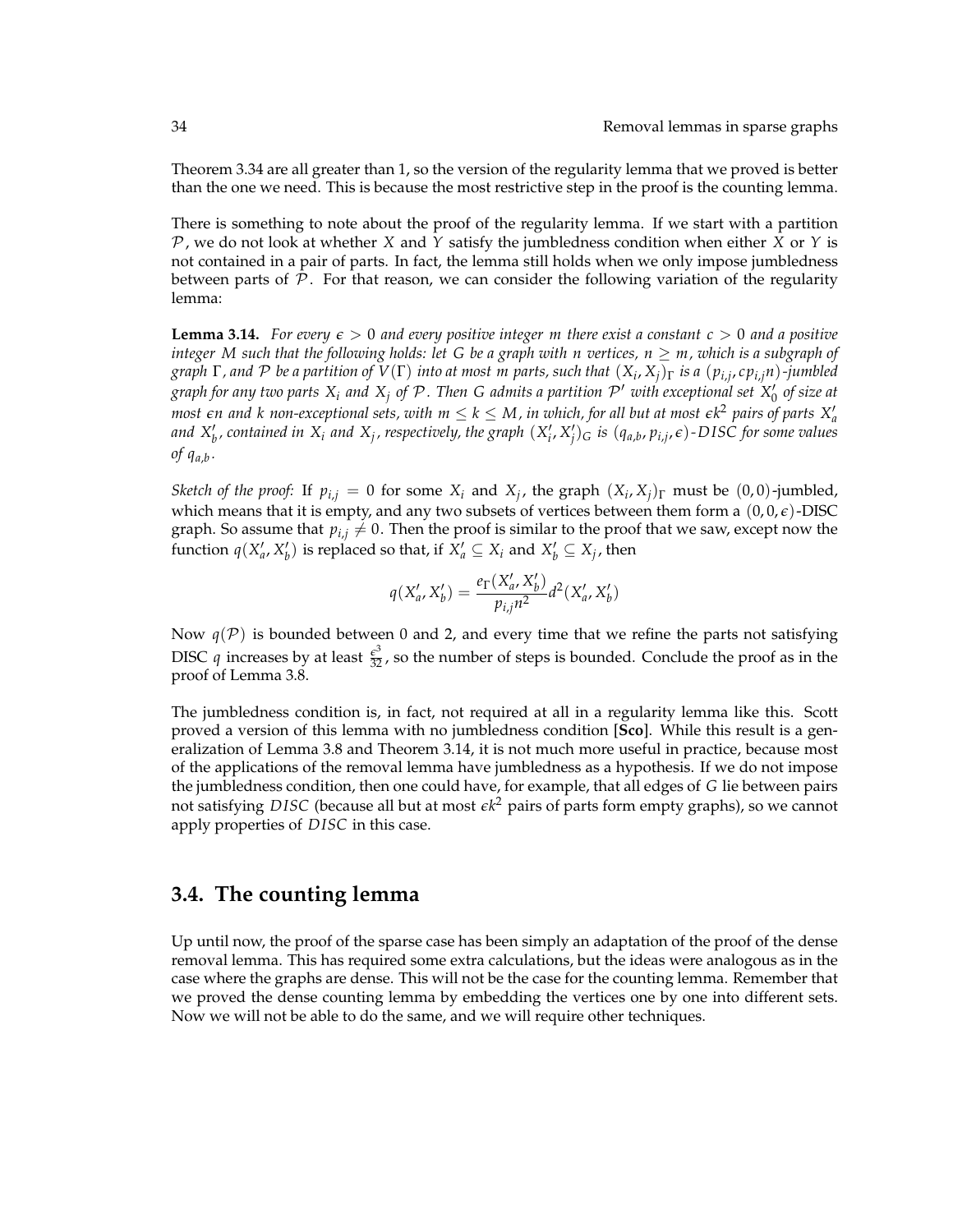Theorem 3.34 are all greater than 1, so the version of the regularity lemma that we proved is better than the one we need. This is because the most restrictive step in the proof is the counting lemma.

There is something to note about the proof of the regularity lemma. If we start with a partition $\mathcal{P}$, we do not look at whether $X$ and $Y$ satisfy the jumbledness condition when either $X$ or $Y$ is not contained in a pair of parts. In fact, the lemma still holds when we only impose jumbledness between parts of $\mathcal{P}$. For that reason, we can consider the following variation of the regularity lemma:

**Lemma 3.14.** *For every $\epsilon > 0$ and every positive integer $m$ there exist a constant $c > 0$ and a positive integer $M$ such that the following holds: let $G$ be a graph with $n$ vertices, $n \geq m$, which is a subgraph of graph $\Gamma$, and $\mathcal{P}$ be a partition of $V(\Gamma)$ into at most $m$ parts, such that $(X_i, X_j)_\Gamma$ is a $(p_{i,j}, cp_{i,j}n)$-jumbled graph for any two parts $X_i$ and $X_j$ of $\mathcal{P}$. Then $G$ admits a partition $\mathcal{P}'$ with exceptional set $X_0'$ of size at most $\epsilon n$ and $k$ non-exceptional sets, with $m \leq k \leq M$, in which, for all but at most $\epsilon k^2$ pairs of parts $X_a'$ and $X_b'$, contained in $X_i$ and $X_j$, respectively, the graph $(X_i', X_j')_G$ is $(q_{a,b}, p_{i,j}, \epsilon)$-DISC for some values of $q_{a,b}$.*

*Sketch of the proof:* If $p_{i,j} = 0$ for some $X_i$ and $X_j$, the graph $(X_i, X_j)_\Gamma$ must be $(0,0)$-jumbled, which means that it is empty, and any two subsets of vertices between them form a $(0,0,\epsilon)$-DISC graph. So assume that $p_{i,j} \neq 0$. Then the proof is similar to the proof that we saw, except now the function $q(X_a', X_b')$ is replaced so that, if $X_a' \subseteq X_i$ and $X_b' \subseteq X_j$, then

$$q(X_a', X_b') = \frac{e_\Gamma(X_a', X_b')}{p_{i,j}n^2} d^2(X_a', X_b')$$

Now $q(\mathcal{P})$ is bounded between 0 and 2, and every time that we refine the parts not satisfying DISC $q$ increases by at least $\frac{\epsilon^3}{32}$, so the number of steps is bounded. Conclude the proof as in the proof of Lemma 3.8.

The jumbledness condition is, in fact, not required at all in a regularity lemma like this. Scott proved a version of this lemma with no jumbledness condition [**Sco**]. While this result is a generalization of Lemma 3.8 and Theorem 3.14, it is not much more useful in practice, because most of the applications of the removal lemma have jumbledness as a hypothesis. If we do not impose the jumbledness condition, then one could have, for example, that all edges of $G$ lie between pairs not satisfying *DISC* (because all but at most $\epsilon k^2$ pairs of parts form empty graphs), so we cannot apply properties of *DISC* in this case.

## 3.4. The counting lemma

Up until now, the proof of the sparse case has been simply an adaptation of the proof of the dense removal lemma. This has required some extra calculations, but the ideas were analogous as in the case where the graphs are dense. This will not be the case for the counting lemma. Remember that we proved the dense counting lemma by embedding the vertices one by one into different sets. Now we will not be able to do the same, and we will require other techniques.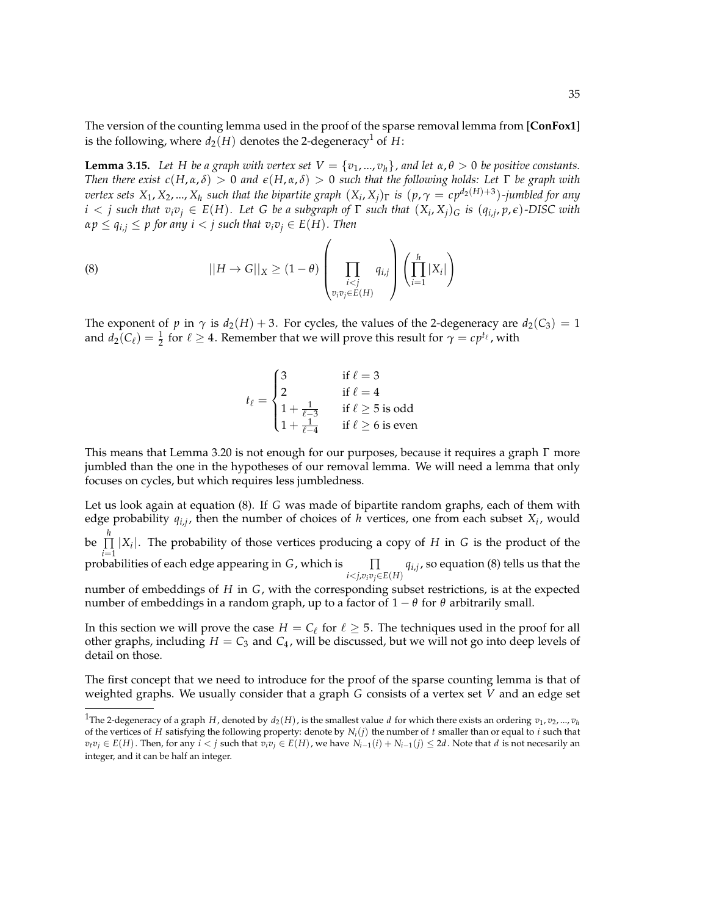The version of the counting lemma used in the proof of the sparse removal lemma from **[ConFox1]** is the following, where $d_2(H)$ denotes the 2-degeneracy[1] of $H$:

**Lemma 3.15.** *Let $H$ be a graph with vertex set $V = \{v_1, ..., v_h\}$, and let $\alpha, \theta > 0$ be positive constants. Then there exist $c(H, \alpha, \delta) > 0$ and $\epsilon(H, \alpha, \delta) > 0$ such that the following holds: Let $\Gamma$ be graph with vertex sets $X_1, X_2, ..., X_h$ such that the bipartite graph $(X_i, X_j)_\Gamma$ is $(p, \gamma = cp^{d_2(H)+3})$-jumbled for any $i < j$ such that $v_iv_j \in E(H)$. Let $G$ be a subgraph of $\Gamma$ such that $(X_i, X_j)_G$ is $(q_{i,j}, p, \epsilon)$-DISC with $\alpha p \leq q_{i,j} \leq p$ for any $i < j$ such that $v_iv_j \in E(H)$. Then*

$$||H \to G||_X \geq (1 - \theta) \left( \prod_{\substack{i<j \\ v_iv_j \in E(H)}} q_{i,j} \right) \left( \prod_{i=1}^{h} |X_i| \right) \tag{8}$$

The exponent of $p$ in $\gamma$ is $d_2(H) + 3$. For cycles, the values of the 2-degeneracy are $d_2(C_3) = 1$ and $d_2(C_\ell) = \frac{1}{2}$ for $\ell \geq 4$. Remember that we will prove this result for $\gamma = cp^{t_\ell}$, with

$$t_\ell = \begin{cases} 3 & \text{if } \ell = 3 \\ 2 & \text{if } \ell = 4 \\ 1 + \frac{1}{\ell - 3} & \text{if } \ell \geq 5 \text{ is odd} \\ 1 + \frac{1}{\ell - 4} & \text{if } \ell \geq 6 \text{ is even} \end{cases}$$

This means that Lemma 3.20 is not enough for our purposes, because it requires a graph $\Gamma$ more jumbled than the one in the hypotheses of our removal lemma. We will need a lemma that only focuses on cycles, but which requires less jumbledness.

Let us look again at equation (8). If $G$ was made of bipartite random graphs, each of them with edge probability $q_{i,j}$, then the number of choices of $h$ vertices, one from each subset $X_i$, would be $\prod_{i=1}^{h} |X_i|$. The probability of those vertices producing a copy of $H$ in $G$ is the product of the probabilities of each edge appearing in $G$, which is $\prod_{i<j, v_iv_j \in E(H)} q_{i,j}$, so equation (8) tells us that the number of embeddings of $H$ in $G$, with the corresponding subset restrictions, is at the expected number of embeddings in a random graph, up to a factor of $1 - \theta$ for $\theta$ arbitrarily small.

In this section we will prove the case $H = C_\ell$ for $\ell \geq 5$. The techniques used in the proof for all other graphs, including $H = C_3$ and $C_4$, will be discussed, but we will not go into deep levels of detail on those.

The first concept that we need to introduce for the proof of the sparse counting lemma is that of weighted graphs. We usually consider that a graph $G$ consists of a vertex set $V$ and an edge set

---

[1] The 2-degeneracy of a graph $H$, denoted by $d_2(H)$, is the smallest value $d$ for which there exists an ordering $v_1, v_2, ..., v_h$ of the vertices of $H$ satisfying the following property: denote by $N_i(j)$ the number of $t$ smaller than or equal to $i$ such that $v_tv_j \in E(H)$. Then, for any $i < j$ such that $v_iv_j \in E(H)$, we have $N_{i-1}(i) + N_{i-1}(j) \leq 2d$. Note that $d$ is not necesarily an integer, and it can be half an integer.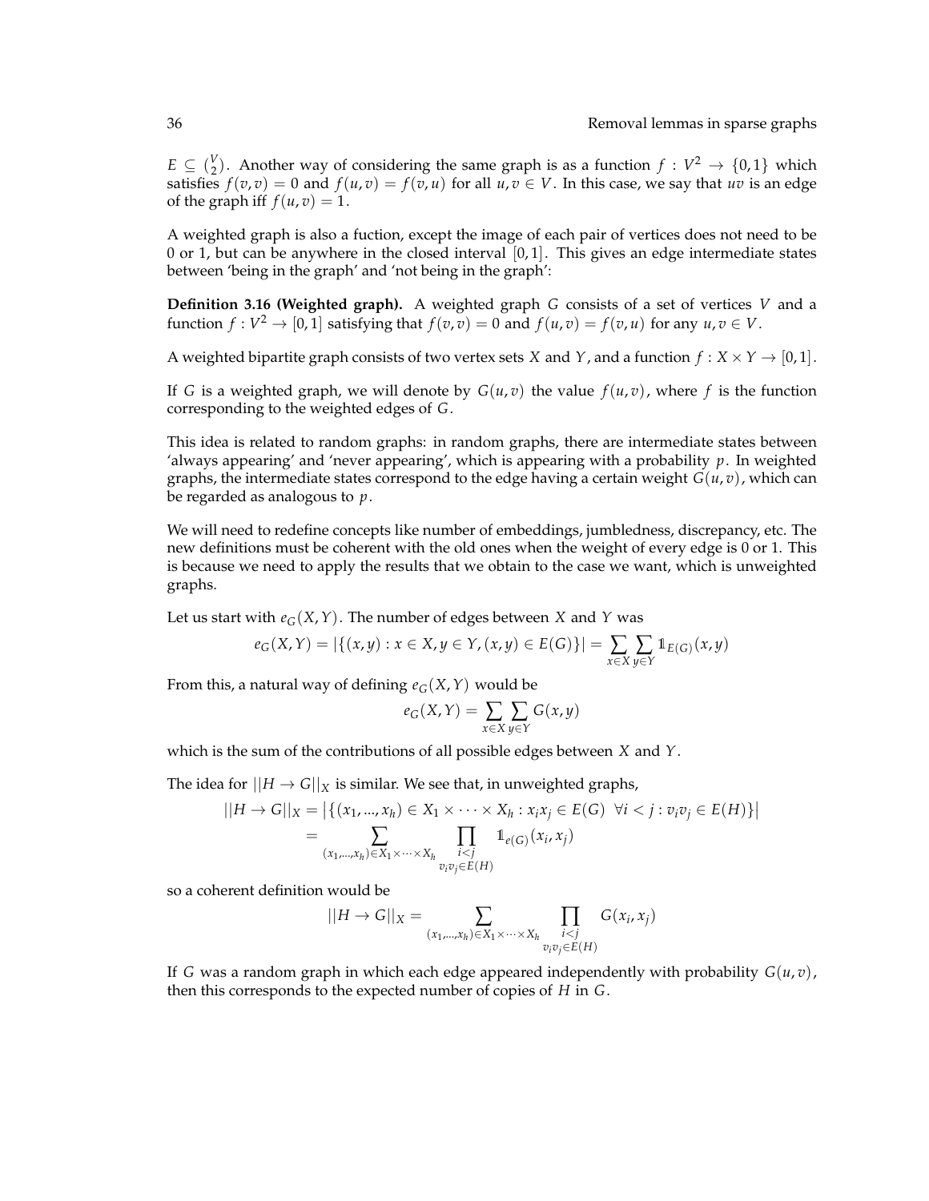$E \subseteq \binom{V}{2}$. Another way of considering the same graph is as a function $f : V^2 \to \{0,1\}$ which satisfies $f(v,v) = 0$ and $f(u,v) = f(v,u)$ for all $u, v \in V$. In this case, we say that $uv$ is an edge of the graph iff $f(u,v) = 1$.

A weighted graph is also a fuction, except the image of each pair of vertices does not need to be 0 or 1, but can be anywhere in the closed interval $[0,1]$. This gives an edge intermediate states between 'being in the graph' and 'not being in the graph':

**Definition 3.16 (Weighted graph).** A weighted graph $G$ consists of a set of vertices $V$ and a function $f : V^2 \to [0,1]$ satisfying that $f(v,v) = 0$ and $f(u,v) = f(v,u)$ for any $u, v \in V$.

A weighted bipartite graph consists of two vertex sets $X$ and $Y$, and a function $f : X \times Y \to [0,1]$.

If $G$ is a weighted graph, we will denote by $G(u,v)$ the value $f(u,v)$, where $f$ is the function corresponding to the weighted edges of $G$.

This idea is related to random graphs: in random graphs, there are intermediate states between 'always appearing' and 'never appearing', which is appearing with a probability $p$. In weighted graphs, the intermediate states correspond to the edge having a certain weight $G(u,v)$, which can be regarded as analogous to $p$.

We will need to redefine concepts like number of embeddings, jumbledness, discrepancy, etc. The new definitions must be coherent with the old ones when the weight of every edge is 0 or 1. This is because we need to apply the results that we obtain to the case we want, which is unweighted graphs.

Let us start with $e_G(X,Y)$. The number of edges between $X$ and $Y$ was

$$e_G(X,Y) = |\{(x,y) : x \in X, y \in Y, (x,y) \in E(G)\}| = \sum_{x \in X} \sum_{y \in Y} \mathbb{1}_{E(G)}(x,y)$$

From this, a natural way of defining $e_G(X,Y)$ would be

$$e_G(X,Y) = \sum_{x \in X} \sum_{y \in Y} G(x,y)$$

which is the sum of the contributions of all possible edges between $X$ and $Y$.

The idea for $||H \to G||_X$ is similar. We see that, in unweighted graphs,

$$\begin{aligned} ||H \to G||_X &= \left|\{(x_1, ..., x_h) \in X_1 \times \cdots \times X_h : x_i x_j \in E(G) \;\; \forall i < j : v_i v_j \in E(H)\}\right| \\ &= \sum_{(x_1,...,x_h) \in X_1 \times \cdots \times X_h} \prod_{\substack{i<j \\ v_i v_j \in E(H)}} \mathbb{1}_{e(G)}(x_i, x_j) \end{aligned}$$

so a coherent definition would be

$$||H \to G||_X = \sum_{(x_1,...,x_h) \in X_1 \times \cdots \times X_h} \prod_{\substack{i<j \\ v_i v_j \in E(H)}} G(x_i, x_j)$$

If $G$ was a random graph in which each edge appeared independently with probability $G(u,v)$, then this corresponds to the expected number of copies of $H$ in $G$.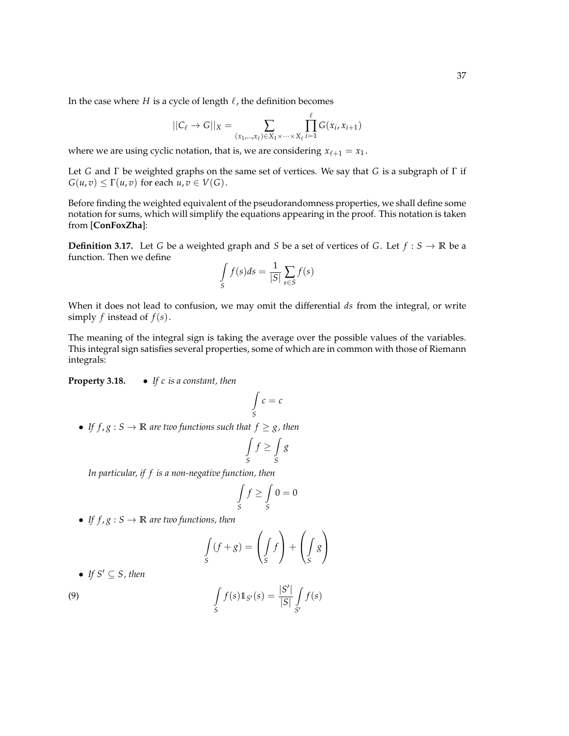In the case where $H$ is a cycle of length $\ell$, the definition becomes

$$||C_\ell \to G||_X = \sum_{(x_1,\dots,x_\ell)\in X_1\times\cdots\times X_\ell} \prod_{i=1}^{\ell} G(x_i, x_{i+1})$$

where we are using cyclic notation, that is, we are considering $x_{\ell+1} = x_1$.

Let $G$ and $\Gamma$ be weighted graphs on the same set of vertices. We say that $G$ is a subgraph of $\Gamma$ if $G(u,v) \leq \Gamma(u,v)$ for each $u, v \in V(G)$.

Before finding the weighted equivalent of the pseudorandomness properties, we shall define some notation for sums, which will simplify the equations appearing in the proof. This notation is taken from **[ConFoxZha]**:

**Definition 3.17.** Let $G$ be a weighted graph and $S$ be a set of vertices of $G$. Let $f : S \to \mathbb{R}$ be a function. Then we define

$$\int_S f(s)ds = \frac{1}{|S|}\sum_{s\in S} f(s)$$

When it does not lead to confusion, we may omit the differential $ds$ from the integral, or write simply $f$ instead of $f(s)$.

The meaning of the integral sign is taking the average over the possible values of the variables. This integral sign satisfies several properties, some of which are in common with those of Riemann integrals:

**Property 3.18.**

- *If $c$ is a constant, then*

$$\int_S c = c$$

- *If $f, g : S \to \mathbb{R}$ are two functions such that $f \geq g$, then*

$$\int_S f \geq \int_S g$$

*In particular, if $f$ is a non-negative function, then*

$$\int_S f \geq \int_S 0 = 0$$

- *If $f, g : S \to \mathbb{R}$ are two functions, then*

$$\int_S (f+g) = \left(\int_S f\right) + \left(\int_S g\right)$$

- *If $S' \subseteq S$, then*

$$\int_S f(s)\mathbb{1}_{S'}(s) = \frac{|S'|}{|S|}\int_{S'} f(s) \tag{9}$$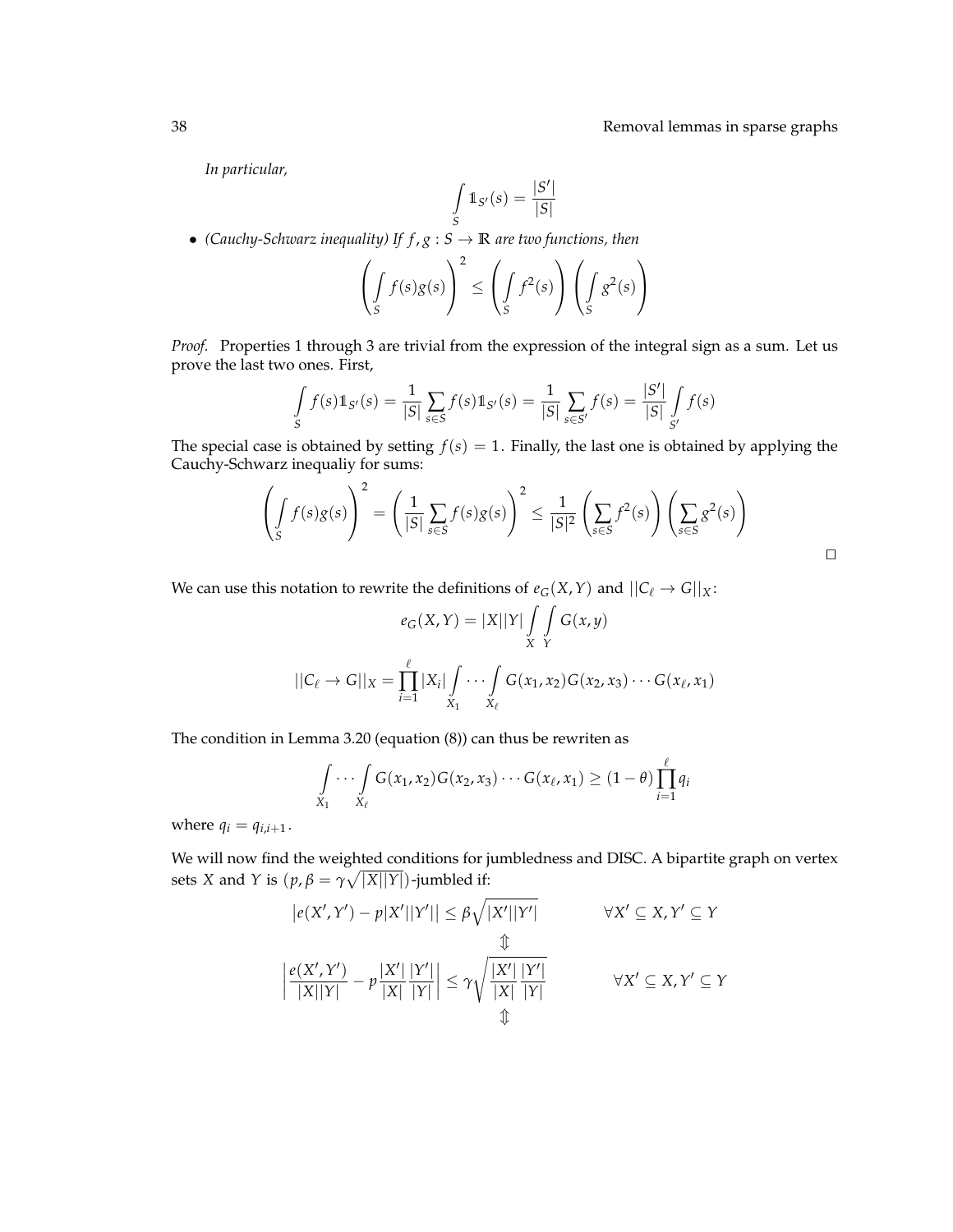*In particular,*

$$\int_S \mathbb{1}_{S'}(s) = \frac{|S'|}{|S|}$$

- *(Cauchy-Schwarz inequality) If $f, g : S \to \mathbb{R}$ are two functions, then*

$$\left( \int_S f(s)g(s) \right)^2 \leq \left( \int_S f^2(s) \right) \left( \int_S g^2(s) \right)$$

*Proof.* Properties 1 through 3 are trivial from the expression of the integral sign as a sum. Let us prove the last two ones. First,

$$\int_S f(s)\mathbb{1}_{S'}(s) = \frac{1}{|S|} \sum_{s \in S} f(s)\mathbb{1}_{S'}(s) = \frac{1}{|S|} \sum_{s \in S'} f(s) = \frac{|S'|}{|S|} \int_{S'} f(s)$$

The special case is obtained by setting $f(s) = 1$. Finally, the last one is obtained by applying the Cauchy-Schwarz inequaliy for sums:

$$\left( \int_S f(s)g(s) \right)^2 = \left( \frac{1}{|S|} \sum_{s \in S} f(s)g(s) \right)^2 \leq \frac{1}{|S|^2} \left( \sum_{s \in S} f^2(s) \right) \left( \sum_{s \in S} g^2(s) \right)$$

□

We can use this notation to rewrite the definitions of $e_G(X, Y)$ and $||C_\ell \to G||_X$:

$$e_G(X, Y) = |X||Y| \int_X \int_Y G(x, y)$$

$$||C_\ell \to G||_X = \prod_{i=1}^{\ell} |X_i| \int_{X_1} \cdots \int_{X_\ell} G(x_1, x_2)G(x_2, x_3) \cdots G(x_\ell, x_1)$$

The condition in Lemma 3.20 (equation (8)) can thus be rewriten as

$$\int_{X_1} \cdots \int_{X_\ell} G(x_1, x_2)G(x_2, x_3) \cdots G(x_\ell, x_1) \geq (1 - \theta) \prod_{i=1}^{\ell} q_i$$

where $q_i = q_{i,i+1}$.

We will now find the weighted conditions for jumbledness and DISC. A bipartite graph on vertex sets $X$ and $Y$ is $(p, \beta = \gamma\sqrt{|X||Y|})$-jumbled if:

$$\left| e(X', Y') - p|X'||Y'| \right| \leq \beta\sqrt{|X'||Y'|} \qquad \forall X' \subseteq X, Y' \subseteq Y$$

$$\Updownarrow$$

$$\left| \frac{e(X', Y')}{|X||Y|} - p\frac{|X'|}{|X|}\frac{|Y'|}{|Y|} \right| \leq \gamma\sqrt{\frac{|X'|}{|X|}\frac{|Y'|}{|Y|}} \qquad \forall X' \subseteq X, Y' \subseteq Y$$

$$\Updownarrow$$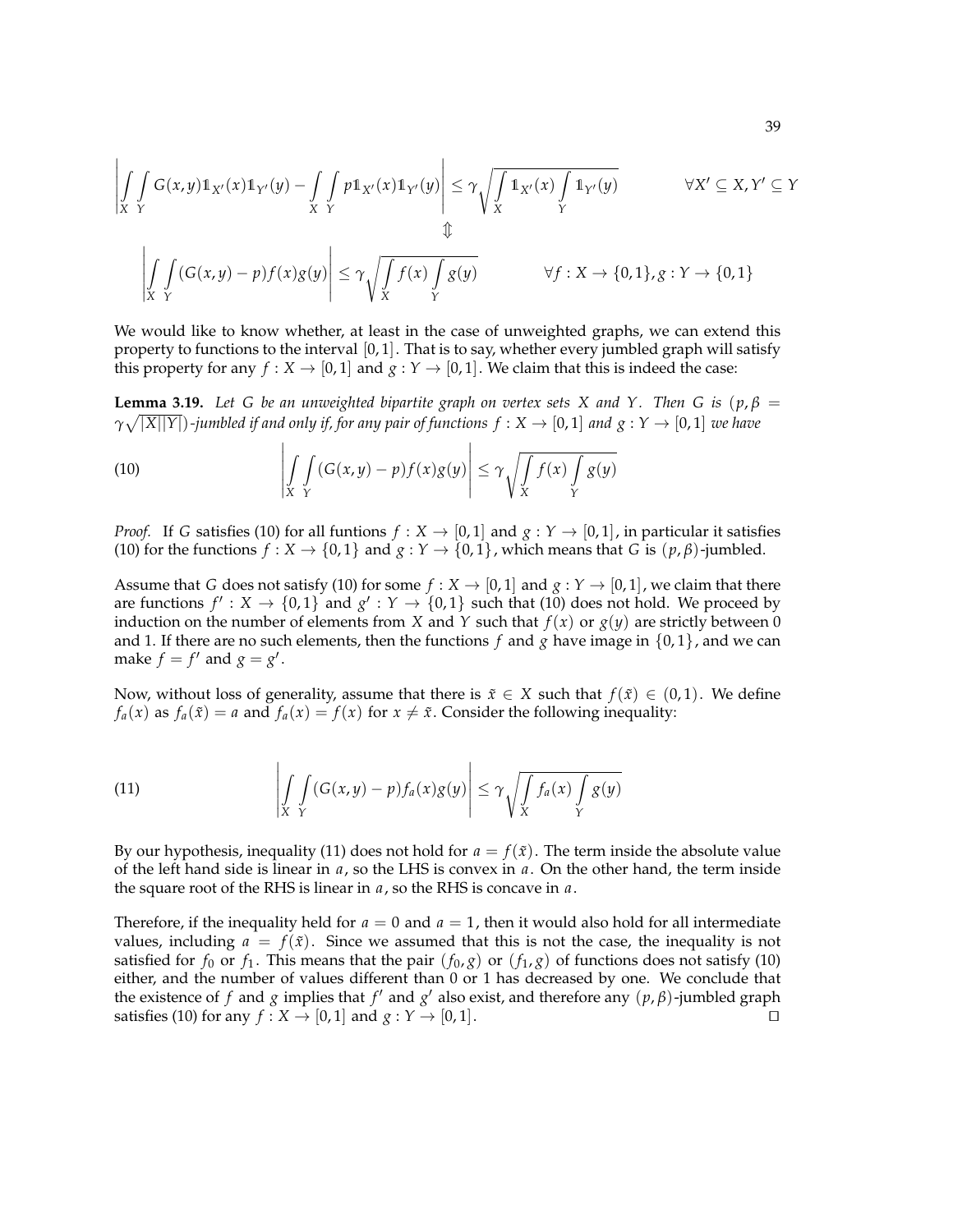$$\left| \int_X \int_Y G(x,y) \mathbb{1}_{X'}(x) \mathbb{1}_{Y'}(y) - \int_X \int_Y p \mathbb{1}_{X'}(x) \mathbb{1}_{Y'}(y) \right| \leq \gamma \sqrt{\int_X \mathbb{1}_{X'}(x) \int_Y \mathbb{1}_{Y'}(y)} \qquad \forall X' \subseteq X, Y' \subseteq Y$$

$$\Updownarrow$$

$$\left| \int_X \int_Y (G(x,y) - p) f(x) g(y) \right| \leq \gamma \sqrt{\int_X f(x) \int_Y g(y)} \qquad \forall f : X \to \{0,1\}, g : Y \to \{0,1\}$$

We would like to know whether, at least in the case of unweighted graphs, we can extend this property to functions to the interval $[0,1]$. That is to say, whether every jumbled graph will satisfy this property for any $f : X \to [0,1]$ and $g : Y \to [0,1]$. We claim that this is indeed the case:

**Lemma 3.19.** *Let $G$ be an unweighted bipartite graph on vertex sets $X$ and $Y$. Then $G$ is $(p, \beta = \gamma\sqrt{|X||Y|})$-jumbled if and only if, for any pair of functions $f : X \to [0,1]$ and $g : Y \to [0,1]$ we have*

$$\left| \int_X \int_Y (G(x,y) - p) f(x) g(y) \right| \leq \gamma \sqrt{\int_X f(x) \int_Y g(y)} \tag{10}$$

*Proof.* If $G$ satisfies (10) for all funtions $f : X \to [0,1]$ and $g : Y \to [0,1]$, in particular it satisfies (10) for the functions $f : X \to \{0,1\}$ and $g : Y \to \{0,1\}$, which means that $G$ is $(p, \beta)$-jumbled.

Assume that $G$ does not satisfy (10) for some $f : X \to [0,1]$ and $g : Y \to [0,1]$, we claim that there are functions $f' : X \to \{0,1\}$ and $g' : Y \to \{0,1\}$ such that (10) does not hold. We proceed by induction on the number of elements from $X$ and $Y$ such that $f(x)$ or $g(y)$ are strictly between 0 and 1. If there are no such elements, then the functions $f$ and $g$ have image in $\{0,1\}$, and we can make $f = f'$ and $g = g'$.

Now, without loss of generality, assume that there is $\tilde{x} \in X$ such that $f(\tilde{x}) \in (0,1)$. We define $f_a(x)$ as $f_a(\tilde{x}) = a$ and $f_a(x) = f(x)$ for $x \neq \tilde{x}$. Consider the following inequality:

$$\left| \int_X \int_Y (G(x,y) - p) f_a(x) g(y) \right| \leq \gamma \sqrt{\int_X f_a(x) \int_Y g(y)} \tag{11}$$

By our hypothesis, inequality (11) does not hold for $a = f(\tilde{x})$. The term inside the absolute value of the left hand side is linear in $a$, so the LHS is convex in $a$. On the other hand, the term inside the square root of the RHS is linear in $a$, so the RHS is concave in $a$.

Therefore, if the inequality held for $a = 0$ and $a = 1$, then it would also hold for all intermediate values, including $a = f(\tilde{x})$. Since we assumed that this is not the case, the inequality is not satisfied for $f_0$ or $f_1$. This means that the pair $(f_0, g)$ or $(f_1, g)$ of functions does not satisfy (10) either, and the number of values different than 0 or 1 has decreased by one. We conclude that the existence of $f$ and $g$ implies that $f'$ and $g'$ also exist, and therefore any $(p, \beta)$-jumbled graph satisfies (10) for any $f : X \to [0,1]$ and $g : Y \to [0,1]$. ◻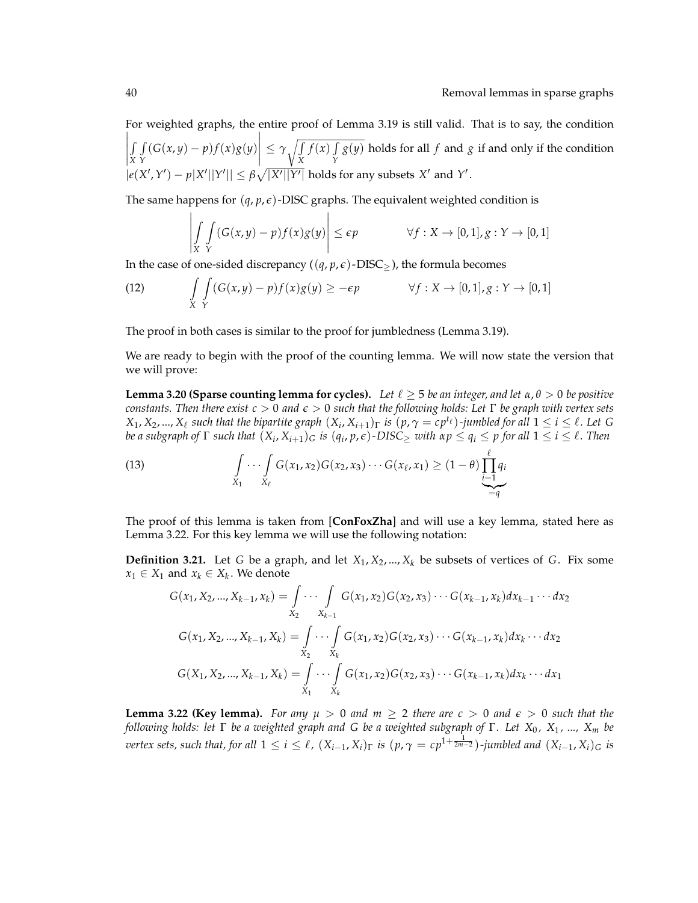For weighted graphs, the entire proof of Lemma 3.19 is still valid. That is to say, the condition $\left|\int_X \int_Y (G(x,y)-p)f(x)g(y)\right| \leq \gamma\sqrt{\int_X f(x) \int_Y g(y)}$ holds for all $f$ and $g$ if and only if the condition $|e(X',Y') - p|X'||Y'|| \leq \beta\sqrt{|X'||Y'|}$ holds for any subsets $X'$ and $Y'$.

The same happens for $(q,p,\epsilon)$-DISC graphs. The equivalent weighted condition is

$$\left|\int_X \int_Y (G(x,y)-p)f(x)g(y)\right| \leq \epsilon p \qquad \forall f: X \to [0,1], g: Y \to [0,1]$$

In the case of one-sided discrepancy ($(q,p,\epsilon)$-DISC$_\geq$), the formula becomes

$$\int_X \int_Y (G(x,y)-p)f(x)g(y) \geq -\epsilon p \qquad \forall f: X \to [0,1], g: Y \to [0,1] \tag{12}$$

The proof in both cases is similar to the proof for jumbledness (Lemma 3.19).

We are ready to begin with the proof of the counting lemma. We will now state the version that we will prove:

**Lemma 3.20 (Sparse counting lemma for cycles).** *Let $\ell \geq 5$ be an integer, and let $\alpha, \theta > 0$ be positive constants. Then there exist $c > 0$ and $\epsilon > 0$ such that the following holds: Let $\Gamma$ be graph with vertex sets $X_1, X_2, ..., X_\ell$ such that the bipartite graph $(X_i, X_{i+1})_\Gamma$ is $(p, \gamma = cp^{t_\ell})$-jumbled for all $1 \leq i \leq \ell$. Let $G$ be a subgraph of $\Gamma$ such that $(X_i, X_{i+1})_G$ is $(q_i, p, \epsilon)$-DISC$_\geq$ with $\alpha p \leq q_i \leq p$ for all $1 \leq i \leq \ell$. Then*

$$\int_{X_1} \cdots \int_{X_\ell} G(x_1,x_2)G(x_2,x_3)\cdots G(x_\ell,x_1) \geq (1-\theta)\underbrace{\prod_{i=1}^{\ell} q_i}_{=q} \tag{13}$$

The proof of this lemma is taken from **[ConFoxZha]** and will use a key lemma, stated here as Lemma 3.22. For this key lemma we will use the following notation:

**Definition 3.21.** Let $G$ be a graph, and let $X_1, X_2, ..., X_k$ be subsets of vertices of $G$. Fix some $x_1 \in X_1$ and $x_k \in X_k$. We denote

$$G(x_1, X_2, ..., X_{k-1}, x_k) = \int_{X_2} \cdots \int_{X_{k-1}} G(x_1,x_2)G(x_2,x_3)\cdots G(x_{k-1},x_k)dx_{k-1}\cdots dx_2$$

$$G(x_1, X_2, ..., X_{k-1}, X_k) = \int_{X_2} \cdots \int_{X_k} G(x_1,x_2)G(x_2,x_3)\cdots G(x_{k-1},x_k)dx_k\cdots dx_2$$

$$G(X_1, X_2, ..., X_{k-1}, X_k) = \int_{X_1} \cdots \int_{X_k} G(x_1,x_2)G(x_2,x_3)\cdots G(x_{k-1},x_k)dx_k\cdots dx_1$$

**Lemma 3.22 (Key lemma).** *For any $\mu > 0$ and $m \geq 2$ there are $c > 0$ and $\epsilon > 0$ such that the following holds: let $\Gamma$ be a weighted graph and $G$ be a weighted subgraph of $\Gamma$. Let $X_0$, $X_1$, ..., $X_m$ be vertex sets, such that, for all $1 \leq i \leq \ell$, $(X_{i-1}, X_i)_\Gamma$ is $(p, \gamma = cp^{1+\frac{1}{2m-2}})$-jumbled and $(X_{i-1}, X_i)_G$ is*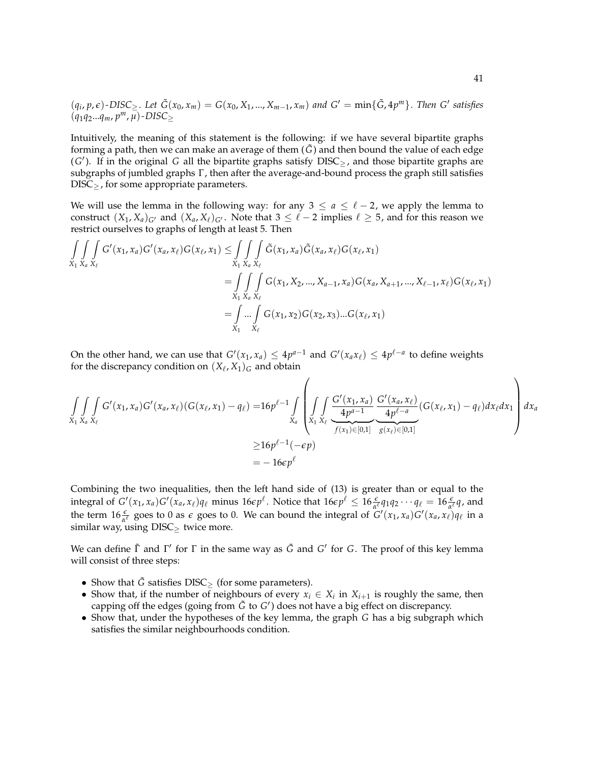$(q_i, p, \epsilon)$-*DISC*$_{\geq}$. *Let* $\tilde{G}(x_0, x_m) = G(x_0, X_1, ..., X_{m-1}, x_m)$ *and* $G' = \min\{\tilde{G}, 4p^m\}$. *Then* $G'$ *satisfies* $(q_1 q_2 ... q_m, p^m, \mu)$-*DISC*$_{\geq}$

Intuitively, the meaning of this statement is the following: if we have several bipartite graphs forming a path, then we can make an average of them ($\tilde{G}$) and then bound the value of each edge ($G'$). If in the original $G$ all the bipartite graphs satisfy DISC$_{\geq}$, and those bipartite graphs are subgraphs of jumbled graphs $\Gamma$, then after the average-and-bound process the graph still satisfies DISC$_{\geq}$, for some appropriate parameters.

We will use the lemma in the following way: for any $3 \leq a \leq \ell - 2$, we apply the lemma to construct $(X_1, X_a)_{G'}$ and $(X_a, X_\ell)_{G'}$. Note that $3 \leq \ell - 2$ implies $\ell \geq 5$, and for this reason we restrict ourselves to graphs of length at least 5. Then

$$
\begin{aligned}
\int_{X_1}\int_{X_a}\int_{X_\ell} G'(x_1, x_a) G'(x_a, x_\ell) G(x_\ell, x_1) &\leq \int_{X_1}\int_{X_a}\int_{X_\ell} \tilde{G}(x_1, x_a)\tilde{G}(x_a, x_\ell) G(x_\ell, x_1) \\
&= \int_{X_1}\int_{X_a}\int_{X_\ell} G(x_1, X_2, ..., X_{a-1}, x_a) G(x_a, X_{a+1}, ..., X_{\ell-1}, x_\ell) G(x_\ell, x_1) \\
&= \int_{X_1} ... \int_{X_\ell} G(x_1, x_2) G(x_2, x_3) ... G(x_\ell, x_1)
\end{aligned}
$$

On the other hand, we can use that $G'(x_1, x_a) \leq 4p^{a-1}$ and $G'(x_a x_\ell) \leq 4p^{\ell - a}$ to define weights for the discrepancy condition on $(X_\ell, X_1)_G$ and obtain

$$
\begin{aligned}
\int_{X_1}\int_{X_a}\int_{X_\ell} G'(x_1, x_a) G'(x_a, x_\ell)(G(x_\ell, x_1) - q_\ell) &= 16p^{\ell-1} \int_{X_a} \left( \int_{X_1}\int_{X_\ell} \underbrace{\frac{G'(x_1, x_a)}{4p^{a-1}}}_{f(x_1)\in[0,1]} \underbrace{\frac{G'(x_a, x_\ell)}{4p^{\ell-a}}}_{g(x_\ell)\in[0,1]} (G(x_\ell, x_1) - q_\ell) dx_\ell dx_1 \right) dx_a \\
&\geq 16p^{\ell-1}(-\epsilon p) \\
&= -16\epsilon p^\ell
\end{aligned}
$$

Combining the two inequalities, then the left hand side of (13) is greater than or equal to the integral of $G'(x_1, x_a)G'(x_a, x_\ell)q_\ell$ minus $16\epsilon p^\ell$. Notice that $16\epsilon p^\ell \leq 16\frac{\epsilon}{\alpha^\ell} q_1 q_2 \cdots q_\ell = 16\frac{\epsilon}{\alpha^\ell} q$, and the term $16\frac{\epsilon}{\alpha^\ell}$ goes to 0 as $\epsilon$ goes to 0. We can bound the integral of $G'(x_1, x_a)G'(x_a, x_\ell)q_\ell$ in a similar way, using DISC$_{\geq}$ twice more.

We can define $\tilde{\Gamma}$ and $\Gamma'$ for $\Gamma$ in the same way as $\tilde{G}$ and $G'$ for $G$. The proof of this key lemma will consist of three steps:

- Show that $\tilde{G}$ satisfies DISC$_{\geq}$ (for some parameters).
- Show that, if the number of neighbours of every $x_i \in X_i$ in $X_{i+1}$ is roughly the same, then capping off the edges (going from $\tilde{G}$ to $G'$) does not have a big effect on discrepancy.
- Show that, under the hypotheses of the key lemma, the graph $G$ has a big subgraph which satisfies the similar neighbourhoods condition.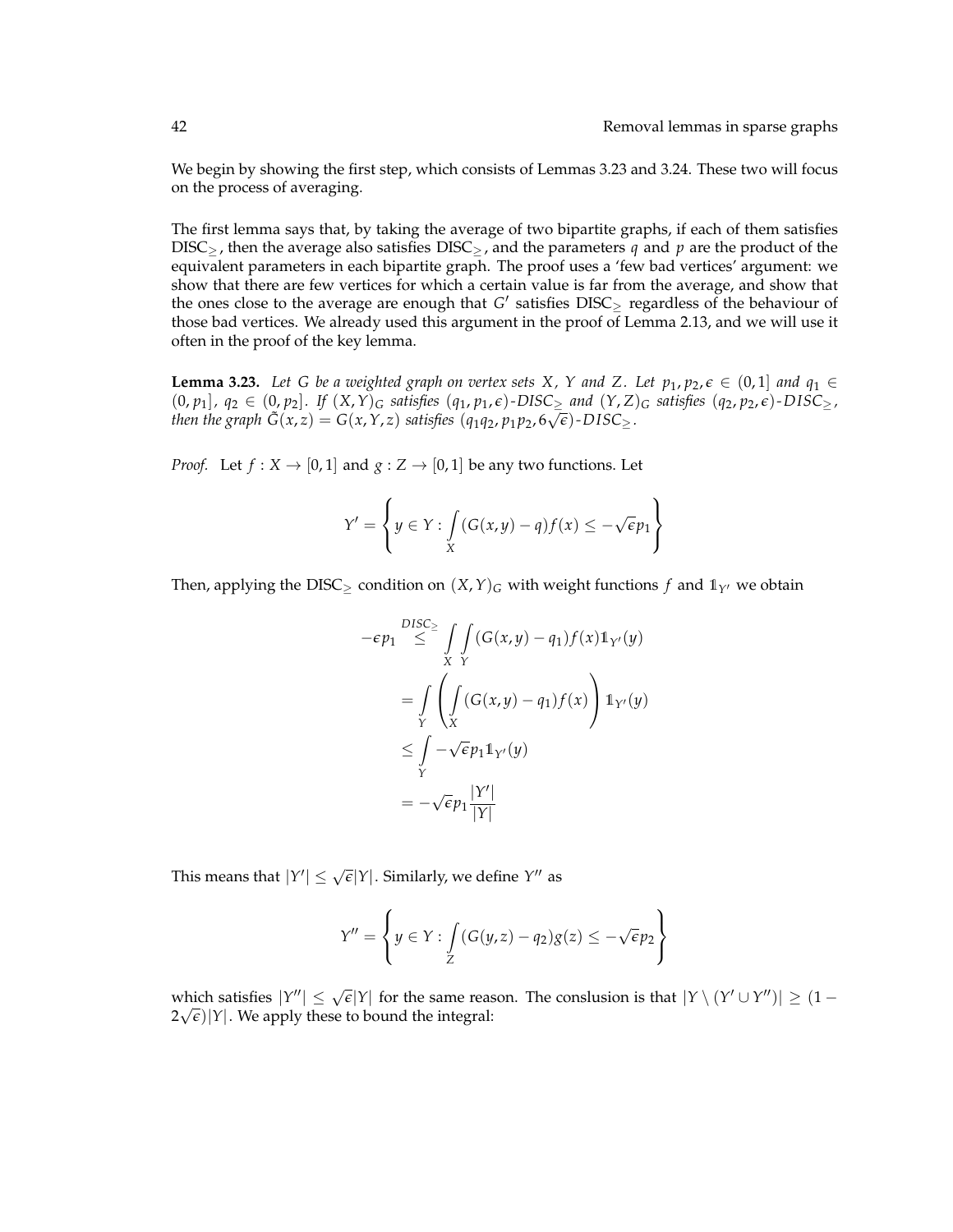We begin by showing the first step, which consists of Lemmas 3.23 and 3.24. These two will focus on the process of averaging.

The first lemma says that, by taking the average of two bipartite graphs, if each of them satisfies $\text{DISC}_{\geq}$, then the average also satisfies $\text{DISC}_{\geq}$, and the parameters $q$ and $p$ are the product of the equivalent parameters in each bipartite graph. The proof uses a 'few bad vertices' argument: we show that there are few vertices for which a certain value is far from the average, and show that the ones close to the average are enough that $G'$ satisfies $\text{DISC}_{\geq}$ regardless of the behaviour of those bad vertices. We already used this argument in the proof of Lemma 2.13, and we will use it often in the proof of the key lemma.

**Lemma 3.23.** *Let $G$ be a weighted graph on vertex sets $X$, $Y$ and $Z$. Let $p_1, p_2, \epsilon \in (0,1]$ and $q_1 \in (0, p_1]$, $q_2 \in (0, p_2]$. If $(X,Y)_G$ satisfies $(q_1, p_1, \epsilon)$-$DISC_{\geq}$ and $(Y,Z)_G$ satisfies $(q_2, p_2, \epsilon)$-$DISC_{\geq}$, then the graph $\tilde{G}(x,z) = G(x,Y,z)$ satisfies $(q_1 q_2, p_1 p_2, 6\sqrt{\epsilon})$-$DISC_{\geq}$.*

*Proof.* Let $f : X \to [0,1]$ and $g : Z \to [0,1]$ be any two functions. Let

$$Y' = \left\{ y \in Y : \int\limits_X (G(x,y) - q) f(x) \leq -\sqrt{\epsilon} p_1 \right\}$$

Then, applying the $\text{DISC}_{\geq}$ condition on $(X,Y)_G$ with weight functions $f$ and $\mathbb{1}_{Y'}$ we obtain

$$\begin{aligned}
-\epsilon p_1 &\overset{DISC_{\geq}}{\leq} \int\limits_X \int\limits_Y (G(x,y) - q_1) f(x) \mathbb{1}_{Y'}(y) \\
&= \int\limits_Y \left( \int\limits_X (G(x,y) - q_1) f(x) \right) \mathbb{1}_{Y'}(y) \\
&\leq \int\limits_Y -\sqrt{\epsilon} p_1 \mathbb{1}_{Y'}(y) \\
&= -\sqrt{\epsilon} p_1 \frac{|Y'|}{|Y|}
\end{aligned}$$

This means that $|Y'| \leq \sqrt{\epsilon}|Y|$. Similarly, we define $Y''$ as

$$Y'' = \left\{ y \in Y : \int\limits_Z (G(y,z) - q_2) g(z) \leq -\sqrt{\epsilon} p_2 \right\}$$

which satisfies $|Y''| \leq \sqrt{\epsilon}|Y|$ for the same reason. The conslusion is that $|Y \setminus (Y' \cup Y'')| \geq (1 - 2\sqrt{\epsilon})|Y|$. We apply these to bound the integral: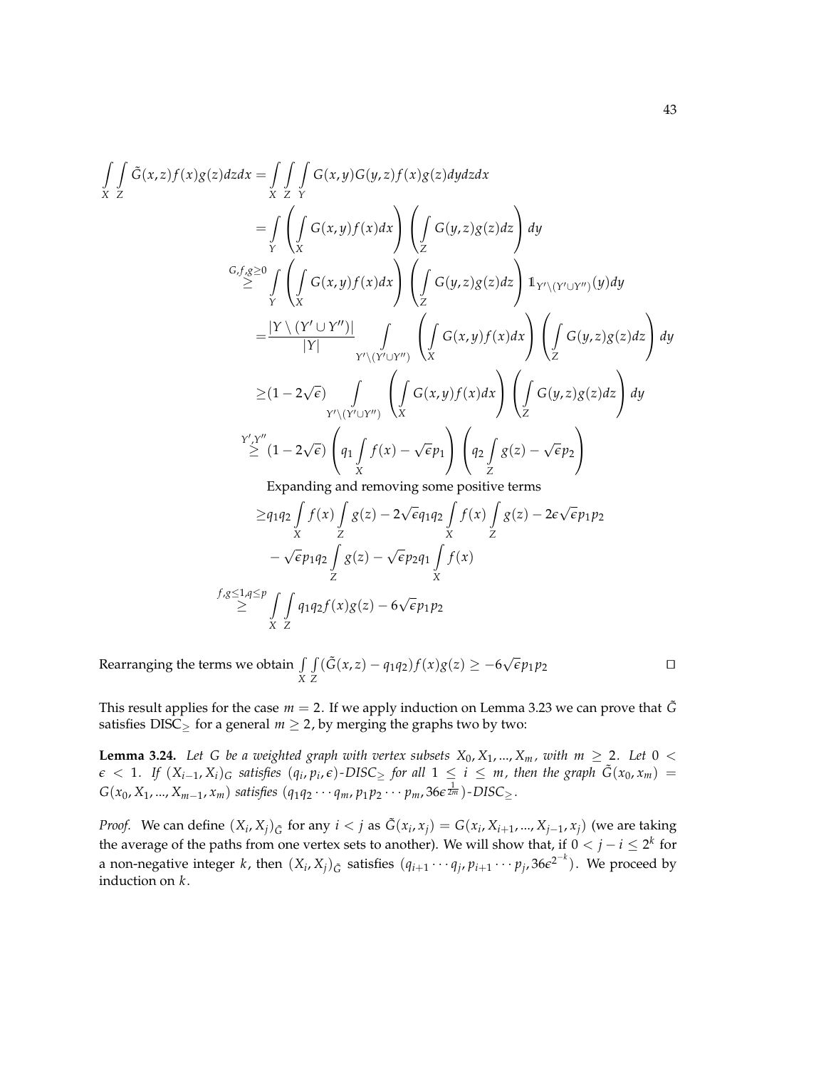$$
\begin{aligned}
\int\limits_X \int\limits_Z \tilde{G}(x,z) f(x) g(z) dz dx &= \int\limits_X \int\limits_Z \int\limits_Y G(x,y) G(y,z) f(x) g(z) dy dz dx \\
&= \int\limits_Y \left( \int\limits_X G(x,y) f(x) dx \right) \left( \int\limits_Z G(y,z) g(z) dz \right) dy \\
&\overset{G,f,g \geq 0}{\geq} \int\limits_Y \left( \int\limits_X G(x,y) f(x) dx \right) \left( \int\limits_Z G(y,z) g(z) dz \right) \mathbb{1}_{Y' \setminus (Y' \cup Y'')}(y) dy \\
&= \frac{|Y \setminus (Y' \cup Y'')|}{|Y|} \int\limits_{Y' \setminus (Y' \cup Y'')} \left( \int\limits_X G(x,y) f(x) dx \right) \left( \int\limits_Z G(y,z) g(z) dz \right) dy \\
&\geq (1 - 2\sqrt{\epsilon}) \int\limits_{Y' \setminus (Y' \cup Y'')} \left( \int\limits_X G(x,y) f(x) dx \right) \left( \int\limits_Z G(y,z) g(z) dz \right) dy \\
&\overset{Y',Y''}{\geq} (1 - 2\sqrt{\epsilon}) \left( q_1 \int\limits_X f(x) - \sqrt{\epsilon} p_1 \right) \left( q_2 \int\limits_Z g(z) - \sqrt{\epsilon} p_2 \right) \\
&\quad \text{Expanding and removing some positive terms} \\
&\geq q_1 q_2 \int\limits_X f(x) \int\limits_Z g(z) - 2\sqrt{\epsilon} q_1 q_2 \int\limits_X f(x) \int\limits_Z g(z) - 2\epsilon\sqrt{\epsilon} p_1 p_2 \\
&\quad - \sqrt{\epsilon} p_1 q_2 \int\limits_Z g(z) - \sqrt{\epsilon} p_2 q_1 \int\limits_X f(x) \\
&\overset{f,g \leq 1, q \leq p}{\geq} \int\limits_X \int\limits_Z q_1 q_2 f(x) g(z) - 6\sqrt{\epsilon} p_1 p_2
\end{aligned}
$$

Rearranging the terms we obtain $\int\limits_X \int\limits_Z (\tilde{G}(x,z) - q_1 q_2) f(x) g(z) \geq -6\sqrt{\epsilon} p_1 p_2$ □

This result applies for the case $m = 2$. If we apply induction on Lemma 3.23 we can prove that $\tilde{G}$ satisfies DISC$_{\geq}$ for a general $m \geq 2$, by merging the graphs two by two:

**Lemma 3.24.** *Let $G$ be a weighted graph with vertex subsets $X_0, X_1, ..., X_m$, with $m \geq 2$. Let $0 < \epsilon < 1$. If $(X_{i-1}, X_i)_G$ satisfies $(q_i, p_i, \epsilon)$-DISC$_{\geq}$ for all $1 \leq i \leq m$, then the graph $\tilde{G}(x_0, x_m) = G(x_0, X_1, ..., X_{m-1}, x_m)$ satisfies $(q_1 q_2 \cdots q_m, p_1 p_2 \cdots p_m, 36\epsilon^{\frac{1}{2m}})$-DISC$_{\geq}$.*

*Proof.* We can define $(X_i, X_j)_{\tilde{G}}$ for any $i < j$ as $\tilde{G}(x_i, x_j) = G(x_i, X_{i+1}, ..., X_{j-1}, x_j)$ (we are taking the average of the paths from one vertex sets to another). We will show that, if $0 < j - i \leq 2^k$ for a non-negative integer $k$, then $(X_i, X_j)_{\tilde{G}}$ satisfies $(q_{i+1} \cdots q_j, p_{i+1} \cdots p_j, 36\epsilon^{2^{-k}})$. We proceed by induction on $k$.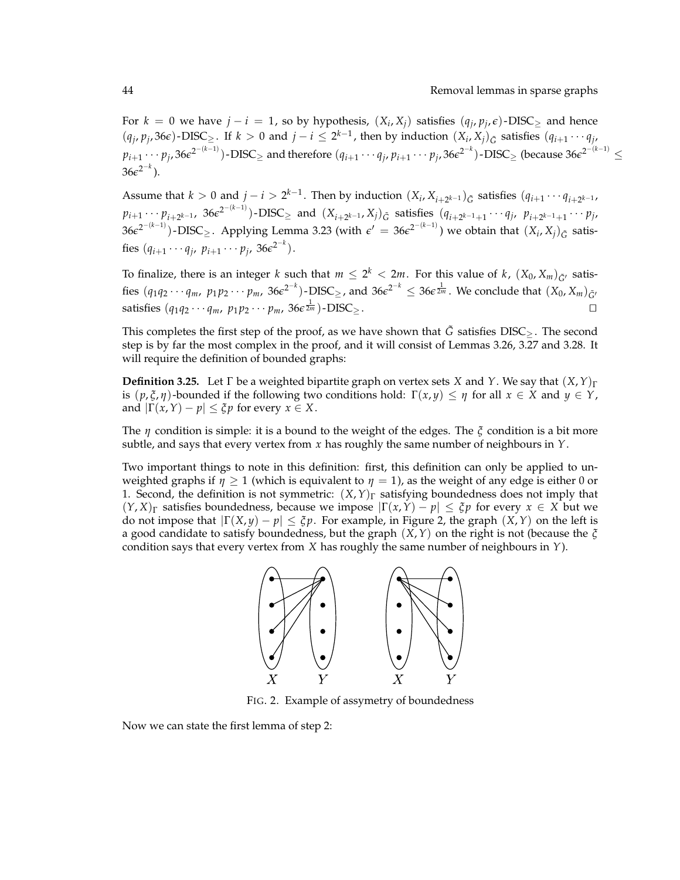For $k = 0$ we have $j - i = 1$, so by hypothesis, $(X_i, X_j)$ satisfies $(q_j, p_j, \epsilon)$-DISC$_\geq$ and hence $(q_j, p_j, 36\epsilon)$-DISC$_\geq$. If $k > 0$ and $j - i \leq 2^{k-1}$, then by induction $(X_i, X_j)_{\tilde{G}}$ satisfies $(q_{i+1} \cdots q_j,$ $p_{i+1} \cdots p_j, 36\epsilon^{2^{-(k-1)}})$-DISC$_\geq$ and therefore $(q_{i+1} \cdots q_j, p_{i+1} \cdots p_j, 36\epsilon^{2^{-k}})$-DISC$_\geq$ (because $36\epsilon^{2^{-(k-1)}} \leq 36\epsilon^{2^{-k}}$).

Assume that $k > 0$ and $j - i > 2^{k-1}$. Then by induction $(X_i, X_{i+2^{k-1}})_{\tilde{G}}$ satisfies $(q_{i+1} \cdots q_{i+2^{k-1}},$ $p_{i+1} \cdots p_{i+2^{k-1}},\ 36\epsilon^{2^{-(k-1)}})$-DISC$_\geq$ and $(X_{i+2^{k-1}}, X_j)_{\tilde{G}}$ satisfies $(q_{i+2^{k-1}+1} \cdots q_j,\ p_{i+2^{k-1}+1} \cdots p_j,$ $36\epsilon^{2^{-(k-1)}})$-DISC$_\geq$. Applying Lemma 3.23 (with $\epsilon' = 36\epsilon^{2^{-(k-1)}}$) we obtain that $(X_i, X_j)_{\tilde{G}}$ satisfies $(q_{i+1} \cdots q_j,\ p_{i+1} \cdots p_j,\ 36\epsilon^{2^{-k}})$.

To finalize, there is an integer $k$ such that $m \leq 2^k < 2m$. For this value of $k$, $(X_0, X_m)_{\tilde{G}'}$ satisfies $(q_1 q_2 \cdots q_m,\ p_1 p_2 \cdots p_m,\ 36\epsilon^{2^{-k}})$-DISC$_\geq$, and $36\epsilon^{2^{-k}} \leq 36\epsilon^{\frac{1}{2m}}$. We conclude that $(X_0, X_m)_{\tilde{G}'}$ satisfies $(q_1 q_2 \cdots q_m,\ p_1 p_2 \cdots p_m,\ 36\epsilon^{\frac{1}{2m}})$-DISC$_\geq$. $\square$

This completes the first step of the proof, as we have shown that $\tilde{G}$ satisfies DISC$_\geq$. The second step is by far the most complex in the proof, and it will consist of Lemmas 3.26, 3.27 and 3.28. It will require the definition of bounded graphs:

**Definition 3.25.** Let $\Gamma$ be a weighted bipartite graph on vertex sets $X$ and $Y$. We say that $(X, Y)_\Gamma$ is $(p, \xi, \eta)$-bounded if the following two conditions hold: $\Gamma(x, y) \leq \eta$ for all $x \in X$ and $y \in Y$, and $|\Gamma(x, Y) - p| \leq \xi p$ for every $x \in X$.

The $\eta$ condition is simple: it is a bound to the weight of the edges. The $\xi$ condition is a bit more subtle, and says that every vertex from $x$ has roughly the same number of neighbours in $Y$.

Two important things to note in this definition: first, this definition can only be applied to unweighted graphs if $\eta \geq 1$ (which is equivalent to $\eta = 1$), as the weight of any edge is either 0 or 1. Second, the definition is not symmetric: $(X, Y)_\Gamma$ satisfying boundedness does not imply that $(Y, X)_\Gamma$ satisfies boundedness, because we impose $|\Gamma(x, Y) - p| \leq \xi p$ for every $x \in X$ but we do not impose that $|\Gamma(X, y) - p| \leq \xi p$. For example, in Figure 2, the graph $(X, Y)$ on the left is a good candidate to satisfy boundedness, but the graph $(X, Y)$ on the right is not (because the $\xi$ condition says that every vertex from $X$ has roughly the same number of neighbours in $Y$).

FIG. 2. Example of assymetry of boundedness

Now we can state the first lemma of step 2: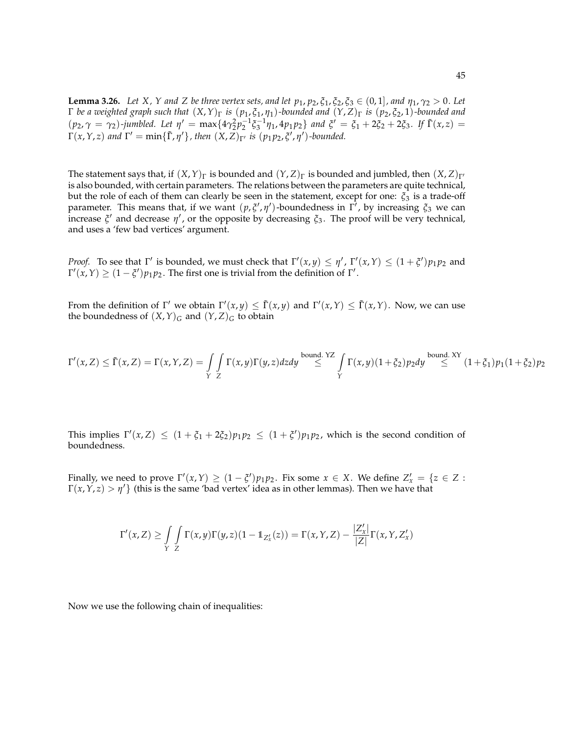**Lemma 3.26.** *Let $X$, $Y$ and $Z$ be three vertex sets, and let $p_1, p_2, \xi_1, \xi_2, \xi_3 \in (0,1]$, and $\eta_1, \gamma_2 > 0$. Let $\Gamma$ be a weighted graph such that $(X,Y)_\Gamma$ is $(p_1, \xi_1, \eta_1)$-bounded and $(Y,Z)_\Gamma$ is $(p_2, \xi_2, 1)$-bounded and $(p_2, \gamma = \gamma_2)$-jumbled. Let $\eta' = \max\{4\gamma_2^2 p_2^{-1} \xi_3^{-1} \eta_1, 4p_1p_2\}$ and $\xi' = \xi_1 + 2\xi_2 + 2\xi_3$. If $\tilde{\Gamma}(x,z) = \Gamma(x,Y,z)$ and $\Gamma' = \min\{\tilde{\Gamma}, \eta'\}$, then $(X,Z)_{\Gamma'}$ is $(p_1p_2, \xi', \eta')$-bounded.*

The statement says that, if $(X,Y)_\Gamma$ is bounded and $(Y,Z)_\Gamma$ is bounded and jumbled, then $(X,Z)_{\Gamma'}$ is also bounded, with certain parameters. The relations between the parameters are quite technical, but the role of each of them can clearly be seen in the statement, except for one: $\xi_3$ is a trade-off parameter. This means that, if we want $(p, \xi', \eta')$-boundedness in $\Gamma'$, by increasing $\xi_3$ we can increase $\xi'$ and decrease $\eta'$, or the opposite by decreasing $\xi_3$. The proof will be very technical, and uses a 'few bad vertices' argument.

*Proof.* To see that $\Gamma'$ is bounded, we must check that $\Gamma'(x,y) \leq \eta'$, $\Gamma'(x,Y) \leq (1+\xi')p_1p_2$ and $\Gamma'(x,Y) \geq (1-\xi')p_1p_2$. The first one is trivial from the definition of $\Gamma'$.

From the definition of $\Gamma'$ we obtain $\Gamma'(x,y) \leq \tilde{\Gamma}(x,y)$ and $\Gamma'(x,Y) \leq \tilde{\Gamma}(x,Y)$. Now, we can use the boundedness of $(X,Y)_G$ and $(Y,Z)_G$ to obtain

$$\Gamma'(x,Z) \leq \tilde{\Gamma}(x,Z) = \Gamma(x,Y,Z) = \int_Y \int_Z \Gamma(x,y)\Gamma(y,z) dz dy \overset{\text{bound. YZ}}{\leq} \int_Y \Gamma(x,y)(1+\xi_2)p_2 dy \overset{\text{bound. XY}}{\leq} (1+\xi_1)p_1(1+\xi_2)p_2$$

This implies $\Gamma'(x,Z) \leq (1+\xi_1+2\xi_2)p_1p_2 \leq (1+\xi')p_1p_2$, which is the second condition of boundedness.

Finally, we need to prove $\Gamma'(x,Y) \geq (1-\xi')p_1p_2$. Fix some $x \in X$. We define $Z'_x = \{z \in Z : \Gamma(x,Y,z) > \eta'\}$ (this is the same 'bad vertex' idea as in other lemmas). Then we have that

$$\Gamma'(x,Z) \geq \int_Y \int_Z \Gamma(x,y)\Gamma(y,z)(1 - \mathbb{1}_{Z'_x}(z)) = \Gamma(x,Y,Z) - \frac{|Z'_x|}{|Z|}\Gamma(x,Y,Z'_x)$$

Now we use the following chain of inequalities: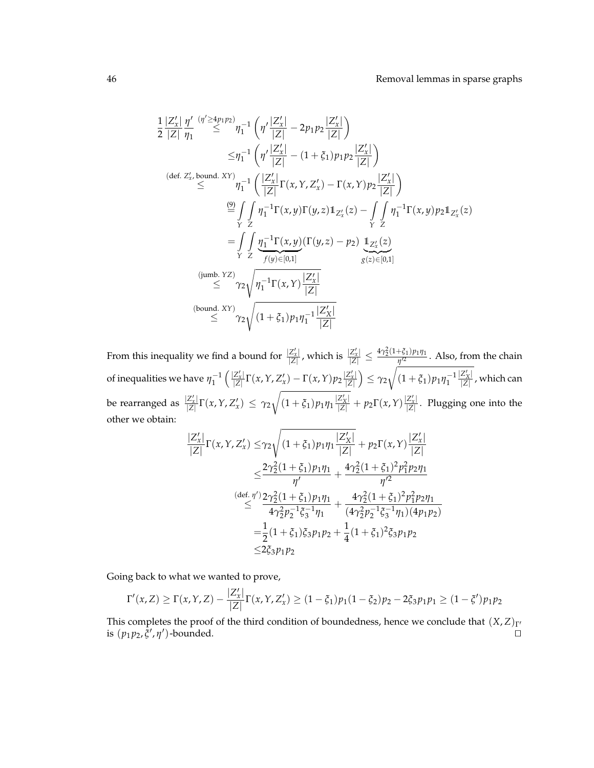$$
\begin{aligned}
\frac{1}{2}\frac{|Z'_x|}{|Z|}\frac{\eta'}{\eta_1} &\overset{(\eta'\geq 4p_1p_2)}{\leq} \eta_1^{-1}\left(\eta'\frac{|Z'_x|}{|Z|} - 2p_1p_2\frac{|Z'_x|}{|Z|}\right)\\
&\leq \eta_1^{-1}\left(\eta'\frac{|Z'_x|}{|Z|} - (1+\xi_1)p_1p_2\frac{|Z'_x|}{|Z|}\right)\\
&\overset{(\text{def. } Z'_x,\text{ bound. } XY)}{\leq} \eta_1^{-1}\left(\frac{|Z'_x|}{|Z|}\Gamma(x,Y,Z'_x) - \Gamma(x,Y)p_2\frac{|Z'_x|}{|Z|}\right)\\
&\overset{(9)}{=} \int\limits_Y\int\limits_Z \eta_1^{-1}\Gamma(x,y)\Gamma(y,z)\mathbb{1}_{Z'_x}(z) - \int\limits_Y\int\limits_Z \eta_1^{-1}\Gamma(x,y)p_2\mathbb{1}_{Z'_x}(z)\\
&= \int\limits_Y\int\limits_Z \underbrace{\eta_1^{-1}\Gamma(x,y)}_{f(y)\in[0,1]}(\Gamma(y,z)-p_2)\underbrace{\mathbb{1}_{Z'_x}(z)}_{g(z)\in[0,1]}\\
&\overset{(\text{jumb. } YZ)}{\leq} \gamma_2\sqrt{\eta_1^{-1}\Gamma(x,Y)\frac{|Z'_x|}{|Z|}}\\
&\overset{(\text{bound. } XY)}{\leq} \gamma_2\sqrt{(1+\xi_1)p_1\eta_1^{-1}\frac{|Z'_X|}{|Z|}}
\end{aligned}
$$

From this inequality we find a bound for $\frac{|Z'_x|}{|Z|}$, which is $\frac{|Z'_x|}{|Z|} \leq \frac{4\gamma_2^2(1+\xi_1)p_1\eta_1}{\eta'^2}$. Also, from the chain of inequalities we have $\eta_1^{-1}\left(\frac{|Z'_x|}{|Z|}\Gamma(x,Y,Z'_x) - \Gamma(x,Y)p_2\frac{|Z'_x|}{|Z|}\right) \leq \gamma_2\sqrt{(1+\xi_1)p_1\eta_1^{-1}\frac{|Z'_X|}{|Z|}}$, which can be rearranged as $\frac{|Z'_x|}{|Z|}\Gamma(x,Y,Z'_x) \leq \gamma_2\sqrt{(1+\xi_1)p_1\eta_1\frac{|Z'_X|}{|Z|}} + p_2\Gamma(x,Y)\frac{|Z'_x|}{|Z|}$. Plugging one into the other we obtain:

$$
\begin{aligned}
\frac{|Z'_x|}{|Z|}\Gamma(x,Y,Z'_x) &\leq \gamma_2\sqrt{(1+\xi_1)p_1\eta_1\frac{|Z'_X|}{|Z|}} + p_2\Gamma(x,Y)\frac{|Z'_x|}{|Z|}\\
&\leq \frac{2\gamma_2^2(1+\xi_1)p_1\eta_1}{\eta'} + \frac{4\gamma_2^2(1+\xi_1)^2p_1^2p_2\eta_1}{\eta'^2}\\
&\overset{(\text{def. } \eta')}{\leq} \frac{2\gamma_2^2(1+\xi_1)p_1\eta_1}{4\gamma_2^2p_2^{-1}\xi_3^{-1}\eta_1} + \frac{4\gamma_2^2(1+\xi_1)^2p_1^2p_2\eta_1}{(4\gamma_2^2p_2^{-1}\xi_3^{-1}\eta_1)(4p_1p_2)}\\
&= \frac{1}{2}(1+\xi_1)\xi_3p_1p_2 + \frac{1}{4}(1+\xi_1)^2\xi_3p_1p_2\\
&\leq 2\xi_3p_1p_2
\end{aligned}
$$

Going back to what we wanted to prove,

$$
\Gamma'(x,Z) \geq \Gamma(x,Y,Z) - \frac{|Z'_x|}{|Z|}\Gamma(x,Y,Z'_x) \geq (1-\xi_1)p_1(1-\xi_2)p_2 - 2\xi_3p_1p_1 \geq (1-\xi')p_1p_2
$$

This completes the proof of the third condition of boundedness, hence we conclude that $(X,Z)_{\Gamma'}$ is $(p_1p_2,\xi',\eta')$-bounded. $\square$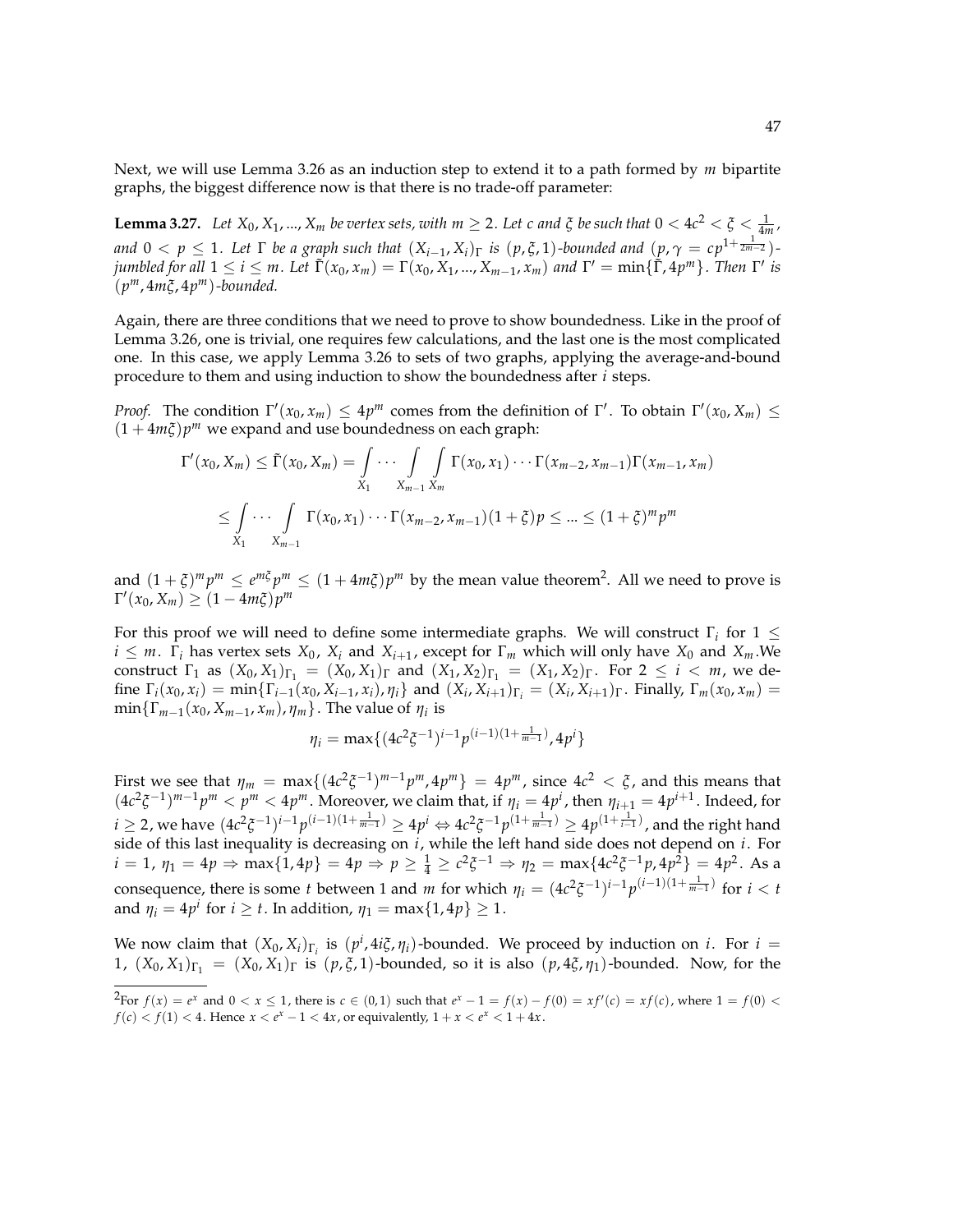Next, we will use Lemma 3.26 as an induction step to extend it to a path formed by $m$ bipartite graphs, the biggest difference now is that there is no trade-off parameter:

**Lemma 3.27.** *Let $X_0, X_1, ..., X_m$ be vertex sets, with $m \geq 2$. Let $c$ and $\xi$ be such that $0 < 4c^2 < \xi < \frac{1}{4m}$, and $0 < p \leq 1$. Let $\Gamma$ be a graph such that $(X_{i-1}, X_i)_\Gamma$ is $(p, \xi, 1)$-bounded and $(p, \gamma = cp^{1+\frac{1}{2m-2}})$-jumbled for all $1 \leq i \leq m$. Let $\tilde{\Gamma}(x_0, x_m) = \Gamma(x_0, X_1, ..., X_{m-1}, x_m)$ and $\Gamma' = \min\{\tilde{\Gamma}, 4p^m\}$. Then $\Gamma'$ is $(p^m, 4m\xi, 4p^m)$-bounded.*

Again, there are three conditions that we need to prove to show boundedness. Like in the proof of Lemma 3.26, one is trivial, one requires few calculations, and the last one is the most complicated one. In this case, we apply Lemma 3.26 to sets of two graphs, applying the average-and-bound procedure to them and using induction to show the boundedness after $i$ steps.

*Proof.* The condition $\Gamma'(x_0, x_m) \leq 4p^m$ comes from the definition of $\Gamma'$. To obtain $\Gamma'(x_0, X_m) \leq (1 + 4m\xi)p^m$ we expand and use boundedness on each graph:

$$\Gamma'(x_0, X_m) \leq \tilde{\Gamma}(x_0, X_m) = \int_{X_1} \cdots \int_{X_{m-1}} \int_{X_m} \Gamma(x_0, x_1) \cdots \Gamma(x_{m-2}, x_{m-1})\Gamma(x_{m-1}, x_m)$$

$$\leq \int_{X_1} \cdots \int_{X_{m-1}} \Gamma(x_0, x_1) \cdots \Gamma(x_{m-2}, x_{m-1})(1 + \xi)p \leq ... \leq (1 + \xi)^m p^m$$

and $(1 + \xi)^m p^m \leq e^{m\xi} p^m \leq (1 + 4m\xi)p^m$ by the mean value theorem[2]. All we need to prove is $\Gamma'(x_0, X_m) \geq (1 - 4m\xi)p^m$

For this proof we will need to define some intermediate graphs. We will construct $\Gamma_i$ for $1 \leq i \leq m$. $\Gamma_i$ has vertex sets $X_0$, $X_i$ and $X_{i+1}$, except for $\Gamma_m$ which will only have $X_0$ and $X_m$.We construct $\Gamma_1$ as $(X_0, X_1)_{\Gamma_1} = (X_0, X_1)_\Gamma$ and $(X_1, X_2)_{\Gamma_1} = (X_1, X_2)_\Gamma$. For $2 \leq i < m$, we define $\Gamma_i(x_0, x_i) = \min\{\Gamma_{i-1}(x_0, X_{i-1}, x_i), \eta_i\}$ and $(X_i, X_{i+1})_{\Gamma_i} = (X_i, X_{i+1})_\Gamma$. Finally, $\Gamma_m(x_0, x_m) = \min\{\Gamma_{m-1}(x_0, X_{m-1}, x_m), \eta_m\}$. The value of $\eta_i$ is

$$\eta_i = \max\{(4c^2\xi^{-1})^{i-1} p^{(i-1)(1+\frac{1}{m-1})}, 4p^i\}$$

First we see that $\eta_m = \max\{(4c^2\xi^{-1})^{m-1} p^m, 4p^m\} = 4p^m$, since $4c^2 < \xi$, and this means that $(4c^2\xi^{-1})^{m-1} p^m < p^m < 4p^m$. Moreover, we claim that, if $\eta_i = 4p^i$, then $\eta_{i+1} = 4p^{i+1}$. Indeed, for $i \geq 2$, we have $(4c^2\xi^{-1})^{i-1} p^{(i-1)(1+\frac{1}{m-1})} \geq 4p^i \Leftrightarrow 4c^2\xi^{-1} p^{(1+\frac{1}{m-1})} \geq 4p^{(1+\frac{1}{i-1})}$, and the right hand side of this last inequality is decreasing on $i$, while the left hand side does not depend on $i$. For $i = 1$, $\eta_1 = 4p \Rightarrow \max\{1, 4p\} = 4p \Rightarrow p \geq \frac{1}{4} \geq c^2\xi^{-1} \Rightarrow \eta_2 = \max\{4c^2\xi^{-1}p, 4p^2\} = 4p^2$. As a consequence, there is some $t$ between 1 and $m$ for which $\eta_i = (4c^2\xi^{-1})^{i-1} p^{(i-1)(1+\frac{1}{m-1})}$ for $i < t$ and $\eta_i = 4p^i$ for $i \geq t$. In addition, $\eta_1 = \max\{1, 4p\} \geq 1$.

We now claim that $(X_0, X_i)_{\Gamma_i}$ is $(p^i, 4i\xi, \eta_i)$-bounded. We proceed by induction on $i$. For $i = 1$, $(X_0, X_1)_{\Gamma_1} = (X_0, X_1)_\Gamma$ is $(p, \xi, 1)$-bounded, so it is also $(p, 4\xi, \eta_1)$-bounded. Now, for the

[2] For $f(x) = e^x$ and $0 < x \leq 1$, there is $c \in (0, 1)$ such that $e^x - 1 = f(x) - f(0) = xf'(c) = xf(c)$, where $1 = f(0) < f(c) < f(1) < 4$. Hence $x < e^x - 1 < 4x$, or equivalently, $1 + x < e^x < 1 + 4x$.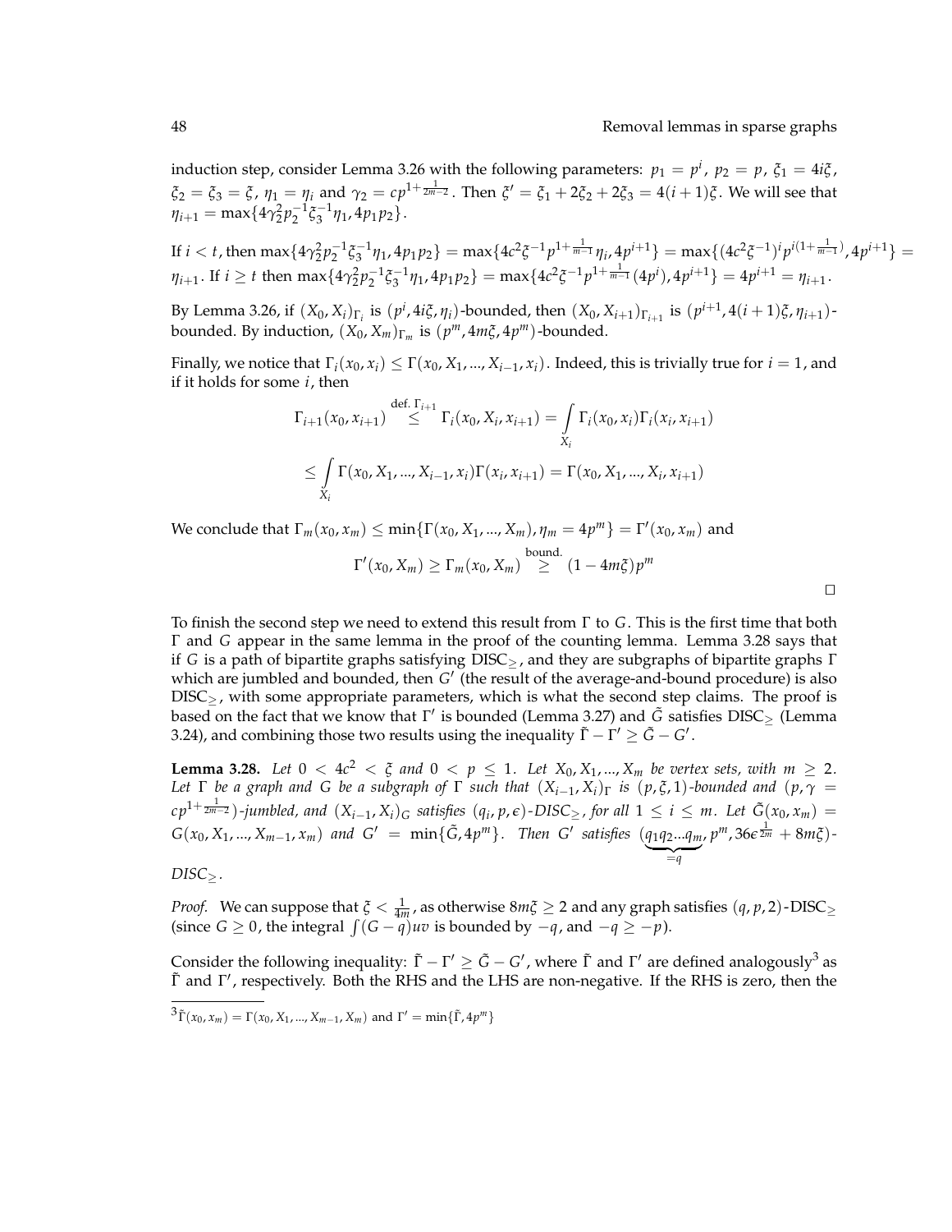induction step, consider Lemma 3.26 with the following parameters: $p_1 = p^i$, $p_2 = p$, $\xi_1 = 4i\xi$, $\xi_2 = \xi_3 = \xi$, $\eta_1 = \eta_i$ and $\gamma_2 = cp^{1+\frac{1}{2m-2}}$. Then $\xi' = \xi_1 + 2\xi_2 + 2\xi_3 = 4(i+1)\xi$. We will see that $\eta_{i+1} = \max\{4\gamma_2^2 p_2^{-1}\xi_3^{-1}\eta_1, 4p_1p_2\}$.

If $i < t$, then $\max\{4\gamma_2^2 p_2^{-1}\xi_3^{-1}\eta_1, 4p_1p_2\} = \max\{4c^2\xi^{-1}p^{1+\frac{1}{m-1}}\eta_i, 4p^{i+1}\} = \max\{(4c^2\xi^{-1})^i p^{i(1+\frac{1}{m-1})}, 4p^{i+1}\} = \eta_{i+1}$. If $i \geq t$ then $\max\{4\gamma_2^2 p_2^{-1}\xi_3^{-1}\eta_1, 4p_1p_2\} = \max\{4c^2\xi^{-1}p^{1+\frac{1}{m-1}}(4p^i), 4p^{i+1}\} = 4p^{i+1} = \eta_{i+1}$.

By Lemma 3.26, if $(X_0, X_i)_{\Gamma_i}$ is $(p^i, 4i\xi, \eta_i)$-bounded, then $(X_0, X_{i+1})_{\Gamma_{i+1}}$ is $(p^{i+1}, 4(i+1)\xi, \eta_{i+1})$-bounded. By induction, $(X_0, X_m)_{\Gamma_m}$ is $(p^m, 4m\xi, 4p^m)$-bounded.

Finally, we notice that $\Gamma_i(x_0, x_i) \leq \Gamma(x_0, X_1, ..., X_{i-1}, x_i)$. Indeed, this is trivially true for $i = 1$, and if it holds for some $i$, then

$$\Gamma_{i+1}(x_0, x_{i+1}) \overset{\text{def. } \Gamma_{i+1}}{\leq} \Gamma_i(x_0, X_i, x_{i+1}) = \int_{X_i} \Gamma_i(x_0, x_i)\Gamma_i(x_i, x_{i+1})$$

$$\leq \int_{X_i} \Gamma(x_0, X_1, ..., X_{i-1}, x_i)\Gamma(x_i, x_{i+1}) = \Gamma(x_0, X_1, ..., X_i, x_{i+1})$$

We conclude that $\Gamma_m(x_0, x_m) \leq \min\{\Gamma(x_0, X_1, ..., X_m), \eta_m = 4p^m\} = \Gamma'(x_0, x_m)$ and

$$\Gamma'(x_0, X_m) \geq \Gamma_m(x_0, X_m) \overset{\text{bound.}}{\geq} (1 - 4m\xi)p^m$$

□

To finish the second step we need to extend this result from $\Gamma$ to $G$. This is the first time that both $\Gamma$ and $G$ appear in the same lemma in the proof of the counting lemma. Lemma 3.28 says that if $G$ is a path of bipartite graphs satisfying DISC$_{\geq}$, and they are subgraphs of bipartite graphs $\Gamma$ which are jumbled and bounded, then $G'$ (the result of the average-and-bound procedure) is also DISC$_{\geq}$, with some appropriate parameters, which is what the second step claims. The proof is based on the fact that we know that $\Gamma'$ is bounded (Lemma 3.27) and $\tilde{G}$ satisfies DISC$_{\geq}$ (Lemma 3.24), and combining those two results using the inequality $\tilde{\Gamma} - \Gamma' \geq \tilde{G} - G'$.

**Lemma 3.28.** *Let $0 < 4c^2 < \xi$ and $0 < p \leq 1$. Let $X_0, X_1, ..., X_m$ be vertex sets, with $m \geq 2$. Let $\Gamma$ be a graph and $G$ be a subgraph of $\Gamma$ such that $(X_{i-1}, X_i)_\Gamma$ is $(p, \xi, 1)$-bounded and $(p, \gamma = cp^{1+\frac{1}{2m-2}})$-jumbled, and $(X_{i-1}, X_i)_G$ satisfies $(q_i, p, \epsilon)$-DISC$_{\geq}$, for all $1 \leq i \leq m$. Let $\tilde{G}(x_0, x_m) = G(x_0, X_1, ..., X_{m-1}, x_m)$ and $G' = \min\{\tilde{G}, 4p^m\}$. Then $G'$ satisfies $(\underbrace{q_1q_2...q_m}_{=q}, p^m, 36\epsilon^{\frac{1}{2m}} + 8m\xi)$-DISC$_{\geq}$.*

*Proof.* We can suppose that $\xi < \frac{1}{4m}$, as otherwise $8m\xi \geq 2$ and any graph satisfies $(q, p, 2)$-DISC$_{\geq}$ (since $G \geq 0$, the integral $\int(G - q)uv$ is bounded by $-q$, and $-q \geq -p$).

Consider the following inequality: $\tilde{\Gamma} - \Gamma' \geq \tilde{G} - G'$, where $\tilde{\Gamma}$ and $\Gamma'$ are defined analogously[3] as $\tilde{\Gamma}$ and $\Gamma'$, respectively. Both the RHS and the LHS are non-negative. If the RHS is zero, then the

[3] $\tilde{\Gamma}(x_0, x_m) = \Gamma(x_0, X_1, ..., X_{m-1}, X_m)$ and $\Gamma' = \min\{\tilde{\Gamma}, 4p^m\}$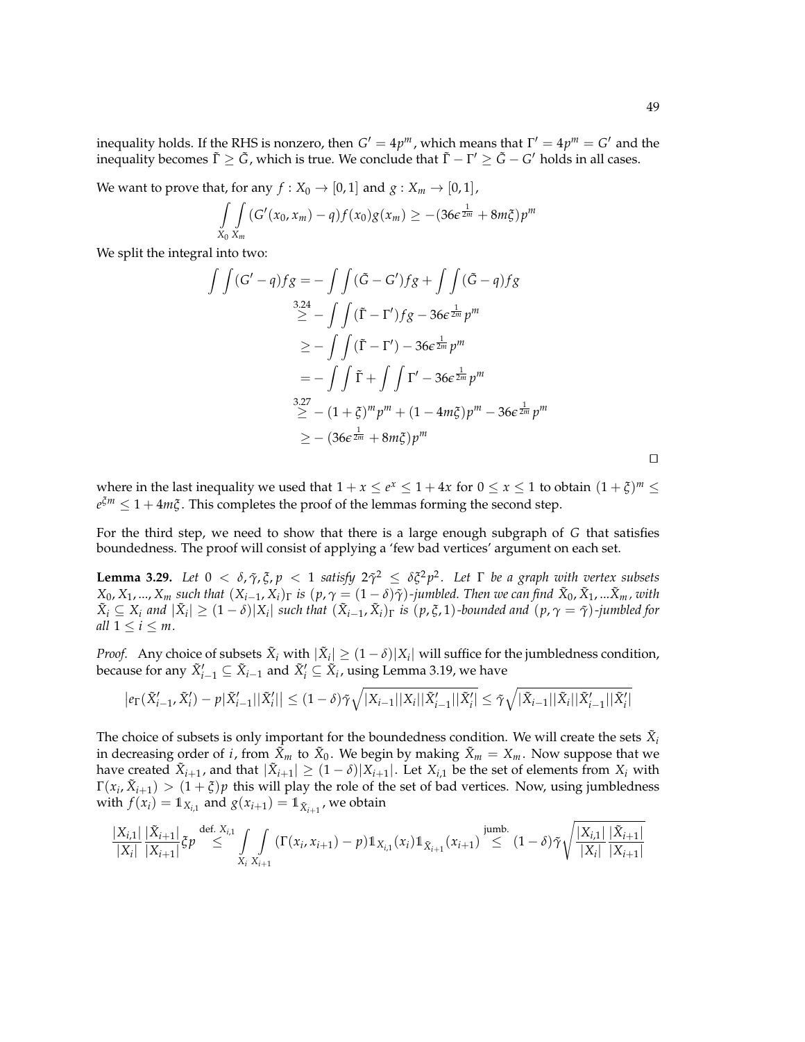inequality holds. If the RHS is nonzero, then $G' = 4p^m$, which means that $\Gamma' = 4p^m = G'$ and the inequality becomes $\tilde{\Gamma} \geq \tilde{G}$, which is true. We conclude that $\tilde{\Gamma} - \Gamma' \geq \tilde{G} - G'$ holds in all cases.

We want to prove that, for any $f : X_0 \to [0,1]$ and $g : X_m \to [0,1]$,

$$\int_{X_0} \int_{X_m} (G'(x_0, x_m) - q) f(x_0) g(x_m) \geq -(36\epsilon^{\frac{1}{2m}} + 8m\xi) p^m$$

We split the integral into two:

$$\begin{aligned}
\int\int (G' - q) fg &= -\int\int (\tilde{G} - G') fg + \int\int (\tilde{G} - q) fg \\
&\overset{3.24}{\geq} -\int\int (\tilde{\Gamma} - \Gamma') fg - 36\epsilon^{\frac{1}{2m}} p^m \\
&\geq -\int\int (\tilde{\Gamma} - \Gamma') - 36\epsilon^{\frac{1}{2m}} p^m \\
&= -\int\int \tilde{\Gamma} + \int\int \Gamma' - 36\epsilon^{\frac{1}{2m}} p^m \\
&\overset{3.27}{\geq} -(1+\xi)^m p^m + (1 - 4m\xi) p^m - 36\epsilon^{\frac{1}{2m}} p^m \\
&\geq -(36\epsilon^{\frac{1}{2m}} + 8m\xi) p^m
\end{aligned}$$

□

where in the last inequality we used that $1 + x \leq e^x \leq 1 + 4x$ for $0 \leq x \leq 1$ to obtain $(1+\xi)^m \leq e^{\xi m} \leq 1 + 4m\xi$. This completes the proof of the lemmas forming the second step.

For the third step, we need to show that there is a large enough subgraph of $G$ that satisfies boundedness. The proof will consist of applying a 'few bad vertices' argument on each set.

**Lemma 3.29.** *Let $0 < \delta, \tilde{\gamma}, \xi, p < 1$ satisfy $2\tilde{\gamma}^2 \leq \delta\xi^2 p^2$. Let $\Gamma$ be a graph with vertex subsets $X_0, X_1, ..., X_m$ such that $(X_{i-1}, X_i)_\Gamma$ is $(p, \gamma = (1-\delta)\tilde{\gamma})$-jumbled. Then we can find $\tilde{X}_0, \tilde{X}_1, ...\tilde{X}_m$, with $\tilde{X}_i \subseteq X_i$ and $|\tilde{X}_i| \geq (1-\delta)|X_i|$ such that $(\tilde{X}_{i-1}, \tilde{X}_i)_\Gamma$ is $(p, \xi, 1)$-bounded and $(p, \gamma = \tilde{\gamma})$-jumbled for all $1 \leq i \leq m$.*

*Proof.* Any choice of subsets $\tilde{X}_i$ with $|\tilde{X}_i| \geq (1-\delta)|X_i|$ will suffice for the jumbledness condition, because for any $\tilde{X}'_{i-1} \subseteq \tilde{X}_{i-1}$ and $\tilde{X}'_i \subseteq \tilde{X}_i$, using Lemma 3.19, we have

$$\left| e_\Gamma(\tilde{X}'_{i-1}, \tilde{X}'_i) - p|\tilde{X}'_{i-1}||\tilde{X}'_i| \right| \leq (1-\delta)\tilde{\gamma}\sqrt{|X_{i-1}||X_i||\tilde{X}'_{i-1}||\tilde{X}'_i|} \leq \tilde{\gamma}\sqrt{|\tilde{X}_{i-1}||\tilde{X}_i||\tilde{X}'_{i-1}||\tilde{X}'_i|}$$

The choice of subsets is only important for the boundedness condition. We will create the sets $\tilde{X}_i$ in decreasing order of $i$, from $\tilde{X}_m$ to $\tilde{X}_0$. We begin by making $\tilde{X}_m = X_m$. Now suppose that we have created $\tilde{X}_{i+1}$, and that $|\tilde{X}_{i+1}| \geq (1-\delta)|X_{i+1}|$. Let $X_{i,1}$ be the set of elements from $X_i$ with $\Gamma(x_i, \tilde{X}_{i+1}) > (1+\xi)p$ this will play the role of the set of bad vertices. Now, using jumbledness with $f(x_i) = \mathbb{1}_{X_{i,1}}$ and $g(x_{i+1}) = \mathbb{1}_{\tilde{X}_{i+1}}$, we obtain

$$\frac{|X_{i,1}|}{|X_i|} \frac{|\tilde{X}_{i+1}|}{|X_{i+1}|} \xi p \overset{\text{def. } X_{i,1}}{\leq} \int_{X_i} \int_{X_{i+1}} (\Gamma(x_i, x_{i+1}) - p) \mathbb{1}_{X_{i,1}}(x_i) \mathbb{1}_{\tilde{X}_{i+1}}(x_{i+1}) \overset{\text{jumb.}}{\leq} (1-\delta)\tilde{\gamma}\sqrt{\frac{|X_{i,1}|}{|X_i|}\frac{|\tilde{X}_{i+1}|}{|X_{i+1}|}}$$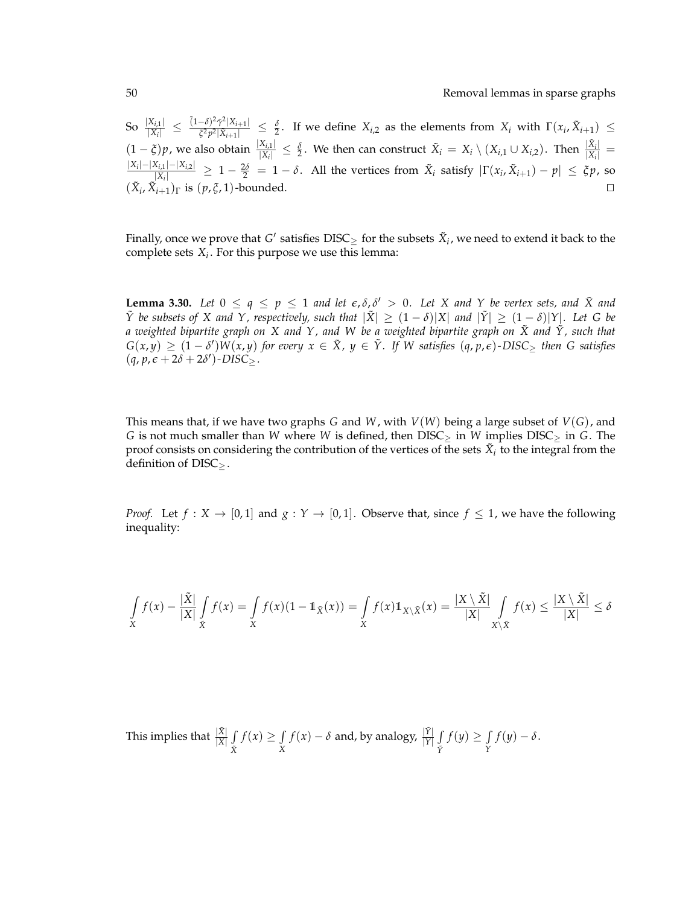So $\frac{|X_{i,1}|}{|X_i|} \leq \frac{\tilde{(}1-\delta)^2\tilde{\gamma}^2|X_{i+1}|}{\xi^2 p^2 |\tilde{X}_{i+1}|} \leq \frac{\delta}{2}$. If we define $X_{i,2}$ as the elements from $X_i$ with $\Gamma(x_i, \tilde{X}_{i+1}) \leq (1-\xi)p$, we also obtain $\frac{|X_{i,1}|}{|X_i|} \leq \frac{\delta}{2}$. We then can construct $\tilde{X}_i = X_i \setminus (X_{i,1} \cup X_{i,2})$. Then $\frac{|\tilde{X}_i|}{|X_i|} = \frac{|X_i| - |X_{i,1}| - |X_{i,2}|}{|X_i|} \geq 1 - \frac{2\delta}{2} = 1 - \delta$. All the vertices from $\tilde{X}_i$ satisfy $|\Gamma(x_i, \tilde{X}_{i+1}) - p| \leq \xi p$, so $(\tilde{X}_i, \tilde{X}_{i+1})_\Gamma$ is $(p, \xi, 1)$-bounded. □

Finally, once we prove that $G'$ satisfies $\text{DISC}_\geq$ for the subsets $\tilde{X}_i$, we need to extend it back to the complete sets $X_i$. For this purpose we use this lemma:

**Lemma 3.30.** *Let $0 \leq q \leq p \leq 1$ and let $\epsilon, \delta, \delta' > 0$. Let $X$ and $Y$ be vertex sets, and $\tilde{X}$ and $\tilde{Y}$ be subsets of $X$ and $Y$, respectively, such that $|\tilde{X}| \geq (1-\delta)|X|$ and $|\tilde{Y}| \geq (1-\delta)|Y|$. Let $G$ be a weighted bipartite graph on $X$ and $Y$, and $W$ be a weighted bipartite graph on $\tilde{X}$ and $\tilde{Y}$, such that $G(x,y) \geq (1-\delta')W(x,y)$ for every $x \in \tilde{X}$, $y \in \tilde{Y}$. If $W$ satisfies $(q, p, \epsilon)$-$\text{DISC}_\geq$ then $G$ satisfies $(q, p, \epsilon + 2\delta + 2\delta')$-$\text{DISC}_\geq$.*

This means that, if we have two graphs $G$ and $W$, with $V(W)$ being a large subset of $V(G)$, and $G$ is not much smaller than $W$ where $W$ is defined, then $\text{DISC}_\geq$ in $W$ implies $\text{DISC}_\geq$ in $G$. The proof consists on considering the contribution of the vertices of the sets $\tilde{X}_i$ to the integral from the definition of $\text{DISC}_\geq$.

*Proof.* Let $f : X \to [0,1]$ and $g : Y \to [0,1]$. Observe that, since $f \leq 1$, we have the following inequality:

$$\int_X f(x) - \frac{|\tilde{X}|}{|X|} \int_{\tilde{X}} f(x) = \int_X f(x)(1 - \mathbb{1}_{\tilde{X}}(x)) = \int_X f(x) \mathbb{1}_{X \setminus \tilde{X}}(x) = \frac{|X \setminus \tilde{X}|}{|X|} \int_{X \setminus \tilde{X}} f(x) \leq \frac{|X \setminus \tilde{X}|}{|X|} \leq \delta$$

This implies that $\frac{|\tilde{X}|}{|X|} \int_{\tilde{X}} f(x) \geq \int_X f(x) - \delta$ and, by analogy, $\frac{|\tilde{Y}|}{|Y|} \int_{\tilde{Y}} f(y) \geq \int_Y f(y) - \delta$.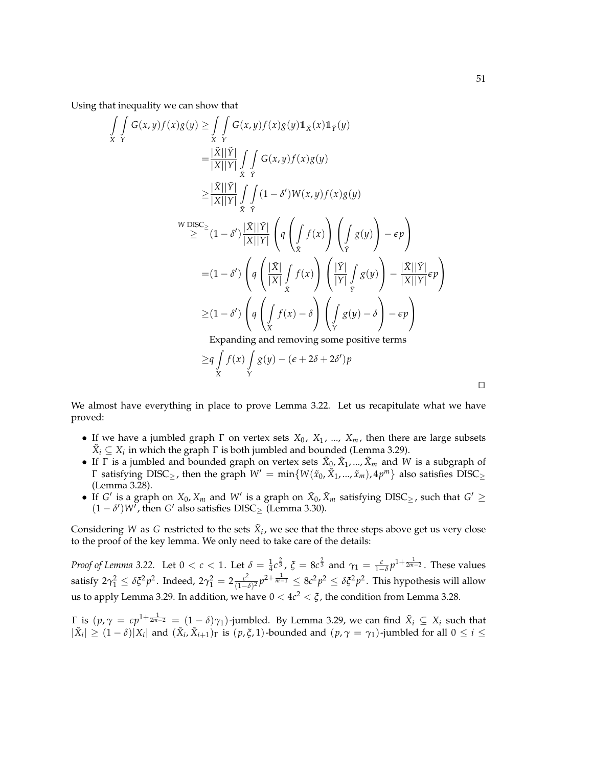Using that inequality we can show that

$$
\begin{aligned}
\int_X \int_Y G(x,y)f(x)g(y) \geq & \int_X \int_Y G(x,y)f(x)g(y)\mathbb{1}_{\tilde{X}}(x)\mathbb{1}_{\tilde{Y}}(y) \\
= & \frac{|\tilde{X}||\tilde{Y}|}{|X||Y|} \int_{\tilde{X}} \int_{\tilde{Y}} G(x,y)f(x)g(y) \\
\geq & \frac{|\tilde{X}||\tilde{Y}|}{|X||Y|} \int_{\tilde{X}} \int_{\tilde{Y}} (1-\delta')W(x,y)f(x)g(y) \\
\overset{W \text{ DISC}_{\geq}}{\geq} & (1-\delta')\frac{|\tilde{X}||\tilde{Y}|}{|X||Y|} \left( q \left( \int_{\tilde{X}} f(x) \right) \left( \int_{\tilde{Y}} g(y) \right) - \epsilon p \right) \\
= & (1-\delta') \left( q \left( \frac{|\tilde{X}|}{|X|} \int_{\tilde{X}} f(x) \right) \left( \frac{|\tilde{Y}|}{|Y|} \int_{\tilde{Y}} g(y) \right) - \frac{|\tilde{X}||\tilde{Y}|}{|X||Y|} \epsilon p \right) \\
\geq & (1-\delta') \left( q \left( \int_X f(x) - \delta \right) \left( \int_Y g(y) - \delta \right) - \epsilon p \right) \\
& \text{Expanding and removing some positive terms} \\
\geq & q \int_X f(x) \int_Y g(y) - (\epsilon + 2\delta + 2\delta')p
\end{aligned}
$$

□

We almost have everything in place to prove Lemma 3.22. Let us recapitulate what we have proved:

- If we have a jumbled graph $\Gamma$ on vertex sets $X_0$, $X_1$, ..., $X_m$, then there are large subsets $\tilde{X}_i \subseteq X_i$ in which the graph $\Gamma$ is both jumbled and bounded (Lemma 3.29).
- If $\Gamma$ is a jumbled and bounded graph on vertex sets $\tilde{X}_0, \tilde{X}_1, ..., \tilde{X}_m$ and $W$ is a subgraph of $\Gamma$ satisfying $\text{DISC}_{\geq}$, then the graph $W' = \min\{W(\tilde{x}_0, \tilde{X}_1, ..., \tilde{x}_m), 4p^m\}$ also satisfies $\text{DISC}_{\geq}$ (Lemma 3.28).
- If $G'$ is a graph on $X_0, X_m$ and $W'$ is a graph on $\tilde{X}_0, \tilde{X}_m$ satisfying $\text{DISC}_{\geq}$, such that $G' \geq (1-\delta')W'$, then $G'$ also satisfies $\text{DISC}_{\geq}$ (Lemma 3.30).

Considering $W$ as $G$ restricted to the sets $\tilde{X}_i$, we see that the three steps above get us very close to the proof of the key lemma. We only need to take care of the details:

*Proof of Lemma 3.22.* Let $0 < c < 1$. Let $\delta = \frac{1}{4}c^{\frac{2}{3}}$, $\xi = 8c^{\frac{2}{3}}$ and $\gamma_1 = \frac{c}{1-\delta}p^{1+\frac{1}{2m-2}}$. These values satisfy $2\gamma_1^2 \leq \delta\xi^2 p^2$. Indeed, $2\gamma_1^2 = 2\frac{c^2}{(1-\delta)^2}p^{2+\frac{1}{m-1}} \leq 8c^2p^2 \leq \delta\xi^2p^2$. This hypothesis will allow us to apply Lemma 3.29. In addition, we have $0 < 4c^2 < \xi$, the condition from Lemma 3.28.

$\Gamma$ is $(p, \gamma = cp^{1+\frac{1}{2m-2}} = (1-\delta)\gamma_1)$-jumbled. By Lemma 3.29, we can find $\tilde{X}_i \subseteq X_i$ such that $|\tilde{X}_i| \geq (1-\delta)|X_i|$ and $(\tilde{X}_i, \tilde{X}_{i+1})_\Gamma$ is $(p, \xi, 1)$-bounded and $(p, \gamma = \gamma_1)$-jumbled for all $0 \leq i \leq$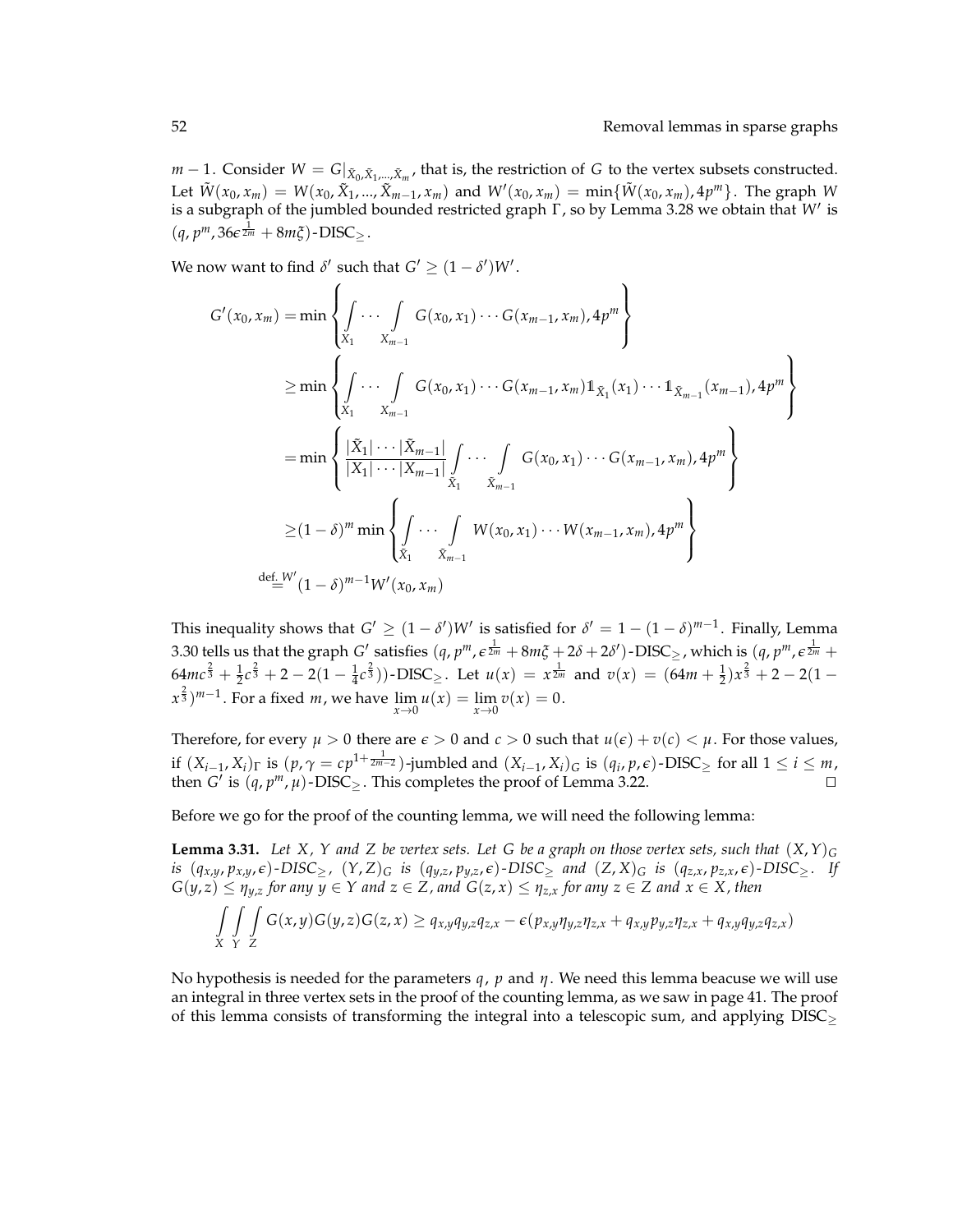$m-1$. Consider $W = G|_{\tilde{X}_0, \tilde{X}_1, \ldots, \tilde{X}_m}$, that is, the restriction of $G$ to the vertex subsets constructed. Let $\tilde{W}(x_0, x_m) = W(x_0, \tilde{X}_1, \ldots, \tilde{X}_{m-1}, x_m)$ and $W'(x_0, x_m) = \min\{\tilde{W}(x_0, x_m), 4p^m\}$. The graph $W$ is a subgraph of the jumbled bounded restricted graph $\Gamma$, so by Lemma 3.28 we obtain that $W'$ is $(q, p^m, 36\epsilon^{\frac{1}{2m}} + 8m\xi)$-DISC$_\geq$.

We now want to find $\delta'$ such that $G' \geq (1-\delta')W'$.

$$
\begin{aligned}
G'(x_0, x_m) &= \min\left\{ \int_{X_1} \cdots \int_{X_{m-1}} G(x_0, x_1) \cdots G(x_{m-1}, x_m), 4p^m \right\} \\
&\geq \min\left\{ \int_{X_1} \cdots \int_{X_{m-1}} G(x_0, x_1) \cdots G(x_{m-1}, x_m) \mathbb{1}_{\tilde{X}_1}(x_1) \cdots \mathbb{1}_{\tilde{X}_{m-1}}(x_{m-1}), 4p^m \right\} \\
&= \min\left\{ \frac{|\tilde{X}_1| \cdots |\tilde{X}_{m-1}|}{|X_1| \cdots |X_{m-1}|} \int_{\tilde{X}_1} \cdots \int_{\tilde{X}_{m-1}} G(x_0, x_1) \cdots G(x_{m-1}, x_m), 4p^m \right\} \\
&\geq (1-\delta)^m \min\left\{ \int_{\tilde{X}_1} \cdots \int_{\tilde{X}_{m-1}} W(x_0, x_1) \cdots W(x_{m-1}, x_m), 4p^m \right\} \\
&\overset{\text{def. } W'}{=} (1-\delta)^{m-1} W'(x_0, x_m)
\end{aligned}
$$

This inequality shows that $G' \geq (1-\delta')W'$ is satisfied for $\delta' = 1 - (1-\delta)^{m-1}$. Finally, Lemma 3.30 tells us that the graph $G'$ satisfies $(q, p^m, \epsilon^{\frac{1}{2m}} + 8m\xi + 2\delta + 2\delta')$-DISC$_\geq$, which is $(q, p^m, \epsilon^{\frac{1}{2m}} + 64mc^{\frac{2}{3}} + \frac{1}{2}c^{\frac{2}{3}} + 2 - 2(1 - \frac{1}{4}c^{\frac{2}{3}}))$-DISC$_\geq$. Let $u(x) = x^{\frac{1}{2m}}$ and $v(x) = (64m + \frac{1}{2})x^{\frac{2}{3}} + 2 - 2(1 - x^{\frac{2}{3}})^{m-1}$. For a fixed $m$, we have $\lim_{x \to 0} u(x) = \lim_{x \to 0} v(x) = 0$.

Therefore, for every $\mu > 0$ there are $\epsilon > 0$ and $c > 0$ such that $u(\epsilon) + v(c) < \mu$. For those values, if $(X_{i-1}, X_i)_\Gamma$ is $(p, \gamma = cp^{1+\frac{1}{2m-2}})$-jumbled and $(X_{i-1}, X_i)_G$ is $(q_i, p, \epsilon)$-DISC$_\geq$ for all $1 \leq i \leq m$, then $G'$ is $(q, p^m, \mu)$-DISC$_\geq$. This completes the proof of Lemma 3.22. $\square$

Before we go for the proof of the counting lemma, we will need the following lemma:

**Lemma 3.31.** *Let $X$, $Y$ and $Z$ be vertex sets. Let $G$ be a graph on those vertex sets, such that $(X,Y)_G$ is $(q_{x,y}, p_{x,y}, \epsilon)$-DISC$_\geq$, $(Y,Z)_G$ is $(q_{y,z}, p_{y,z}, \epsilon)$-DISC$_\geq$ and $(Z,X)_G$ is $(q_{z,x}, p_{z,x}, \epsilon)$-DISC$_\geq$. If $G(y,z) \leq \eta_{y,z}$ for any $y \in Y$ and $z \in Z$, and $G(z,x) \leq \eta_{z,x}$ for any $z \in Z$ and $x \in X$, then*

$$
\int_X \int_Y \int_Z G(x,y)G(y,z)G(z,x) \geq q_{x,y}q_{y,z}q_{z,x} - \epsilon(p_{x,y}\eta_{y,z}\eta_{z,x} + q_{x,y}p_{y,z}\eta_{z,x} + q_{x,y}q_{y,z}q_{z,x})
$$

No hypothesis is needed for the parameters $q$, $p$ and $\eta$. We need this lemma beacuse we will use an integral in three vertex sets in the proof of the counting lemma, as we saw in page 41. The proof of this lemma consists of transforming the integral into a telescopic sum, and applying DISC$_\geq$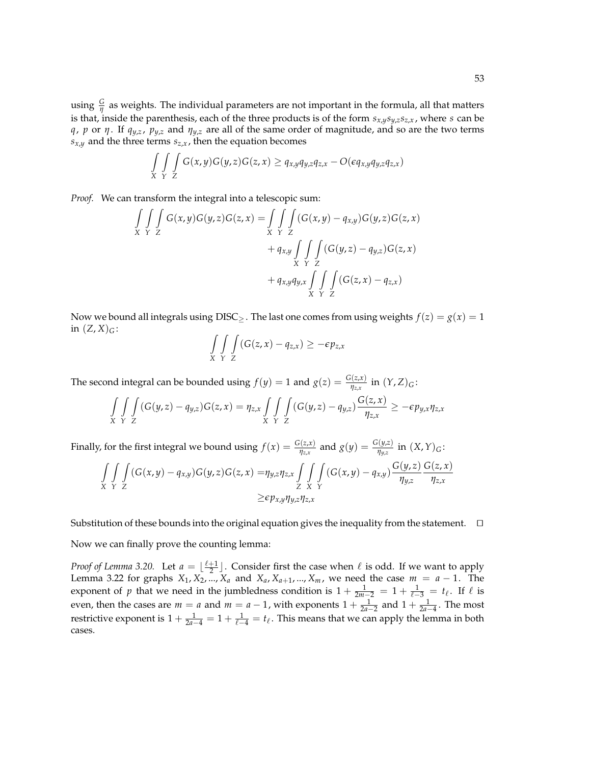using $\frac{G}{\eta}$ as weights. The individual parameters are not important in the formula, all that matters is that, inside the parenthesis, each of the three products is of the form $s_{x,y}s_{y,z}s_{z,x}$, where $s$ can be $q$, $p$ or $\eta$. If $q_{y,z}$, $p_{y,z}$ and $\eta_{y,z}$ are all of the same order of magnitude, and so are the two terms $s_{x,y}$ and the three terms $s_{z,x}$, then the equation becomes

$$\int_X \int_Y \int_Z G(x,y)G(y,z)G(z,x) \geq q_{x,y}q_{y,z}q_{z,x} - O(\epsilon q_{x,y}q_{y,z}q_{z,x})$$

*Proof.* We can transform the integral into a telescopic sum:

$$\begin{aligned}
\int_X \int_Y \int_Z G(x,y)G(y,z)G(z,x) = & \int_X \int_Y \int_Z (G(x,y) - q_{x,y})G(y,z)G(z,x) \\
& + q_{x,y} \int_X \int_Y \int_Z (G(y,z) - q_{y,z})G(z,x) \\
& + q_{x,y}q_{y,x} \int_X \int_Y \int_Z (G(z,x) - q_{z,x})
\end{aligned}$$

Now we bound all integrals using DISC$_{\geq}$. The last one comes from using weights $f(z) = g(x) = 1$ in $(Z,X)_G$:

$$\int_X \int_Y \int_Z (G(z,x) - q_{z,x}) \geq -\epsilon p_{z,x}$$

The second integral can be bounded using $f(y) = 1$ and $g(z) = \frac{G(z,x)}{\eta_{z,x}}$ in $(Y,Z)_G$:

$$\int_X \int_Y \int_Z (G(y,z) - q_{y,z})G(z,x) = \eta_{z,x} \int_X \int_Y \int_Z (G(y,z) - q_{y,z}) \frac{G(z,x)}{\eta_{z,x}} \geq -\epsilon p_{y,x}\eta_{z,x}$$

Finally, for the first integral we bound using $f(x) = \frac{G(z,x)}{\eta_{z,x}}$ and $g(y) = \frac{G(y,z)}{\eta_{y,z}}$ in $(X,Y)_G$:

$$\begin{aligned}
\int_X \int_Y \int_Z (G(x,y) - q_{x,y})G(y,z)G(z,x) = & \eta_{y,z}\eta_{z,x} \int_Z \int_X \int_Y (G(x,y) - q_{x,y}) \frac{G(y,z)}{\eta_{y,z}} \frac{G(z,x)}{\eta_{z,x}} \\
\geq & \epsilon p_{x,y}\eta_{y,z}\eta_{z,x}
\end{aligned}$$

Substitution of these bounds into the original equation gives the inequality from the statement. □

Now we can finally prove the counting lemma:

*Proof of Lemma 3.20.* Let $a = \lfloor \frac{\ell+1}{2} \rfloor$. Consider first the case when $\ell$ is odd. If we want to apply Lemma 3.22 for graphs $X_1, X_2, ..., X_a$ and $X_a, X_{a+1}, ..., X_m$, we need the case $m = a - 1$. The exponent of $p$ that we need in the jumbledness condition is $1 + \frac{1}{2m-2} = 1 + \frac{1}{\ell-3} = t_\ell$. If $\ell$ is even, then the cases are $m = a$ and $m = a - 1$, with exponents $1 + \frac{1}{2a-2}$ and $1 + \frac{1}{2a-4}$. The most restrictive exponent is $1 + \frac{1}{2a-4} = 1 + \frac{1}{\ell-4} = t_\ell$. This means that we can apply the lemma in both cases.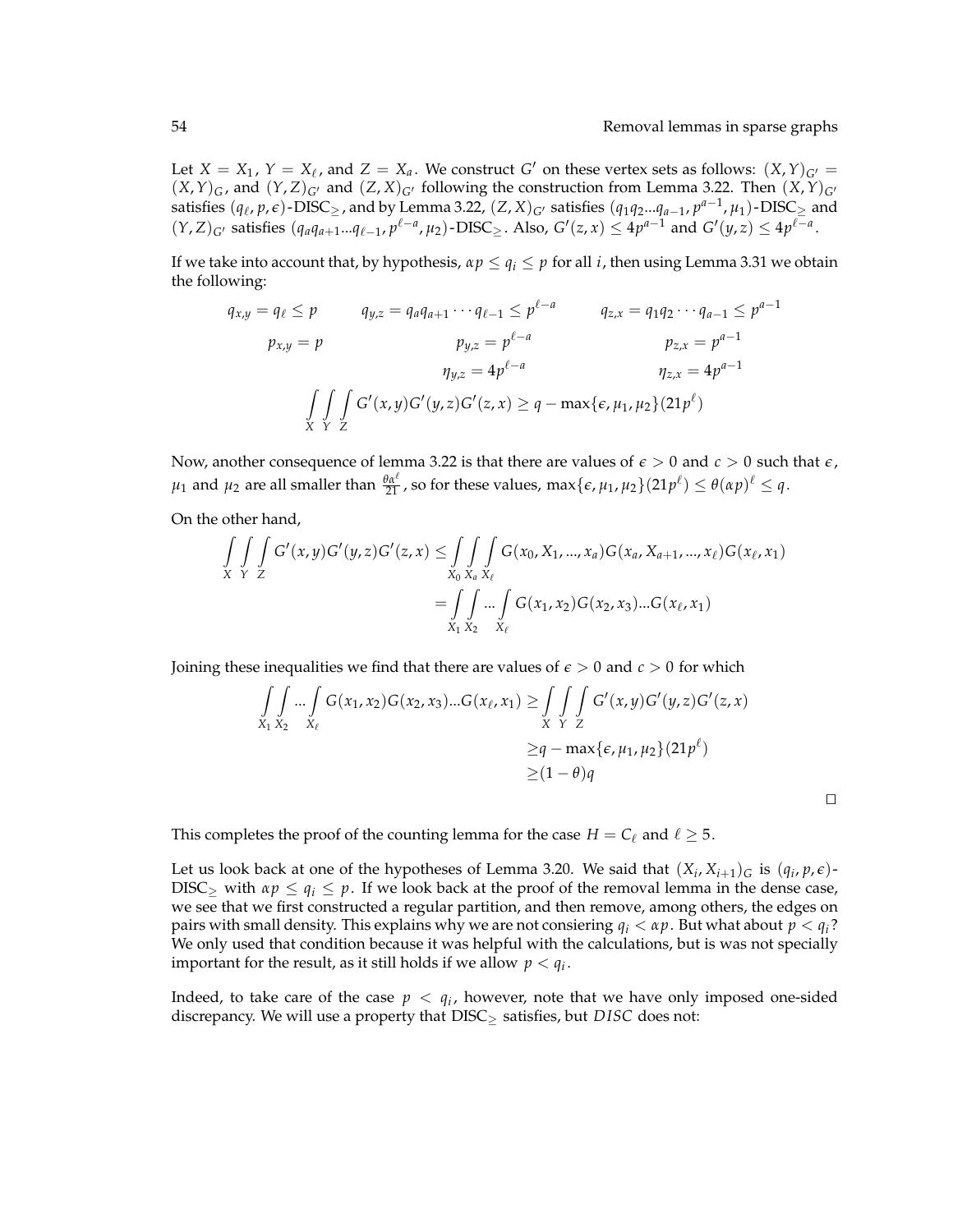Let $X = X_1$, $Y = X_\ell$, and $Z = X_a$. We construct $G'$ on these vertex sets as follows: $(X,Y)_{G'} = (X,Y)_G$, and $(Y,Z)_{G'}$ and $(Z,X)_{G'}$ following the construction from Lemma 3.22. Then $(X,Y)_{G'}$ satisfies $(q_\ell, p, \epsilon)$-DISC$_\geq$, and by Lemma 3.22, $(Z,X)_{G'}$ satisfies $(q_1 q_2 ... q_{a-1}, p^{a-1}, \mu_1)$-DISC$_\geq$ and $(Y,Z)_{G'}$ satisfies $(q_a q_{a+1} ... q_{\ell-1}, p^{\ell-a}, \mu_2)$-DISC$_\geq$. Also, $G'(z,x) \leq 4p^{a-1}$ and $G'(y,z) \leq 4p^{\ell-a}$.

If we take into account that, by hypothesis, $\alpha p \leq q_i \leq p$ for all $i$, then using Lemma 3.31 we obtain the following:

$$
\begin{gathered}
q_{x,y} = q_\ell \leq p \qquad q_{y,z} = q_a q_{a+1} \cdots q_{\ell-1} \leq p^{\ell-a} \qquad q_{z,x} = q_1 q_2 \cdots q_{a-1} \leq p^{a-1} \\
p_{x,y} = p \qquad p_{y,z} = p^{\ell-a} \qquad p_{z,x} = p^{a-1} \\
\eta_{y,z} = 4p^{\ell-a} \qquad \eta_{z,x} = 4p^{a-1} \\
\int_X \int_Y \int_Z G'(x,y)G'(y,z)G'(z,x) \geq q - \max\{\epsilon, \mu_1, \mu_2\}(21p^\ell)
\end{gathered}
$$

Now, another consequence of lemma 3.22 is that there are values of $\epsilon > 0$ and $c > 0$ such that $\epsilon$, $\mu_1$ and $\mu_2$ are all smaller than $\frac{\theta\alpha^\ell}{21}$, so for these values, $\max\{\epsilon, \mu_1, \mu_2\}(21p^\ell) \leq \theta(\alpha p)^\ell \leq q$.

On the other hand,

$$
\begin{aligned}
\int_X \int_Y \int_Z G'(x,y)G'(y,z)G'(z,x) &\leq \int_{X_0} \int_{X_a} \int_{X_\ell} G(x_0, X_1, ..., x_a)G(x_a, X_{a+1}, ..., x_\ell)G(x_\ell, x_1) \\
&= \int_{X_1} \int_{X_2} ... \int_{X_\ell} G(x_1,x_2)G(x_2,x_3)...G(x_\ell,x_1)
\end{aligned}
$$

Joining these inequalities we find that there are values of $\epsilon > 0$ and $c > 0$ for which

$$
\begin{aligned}
\int_{X_1} \int_{X_2} ... \int_{X_\ell} G(x_1,x_2)G(x_2,x_3)...G(x_\ell,x_1) \geq& \int_X \int_Y \int_Z G'(x,y)G'(y,z)G'(z,x) \\
\geq& q - \max\{\epsilon, \mu_1, \mu_2\}(21p^\ell) \\
\geq& (1-\theta)q
\end{aligned}
$$

□

This completes the proof of the counting lemma for the case $H = C_\ell$ and $\ell \geq 5$.

Let us look back at one of the hypotheses of Lemma 3.20. We said that $(X_i, X_{i+1})_G$ is $(q_i, p, \epsilon)$-DISC$_\geq$ with $\alpha p \leq q_i \leq p$. If we look back at the proof of the removal lemma in the dense case, we see that we first constructed a regular partition, and then remove, among others, the edges on pairs with small density. This explains why we are not consiering $q_i < \alpha p$. But what about $p < q_i$? We only used that condition because it was helpful with the calculations, but is was not specially important for the result, as it still holds if we allow $p < q_i$.

Indeed, to take care of the case $p < q_i$, however, note that we have only imposed one-sided discrepancy. We will use a property that DISC$_\geq$ satisfies, but *DISC* does not: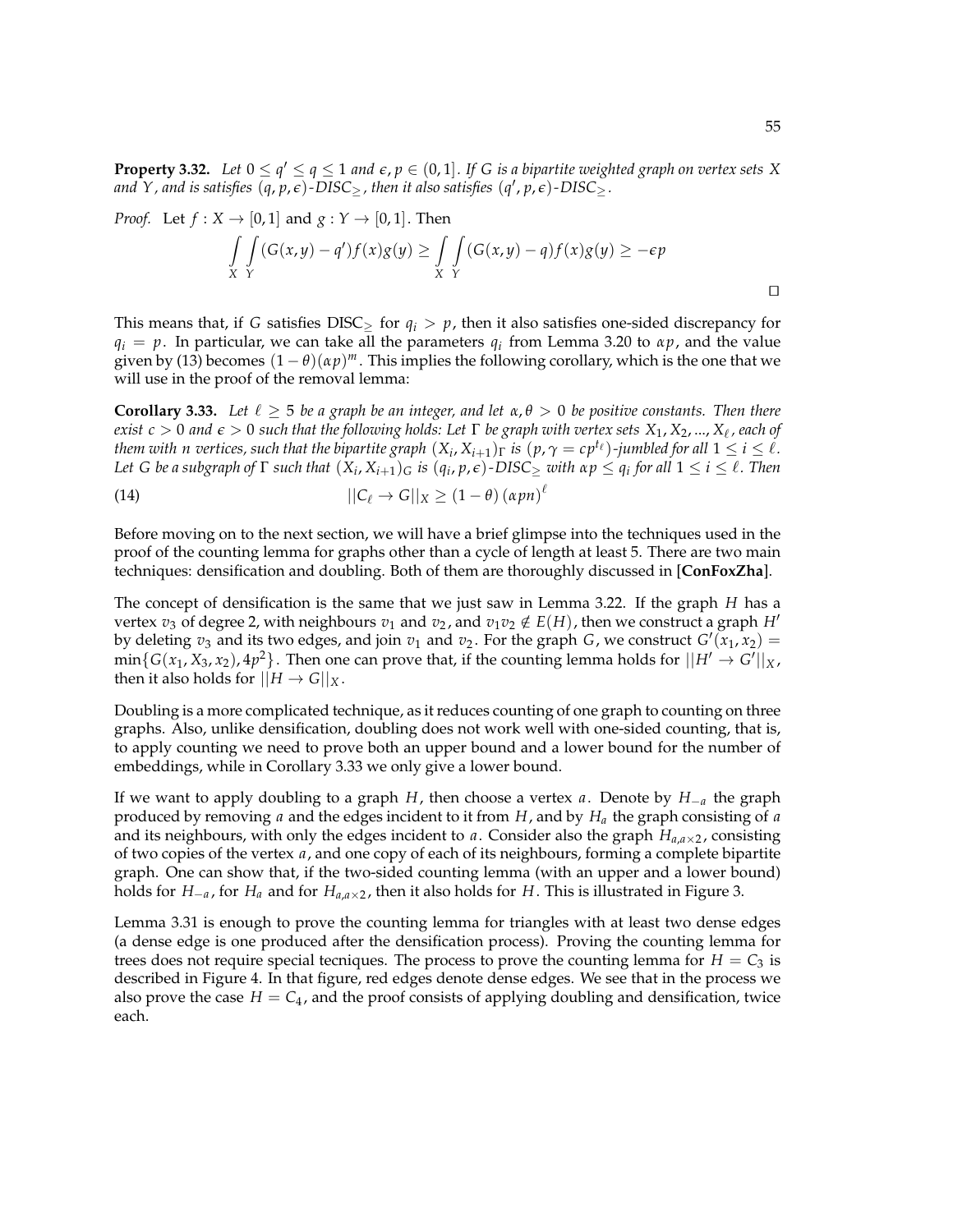**Property 3.32.** *Let $0 \le q' \le q \le 1$ and $\epsilon, p \in (0,1]$. If $G$ is a bipartite weighted graph on vertex sets $X$ and $Y$, and is satisfies $(q, p, \epsilon)$-DISC$_\ge$, then it also satisfies $(q', p, \epsilon)$-DISC$_\ge$.*

*Proof.* Let $f : X \to [0,1]$ and $g : Y \to [0,1]$. Then

$$\int\limits_X \int\limits_Y (G(x,y) - q')f(x)g(y) \ge \int\limits_X \int\limits_Y (G(x,y) - q)f(x)g(y) \ge -\epsilon p$$

□

This means that, if $G$ satisfies DISC$_\ge$ for $q_i > p$, then it also satisfies one-sided discrepancy for $q_i = p$. In particular, we can take all the parameters $q_i$ from Lemma 3.20 to $\alpha p$, and the value given by (13) becomes $(1-\theta)(\alpha p)^m$. This implies the following corollary, which is the one that we will use in the proof of the removal lemma:

**Corollary 3.33.** *Let $\ell \ge 5$ be a graph be an integer, and let $\alpha, \theta > 0$ be positive constants. Then there exist $c > 0$ and $\epsilon > 0$ such that the following holds: Let $\Gamma$ be graph with vertex sets $X_1, X_2, ..., X_\ell$, each of them with $n$ vertices, such that the bipartite graph $(X_i, X_{i+1})_\Gamma$ is $(p, \gamma = cp^{t_\ell})$-jumbled for all $1 \le i \le \ell$. Let $G$ be a subgraph of $\Gamma$ such that $(X_i, X_{i+1})_G$ is $(q_i, p, \epsilon)$-DISC$_\ge$ with $\alpha p \le q_i$ for all $1 \le i \le \ell$. Then*

$$||C_\ell \to G||_X \ge (1-\theta)(\alpha p n)^\ell \tag{14}$$

Before moving on to the next section, we will have a brief glimpse into the techniques used in the proof of the counting lemma for graphs other than a cycle of length at least 5. There are two main techniques: densification and doubling. Both of them are thoroughly discussed in [**ConFoxZha**].

The concept of densification is the same that we just saw in Lemma 3.22. If the graph $H$ has a vertex $v_3$ of degree 2, with neighbours $v_1$ and $v_2$, and $v_1v_2 \notin E(H)$, then we construct a graph $H'$ by deleting $v_3$ and its two edges, and join $v_1$ and $v_2$. For the graph $G$, we construct $G'(x_1, x_2) = \min\{G(x_1, X_3, x_2), 4p^2\}$. Then one can prove that, if the counting lemma holds for $||H' \to G'||_X$, then it also holds for $||H \to G||_X$.

Doubling is a more complicated technique, as it reduces counting of one graph to counting on three graphs. Also, unlike densification, doubling does not work well with one-sided counting, that is, to apply counting we need to prove both an upper bound and a lower bound for the number of embeddings, while in Corollary 3.33 we only give a lower bound.

If we want to apply doubling to a graph $H$, then choose a vertex $a$. Denote by $H_{-a}$ the graph produced by removing $a$ and the edges incident to it from $H$, and by $H_a$ the graph consisting of $a$ and its neighbours, with only the edges incident to $a$. Consider also the graph $H_{a,a\times 2}$, consisting of two copies of the vertex $a$, and one copy of each of its neighbours, forming a complete bipartite graph. One can show that, if the two-sided counting lemma (with an upper and a lower bound) holds for $H_{-a}$, for $H_a$ and for $H_{a,a\times 2}$, then it also holds for $H$. This is illustrated in Figure 3.

Lemma 3.31 is enough to prove the counting lemma for triangles with at least two dense edges (a dense edge is one produced after the densification process). Proving the counting lemma for trees does not require special tecniques. The process to prove the counting lemma for $H = C_3$ is described in Figure 4. In that figure, red edges denote dense edges. We see that in the process we also prove the case $H = C_4$, and the proof consists of applying doubling and densification, twice each.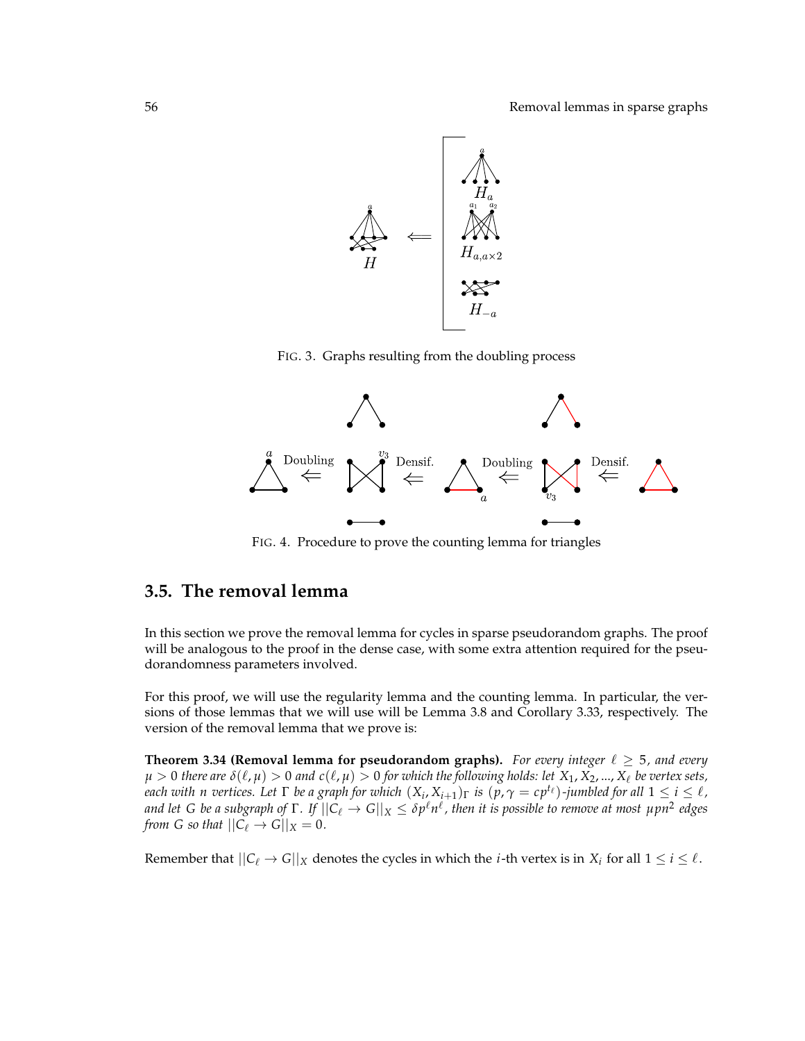FIG. 3. Graphs resulting from the doubling process

FIG. 4. Procedure to prove the counting lemma for triangles

## 3.5. The removal lemma

In this section we prove the removal lemma for cycles in sparse pseudorandom graphs. The proof will be analogous to the proof in the dense case, with some extra attention required for the pseudorandomness parameters involved.

For this proof, we will use the regularity lemma and the counting lemma. In particular, the versions of those lemmas that we will use will be Lemma 3.8 and Corollary 3.33, respectively. The version of the removal lemma that we prove is:

**Theorem 3.34 (Removal lemma for pseudorandom graphs).** *For every integer $\ell \geq 5$, and every $\mu > 0$ there are $\delta(\ell, \mu) > 0$ and $c(\ell, \mu) > 0$ for which the following holds: let $X_1, X_2, ..., X_\ell$ be vertex sets, each with $n$ vertices. Let $\Gamma$ be a graph for which $(X_i, X_{i+1})_\Gamma$ is $(p, \gamma = cp^{t_\ell})$-jumbled for all $1 \leq i \leq \ell$, and let $G$ be a subgraph of $\Gamma$. If $||C_\ell \to G||_X \leq \delta p^\ell n^\ell$, then it is possible to remove at most $\mu p n^2$ edges from $G$ so that $||C_\ell \to G||_X = 0$.*

Remember that $||C_\ell \to G||_X$ denotes the cycles in which the $i$-th vertex is in $X_i$ for all $1 \leq i \leq \ell$.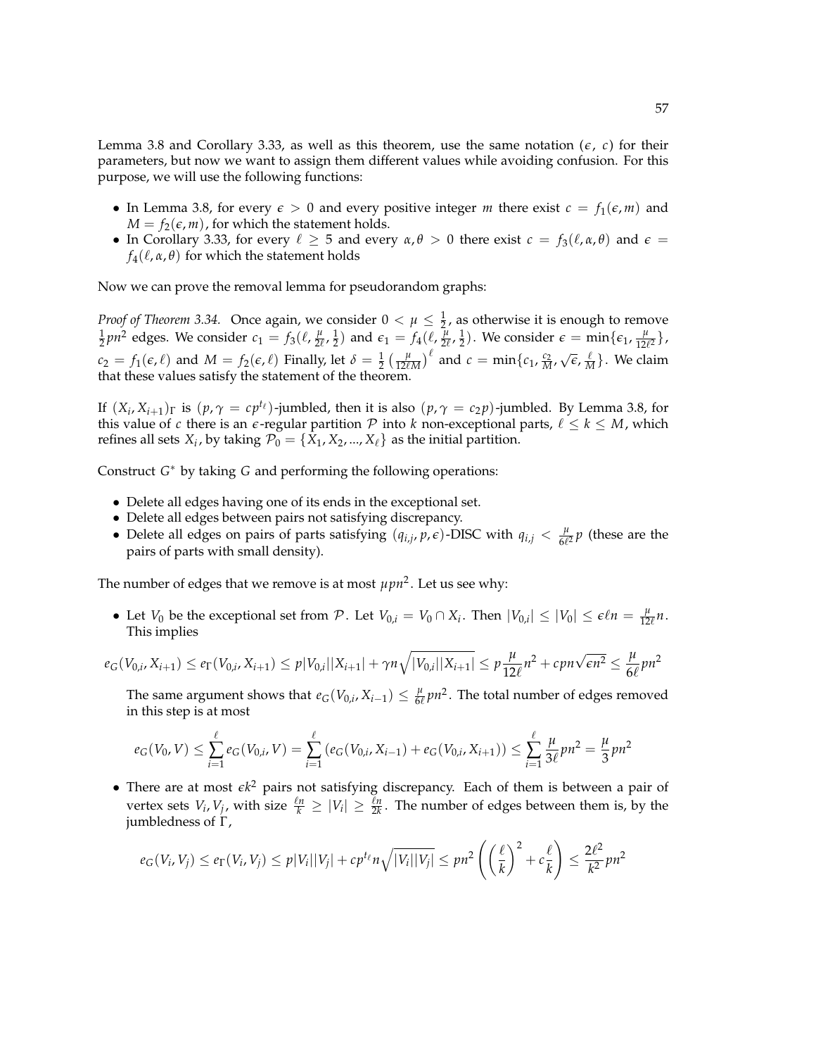Lemma 3.8 and Corollary 3.33, as well as this theorem, use the same notation ($\epsilon$, $c$) for their parameters, but now we want to assign them different values while avoiding confusion. For this purpose, we will use the following functions:

- In Lemma 3.8, for every $\epsilon > 0$ and every positive integer $m$ there exist $c = f_1(\epsilon, m)$ and $M = f_2(\epsilon, m)$, for which the statement holds.
- In Corollary 3.33, for every $\ell \geq 5$ and every $\alpha, \theta > 0$ there exist $c = f_3(\ell, \alpha, \theta)$ and $\epsilon = f_4(\ell, \alpha, \theta)$ for which the statement holds

Now we can prove the removal lemma for pseudorandom graphs:

*Proof of Theorem 3.34.* Once again, we consider $0 < \mu \leq \frac{1}{2}$, as otherwise it is enough to remove $\frac{1}{2}pn^2$ edges. We consider $c_1 = f_3(\ell, \frac{\mu}{2\ell}, \frac{1}{2})$ and $\epsilon_1 = f_4(\ell, \frac{\mu}{2\ell}, \frac{1}{2})$. We consider $\epsilon = \min\{\epsilon_1, \frac{\mu}{12\ell^2}\}$, $c_2 = f_1(\epsilon, \ell)$ and $M = f_2(\epsilon, \ell)$ Finally, let $\delta = \frac{1}{2}\left(\frac{\mu}{12\ell M}\right)^{\ell}$ and $c = \min\{c_1, \frac{c_2}{M}, \sqrt{\epsilon}, \frac{\ell}{M}\}$. We claim that these values satisfy the statement of the theorem.

If $(X_i, X_{i+1})_\Gamma$ is $(p, \gamma = cp^{t_\ell})$-jumbled, then it is also $(p, \gamma = c_2 p)$-jumbled. By Lemma 3.8, for this value of $c$ there is an $\epsilon$-regular partition $\mathcal{P}$ into $k$ non-exceptional parts, $\ell \leq k \leq M$, which refines all sets $X_i$, by taking $\mathcal{P}_0 = \{X_1, X_2, ..., X_\ell\}$ as the initial partition.

Construct $G^*$ by taking $G$ and performing the following operations:

- Delete all edges having one of its ends in the exceptional set.
- Delete all edges between pairs not satisfying discrepancy.
- Delete all edges on pairs of parts satisfying $(q_{i,j}, p, \epsilon)$-DISC with $q_{i,j} < \frac{\mu}{6\ell^2}p$ (these are the pairs of parts with small density).

The number of edges that we remove is at most $\mu pn^2$. Let us see why:

- Let $V_0$ be the exceptional set from $\mathcal{P}$. Let $V_{0,i} = V_0 \cap X_i$. Then $|V_{0,i}| \leq |V_0| \leq \epsilon \ell n = \frac{\mu}{12\ell}n$. This implies

$$e_G(V_{0,i}, X_{i+1}) \leq e_\Gamma(V_{0,i}, X_{i+1}) \leq p|V_{0,i}||X_{i+1}| + \gamma n\sqrt{|V_{0,i}||X_{i+1}|} \leq p\frac{\mu}{12\ell}n^2 + cpn\sqrt{\epsilon n^2} \leq \frac{\mu}{6\ell}pn^2$$

  The same argument shows that $e_G(V_{0,i}, X_{i-1}) \leq \frac{\mu}{6\ell}pn^2$. The total number of edges removed in this step is at most

$$e_G(V_0, V) \leq \sum_{i=1}^{\ell} e_G(V_{0,i}, V) = \sum_{i=1}^{\ell} \left(e_G(V_{0,i}, X_{i-1}) + e_G(V_{0,i}, X_{i+1})\right) \leq \sum_{i=1}^{\ell} \frac{\mu}{3\ell}pn^2 = \frac{\mu}{3}pn^2$$

- There are at most $\epsilon k^2$ pairs not satisfying discrepancy. Each of them is between a pair of vertex sets $V_i, V_j$, with size $\frac{\ell n}{k} \geq |V_i| \geq \frac{\ell n}{2k}$. The number of edges between them is, by the jumbledness of $\Gamma$,

$$e_G(V_i, V_j) \leq e_\Gamma(V_i, V_j) \leq p|V_i||V_j| + cp^{t_\ell}n\sqrt{|V_i||V_j|} \leq pn^2\left(\left(\frac{\ell}{k}\right)^2 + c\frac{\ell}{k}\right) \leq \frac{2\ell^2}{k^2}pn^2$$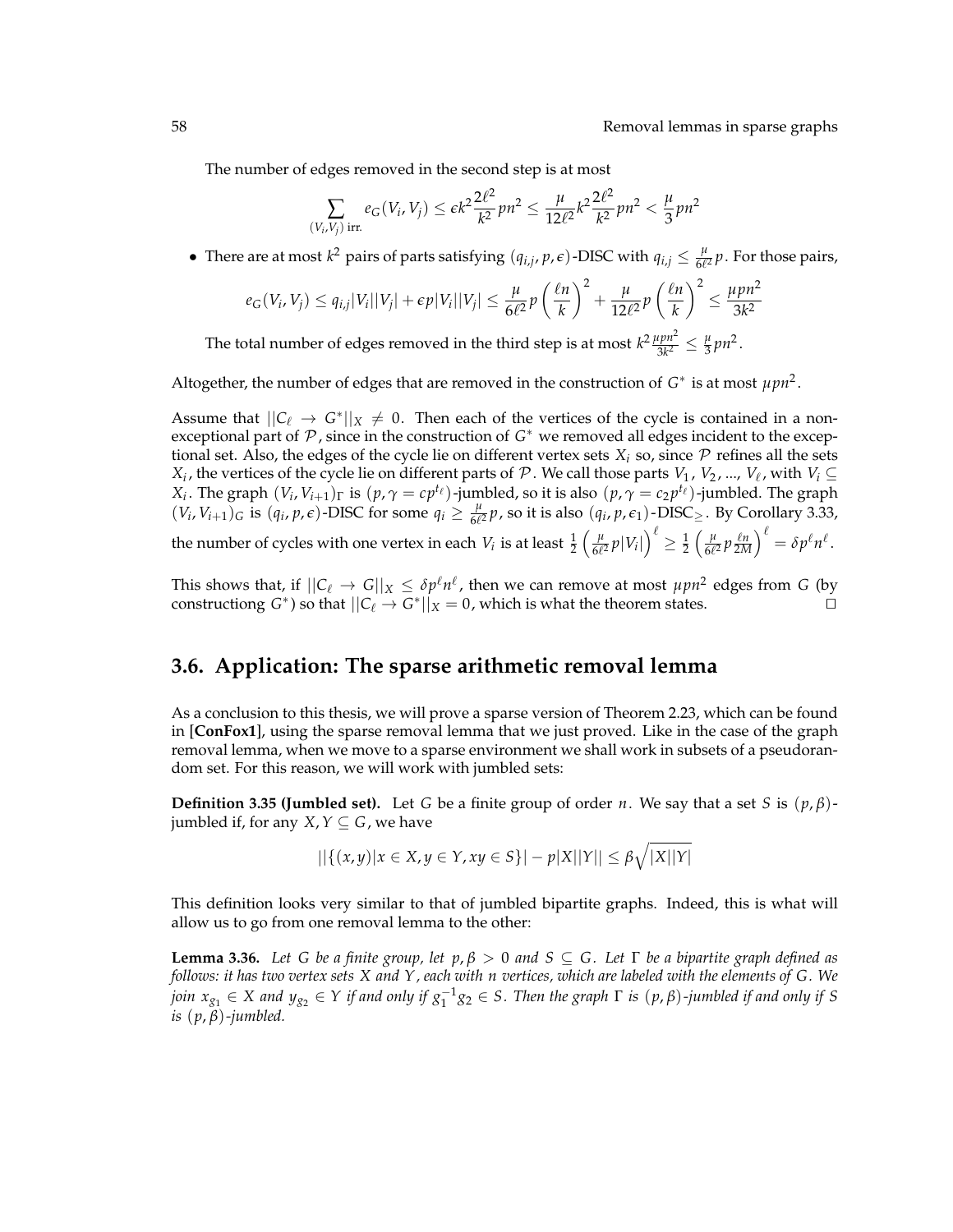The number of edges removed in the second step is at most

$$\sum_{(V_i,V_j) \text{ irr.}} e_G(V_i,V_j) \le \epsilon k^2 \frac{2\ell^2}{k^2} pn^2 \le \frac{\mu}{12\ell^2} k^2 \frac{2\ell^2}{k^2} pn^2 < \frac{\mu}{3} pn^2$$

- There are at most $k^2$ pairs of parts satisfying $(q_{i,j}, p, \epsilon)$-DISC with $q_{i,j} \le \frac{\mu}{6\ell^2} p$. For those pairs,

$$e_G(V_i,V_j) \le q_{i,j}|V_i||V_j| + \epsilon p |V_i||V_j| \le \frac{\mu}{6\ell^2} p \left(\frac{\ell n}{k}\right)^2 + \frac{\mu}{12\ell^2} p \left(\frac{\ell n}{k}\right)^2 \le \frac{\mu p n^2}{3k^2}$$

The total number of edges removed in the third step is at most $k^2 \frac{\mu p n^2}{3k^2} \le \frac{\mu}{3} pn^2$.

Altogether, the number of edges that are removed in the construction of $G^*$ is at most $\mu p n^2$.

Assume that $||C_\ell \to G^*||_X \neq 0$. Then each of the vertices of the cycle is contained in a non-exceptional part of $\mathcal{P}$, since in the construction of $G^*$ we removed all edges incident to the exceptional set. Also, the edges of the cycle lie on different vertex sets $X_i$ so, since $\mathcal{P}$ refines all the sets $X_i$, the vertices of the cycle lie on different parts of $\mathcal{P}$. We call those parts $V_1$, $V_2$, ..., $V_\ell$, with $V_i \subseteq X_i$. The graph $(V_i, V_{i+1})_\Gamma$ is $(p, \gamma = cp^{t_\ell})$-jumbled, so it is also $(p, \gamma = c_2 p^{t_\ell})$-jumbled. The graph $(V_i, V_{i+1})_G$ is $(q_i, p, \epsilon)$-DISC for some $q_i \ge \frac{\mu}{6\ell^2} p$, so it is also $(q_i, p, \epsilon_1)$-DISC$_\ge$. By Corollary 3.33, the number of cycles with one vertex in each $V_i$ is at least $\frac{1}{2}\left(\frac{\mu}{6\ell^2} p |V_i|\right)^\ell \ge \frac{1}{2}\left(\frac{\mu}{6\ell^2} p \frac{\ell n}{2M}\right)^\ell = \delta p^\ell n^\ell$.

This shows that, if $||C_\ell \to G||_X \le \delta p^\ell n^\ell$, then we can remove at most $\mu p n^2$ edges from $G$ (by constructiong $G^*$) so that $||C_\ell \to G^*||_X = 0$, which is what the theorem states. $\square$

## 3.6. Application: The sparse arithmetic removal lemma

As a conclusion to this thesis, we will prove a sparse version of Theorem 2.23, which can be found in [**ConFox1**], using the sparse removal lemma that we just proved. Like in the case of the graph removal lemma, when we move to a sparse environment we shall work in subsets of a pseudorandom set. For this reason, we will work with jumbled sets:

**Definition 3.35 (Jumbled set).** Let $G$ be a finite group of order $n$. We say that a set $S$ is $(p,\beta)$-jumbled if, for any $X, Y \subseteq G$, we have

$$||\{(x,y) | x \in X, y \in Y, xy \in S\}| - p|X||Y|| \le \beta \sqrt{|X||Y|}$$

This definition looks very similar to that of jumbled bipartite graphs. Indeed, this is what will allow us to go from one removal lemma to the other:

**Lemma 3.36.** *Let $G$ be a finite group, let $p, \beta > 0$ and $S \subseteq G$. Let $\Gamma$ be a bipartite graph defined as follows: it has two vertex sets $X$ and $Y$, each with $n$ vertices, which are labeled with the elements of $G$. We join $x_{g_1} \in X$ and $y_{g_2} \in Y$ if and only if $g_1^{-1} g_2 \in S$. Then the graph $\Gamma$ is $(p,\beta)$-jumbled if and only if $S$ is $(p,\beta)$-jumbled.*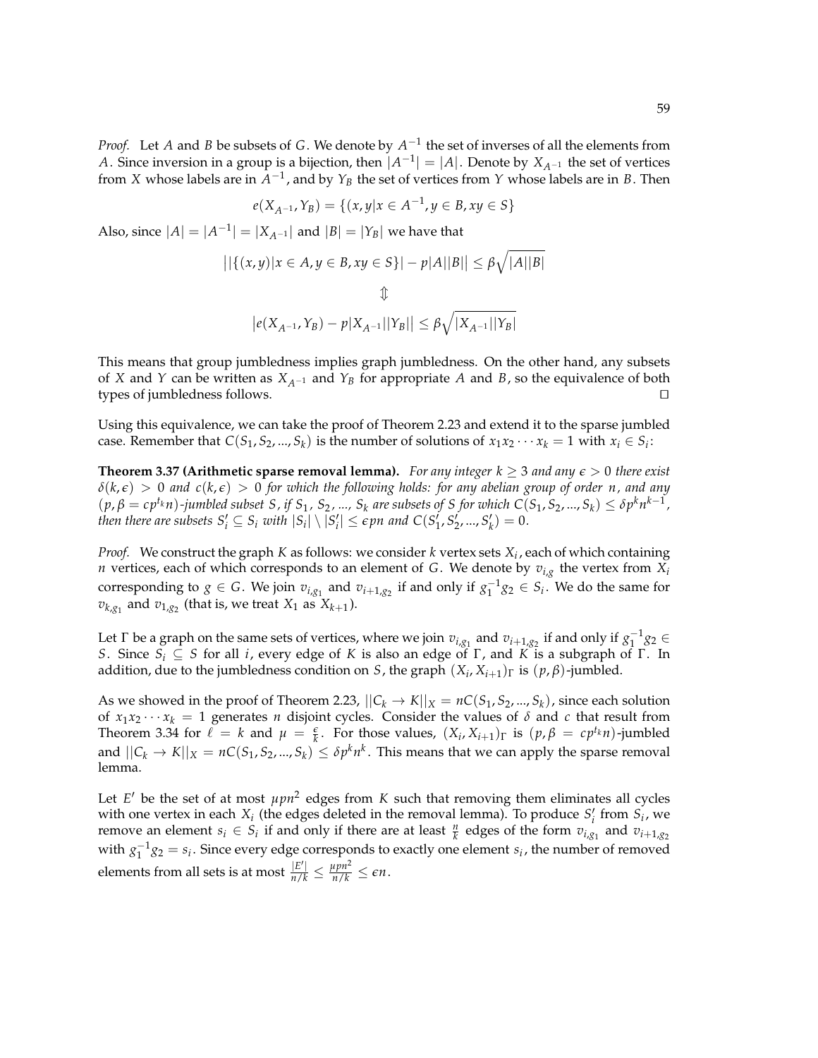*Proof.* Let $A$ and $B$ be subsets of $G$. We denote by $A^{-1}$ the set of inverses of all the elements from $A$. Since inversion in a group is a bijection, then $|A^{-1}| = |A|$. Denote by $X_{A^{-1}}$ the set of vertices from $X$ whose labels are in $A^{-1}$, and by $Y_B$ the set of vertices from $Y$ whose labels are in $B$. Then

$$e(X_{A^{-1}}, Y_B) = \{(x, y | x \in A^{-1}, y \in B, xy \in S\}$$

Also, since $|A| = |A^{-1}| = |X_{A^{-1}}|$ and $|B| = |Y_B|$ we have that

$$\big||\{(x,y)|x \in A, y \in B, xy \in S\}| - p|A||B|\big| \leq \beta\sqrt{|A||B|}$$

$$\Updownarrow$$

$$\big|e(X_{A^{-1}}, Y_B) - p|X_{A^{-1}}||Y_B|\big| \leq \beta\sqrt{|X_{A^{-1}}||Y_B|}$$

This means that group jumbledness implies graph jumbledness. On the other hand, any subsets of $X$ and $Y$ can be written as $X_{A^{-1}}$ and $Y_B$ for appropriate $A$ and $B$, so the equivalence of both types of jumbledness follows. $\square$

Using this equivalence, we can take the proof of Theorem 2.23 and extend it to the sparse jumbled case. Remember that $C(S_1, S_2, ..., S_k)$ is the number of solutions of $x_1 x_2 \cdots x_k = 1$ with $x_i \in S_i$:

**Theorem 3.37 (Arithmetic sparse removal lemma).** *For any integer $k \geq 3$ and any $\epsilon > 0$ there exist $\delta(k, \epsilon) > 0$ and $c(k, \epsilon) > 0$ for which the following holds: for any abelian group of order $n$, and any $(p, \beta = cp^{t_k}n)$-jumbled subset $S$, if $S_1$, $S_2$, ..., $S_k$ are subsets of $S$ for which $C(S_1, S_2, ..., S_k) \leq \delta p^k n^{k-1}$, then there are subsets $S'_i \subseteq S_i$ with $|S_i| \setminus |S'_i| \leq \epsilon pn$ and $C(S'_1, S'_2, ..., S'_k) = 0$.*

*Proof.* We construct the graph $K$ as follows: we consider $k$ vertex sets $X_i$, each of which containing $n$ vertices, each of which corresponds to an element of $G$. We denote by $v_{i,g}$ the vertex from $X_i$ corresponding to $g \in G$. We join $v_{i,g_1}$ and $v_{i+1,g_2}$ if and only if $g_1^{-1}g_2 \in S_i$. We do the same for $v_{k,g_1}$ and $v_{1,g_2}$ (that is, we treat $X_1$ as $X_{k+1}$).

Let $\Gamma$ be a graph on the same sets of vertices, where we join $v_{i,g_1}$ and $v_{i+1,g_2}$ if and only if $g_1^{-1}g_2 \in S$. Since $S_i \subseteq S$ for all $i$, every edge of $K$ is also an edge of $\Gamma$, and $K$ is a subgraph of $\Gamma$. In addition, due to the jumbledness condition on $S$, the graph $(X_i, X_{i+1})_\Gamma$ is $(p, \beta)$-jumbled.

As we showed in the proof of Theorem 2.23, $||C_k \to K||_X = nC(S_1, S_2, ..., S_k)$, since each solution of $x_1 x_2 \cdots x_k = 1$ generates $n$ disjoint cycles. Consider the values of $\delta$ and $c$ that result from Theorem 3.34 for $\ell = k$ and $\mu = \frac{\epsilon}{k}$. For those values, $(X_i, X_{i+1})_\Gamma$ is $(p, \beta = cp^{t_k}n)$-jumbled and $||C_k \to K||_X = nC(S_1, S_2, ..., S_k) \leq \delta p^k n^k$. This means that we can apply the sparse removal lemma.

Let $E'$ be the set of at most $\mu pn^2$ edges from $K$ such that removing them eliminates all cycles with one vertex in each $X_i$ (the edges deleted in the removal lemma). To produce $S'_i$ from $S_i$, we remove an element $s_i \in S_i$ if and only if there are at least $\frac{n}{k}$ edges of the form $v_{i,g_1}$ and $v_{i+1,g_2}$ with $g_1^{-1}g_2 = s_i$. Since every edge corresponds to exactly one element $s_i$, the number of removed elements from all sets is at most $\frac{|E'|}{n/k} \leq \frac{\mu pn^2}{n/k} \leq \epsilon n$.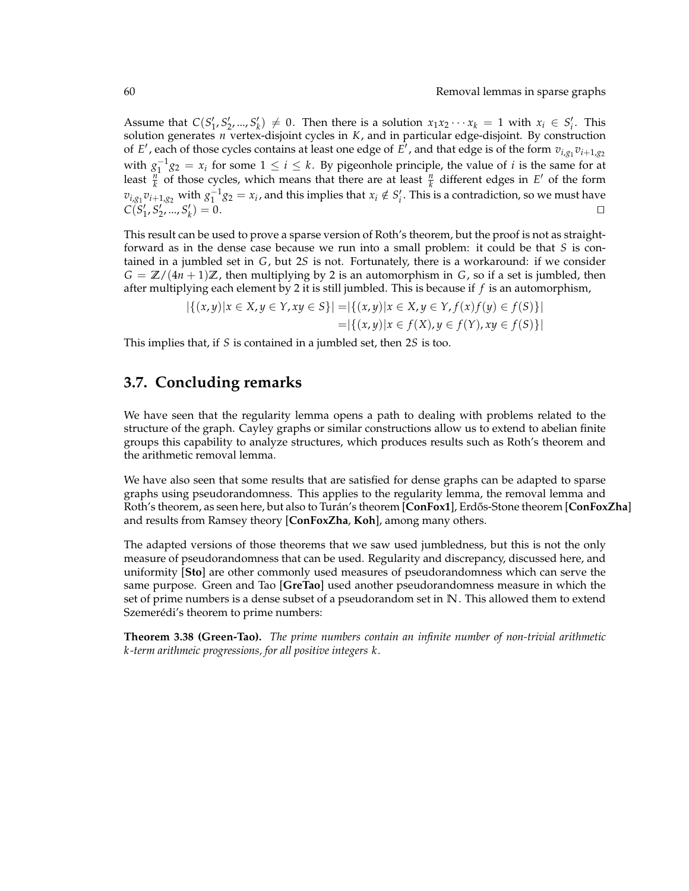Assume that $C(S'_1, S'_2, ..., S'_k) \neq 0$. Then there is a solution $x_1 x_2 \cdots x_k = 1$ with $x_i \in S'_i$. This solution generates $n$ vertex-disjoint cycles in $K$, and in particular edge-disjoint. By construction of $E'$, each of those cycles contains at least one edge of $E'$, and that edge is of the form $v_{i,g_1} v_{i+1,g_2}$ with $g_1^{-1} g_2 = x_i$ for some $1 \leq i \leq k$. By pigeonhole principle, the value of $i$ is the same for at least $\frac{n}{k}$ of those cycles, which means that there are at least $\frac{n}{k}$ different edges in $E'$ of the form $v_{i,g_1} v_{i+1,g_2}$ with $g_1^{-1} g_2 = x_i$, and this implies that $x_i \notin S'_i$. This is a contradiction, so we must have $C(S'_1, S'_2, ..., S'_k) = 0$. □

This result can be used to prove a sparse version of Roth's theorem, but the proof is not as straightforward as in the dense case because we run into a small problem: it could be that $S$ is contained in a jumbled set in $G$, but $2S$ is not. Fortunately, there is a workaround: if we consider $G = \mathbb{Z}/(4n+1)\mathbb{Z}$, then multiplying by 2 is an automorphism in $G$, so if a set is jumbled, then after multiplying each element by 2 it is still jumbled. This is because if $f$ is an automorphism,

$$
\begin{aligned}
|\{(x,y) | x \in X, y \in Y, xy \in S\}| &= |\{(x,y) | x \in X, y \in Y, f(x)f(y) \in f(S)\}| \\
&= |\{(x,y) | x \in f(X), y \in f(Y), xy \in f(S)\}|
\end{aligned}
$$

This implies that, if $S$ is contained in a jumbled set, then $2S$ is too.

## 3.7. Concluding remarks

We have seen that the regularity lemma opens a path to dealing with problems related to the structure of the graph. Cayley graphs or similar constructions allow us to extend to abelian finite groups this capability to analyze structures, which produces results such as Roth's theorem and the arithmetic removal lemma.

We have also seen that some results that are satisfied for dense graphs can be adapted to sparse graphs using pseudorandomness. This applies to the regularity lemma, the removal lemma and Roth's theorem, as seen here, but also to Turán's theorem [**ConFox1**], Erdős-Stone theorem [**ConFoxZha**] and results from Ramsey theory [**ConFoxZha**, **Koh**], among many others.

The adapted versions of those theorems that we saw used jumbledness, but this is not the only measure of pseudorandomness that can be used. Regularity and discrepancy, discussed here, and uniformity [**Sto**] are other commonly used measures of pseudorandomness which can serve the same purpose. Green and Tao [**GreTao**] used another pseudorandomness measure in which the set of prime numbers is a dense subset of a pseudorandom set in $\mathbb{N}$. This allowed them to extend Szemerédi's theorem to prime numbers:

**Theorem 3.38 (Green-Tao).** *The prime numbers contain an infinite number of non-trivial arithmetic $k$-term arithmeic progressions, for all positive integers $k$.*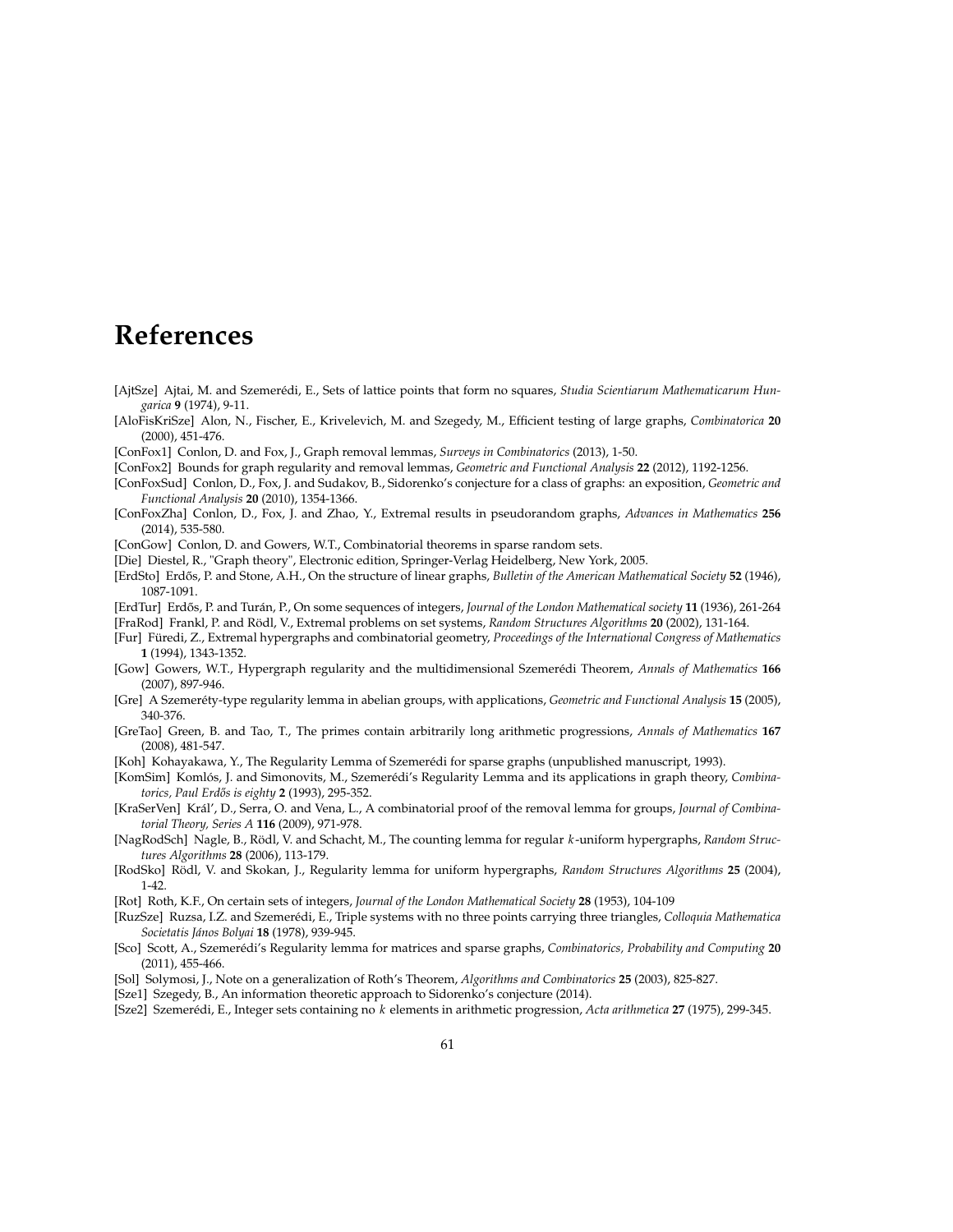# References

[AjtSze] Ajtai, M. and Szemerédi, E., Sets of lattice points that form no squares, *Studia Scientiarum Mathematicarum Hungarica* **9** (1974), 9-11.

[AloFisKriSze] Alon, N., Fischer, E., Krivelevich, M. and Szegedy, M., Efficient testing of large graphs, *Combinatorica* **20** (2000), 451-476.

[ConFox1] Conlon, D. and Fox, J., Graph removal lemmas, *Surveys in Combinatorics* (2013), 1-50.

[ConFox2] Bounds for graph regularity and removal lemmas, *Geometric and Functional Analysis* **22** (2012), 1192-1256.

[ConFoxSud] Conlon, D., Fox, J. and Sudakov, B., Sidorenko's conjecture for a class of graphs: an exposition, *Geometric and Functional Analysis* **20** (2010), 1354-1366.

[ConFoxZha] Conlon, D., Fox, J. and Zhao, Y., Extremal results in pseudorandom graphs, *Advances in Mathematics* **256** (2014), 535-580.

[ConGow] Conlon, D. and Gowers, W.T., Combinatorial theorems in sparse random sets.

[Die] Diestel, R., "Graph theory", Electronic edition, Springer-Verlag Heidelberg, New York, 2005.

[ErdSto] Erdős, P. and Stone, A.H., On the structure of linear graphs, *Bulletin of the American Mathematical Society* **52** (1946), 1087-1091.

[ErdTur] Erdős, P. and Turán, P., On some sequences of integers, *Journal of the London Mathematical society* **11** (1936), 261-264

[FraRod] Frankl, P. and Rödl, V., Extremal problems on set systems, *Random Structures Algorithms* **20** (2002), 131-164.

[Fur] Füredi, Z., Extremal hypergraphs and combinatorial geometry, *Proceedings of the International Congress of Mathematics* **1** (1994), 1343-1352.

[Gow] Gowers, W.T., Hypergraph regularity and the multidimensional Szemerédi Theorem, *Annals of Mathematics* **166** (2007), 897-946.

[Gre] A Szemeréty-type regularity lemma in abelian groups, with applications, *Geometric and Functional Analysis* **15** (2005), 340-376.

[GreTao] Green, B. and Tao, T., The primes contain arbitrarily long arithmetic progressions, *Annals of Mathematics* **167** (2008), 481-547.

[Koh] Kohayakawa, Y., The Regularity Lemma of Szemerédi for sparse graphs (unpublished manuscript, 1993).

[KomSim] Komlós, J. and Simonovits, M., Szemerédi's Regularity Lemma and its applications in graph theory, *Combinatorics, Paul Erdős is eighty* **2** (1993), 295-352.

[KraSerVen] Král', D., Serra, O. and Vena, L., A combinatorial proof of the removal lemma for groups, *Journal of Combinatorial Theory, Series A* **116** (2009), 971-978.

[NagRodSch] Nagle, B., Rödl, V. and Schacht, M., The counting lemma for regular $k$-uniform hypergraphs, *Random Structures Algorithms* **28** (2006), 113-179.

[RodSko] Rödl, V. and Skokan, J., Regularity lemma for uniform hypergraphs, *Random Structures Algorithms* **25** (2004), 1-42.

[Rot] Roth, K.F., On certain sets of integers, *Journal of the London Mathematical Society* **28** (1953), 104-109

[RuzSze] Ruzsa, I.Z. and Szemerédi, E., Triple systems with no three points carrying three triangles, *Colloquia Mathematica Societatis János Bolyai* **18** (1978), 939-945.

[Sco] Scott, A., Szemerédi's Regularity lemma for matrices and sparse graphs, *Combinatorics, Probability and Computing* **20** (2011), 455-466.

[Sol] Solymosi, J., Note on a generalization of Roth's Theorem, *Algorithms and Combinatorics* **25** (2003), 825-827.

[Sze1] Szegedy, B., An information theoretic approach to Sidorenko's conjecture (2014).

[Sze2] Szemerédi, E., Integer sets containing no $k$ elements in arithmetic progression, *Acta arithmetica* **27** (1975), 299-345.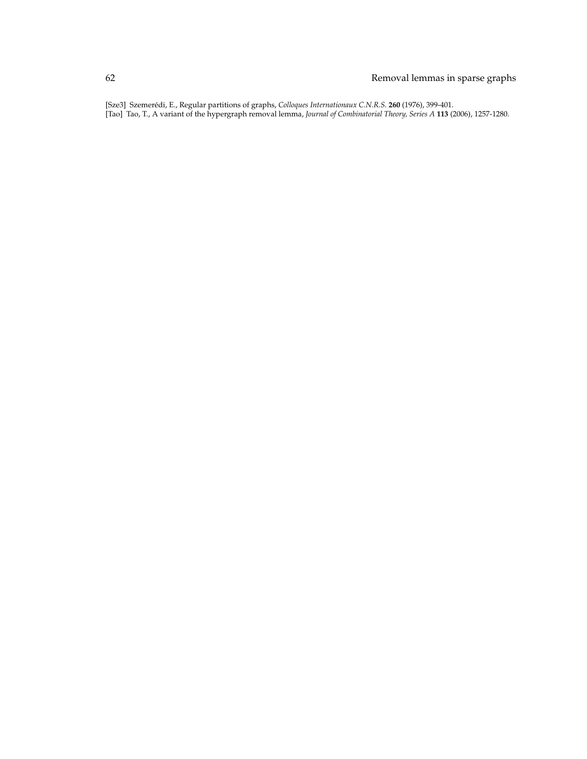[Sze3] Szemerédi, E., Regular partitions of graphs, *Colloques Internationaux C.N.R.S.* **260** (1976), 399-401.

[Tao] Tao, T., A variant of the hypergraph removal lemma, *Journal of Combinatorial Theory, Series A* **113** (2006), 1257-1280.